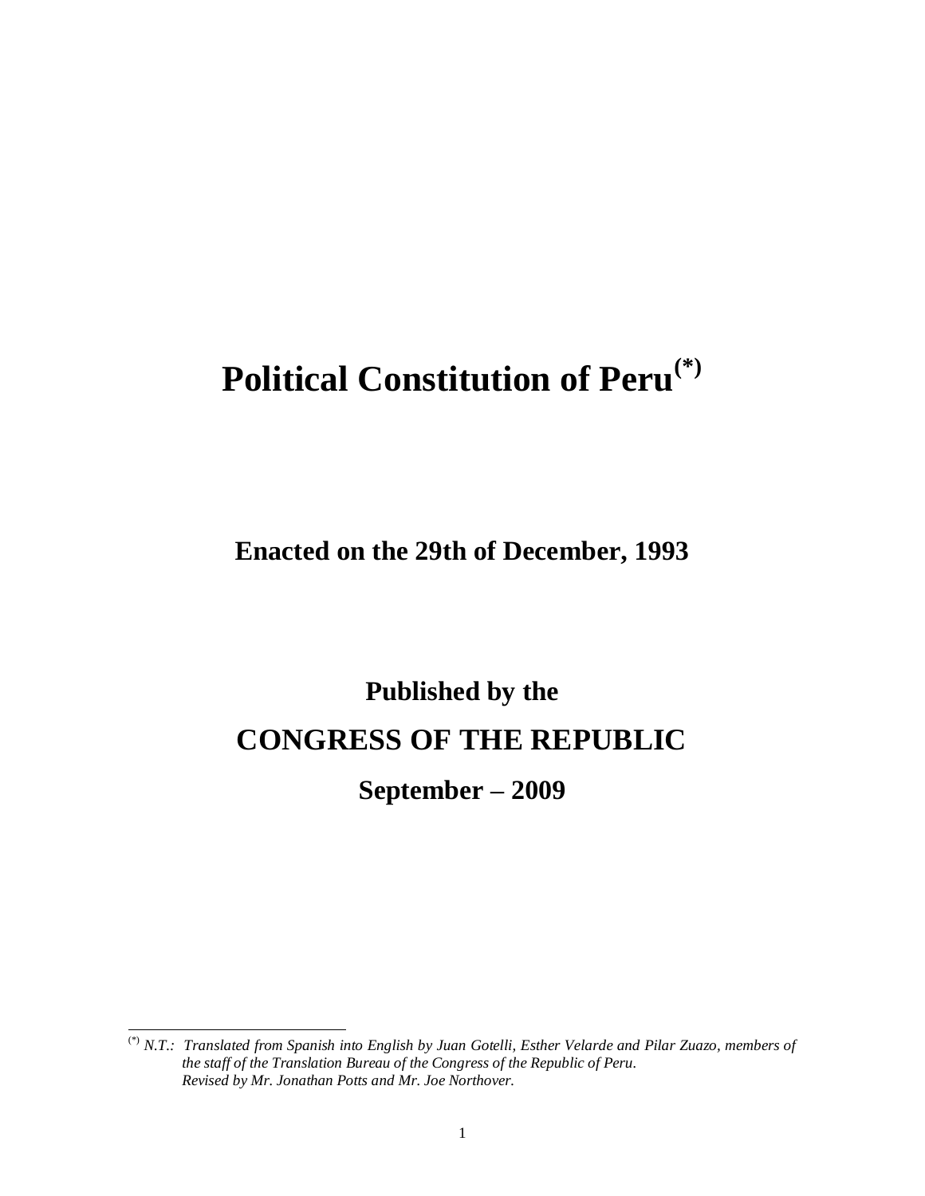# Political Constitution of Peru[*]

**Enacted on the 29th of December, 1993**

**Published by the**

**CONGRESS OF THE REPUBLIC**

**September – 2009**

---

[*] *N.T.: Translated from Spanish into English by Juan Gotelli, Esther Velarde and Pilar Zuazo, members of the staff of the Translation Bureau of the Congress of the Republic of Peru. Revised by Mr. Jonathan Potts and Mr. Joe Northover.*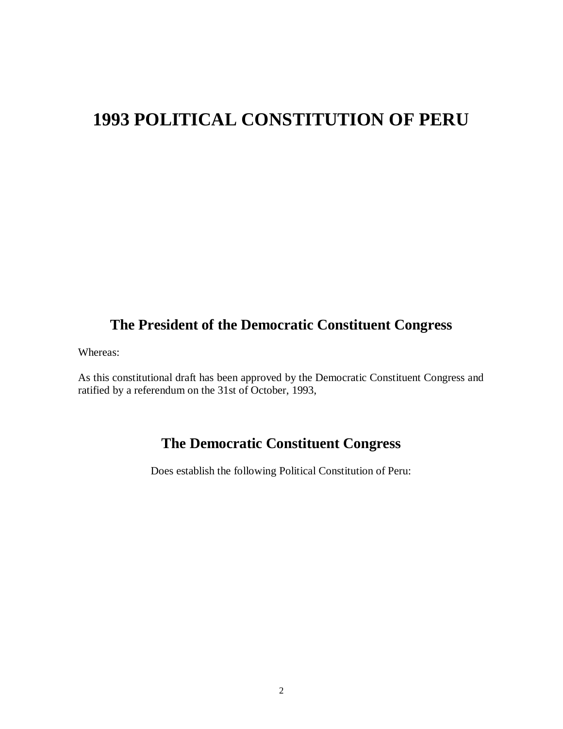# 1993 POLITICAL CONSTITUTION OF PERU

## The President of the Democratic Constituent Congress

Whereas:

As this constitutional draft has been approved by the Democratic Constituent Congress and ratified by a referendum on the 31st of October, 1993,

## The Democratic Constituent Congress

Does establish the following Political Constitution of Peru: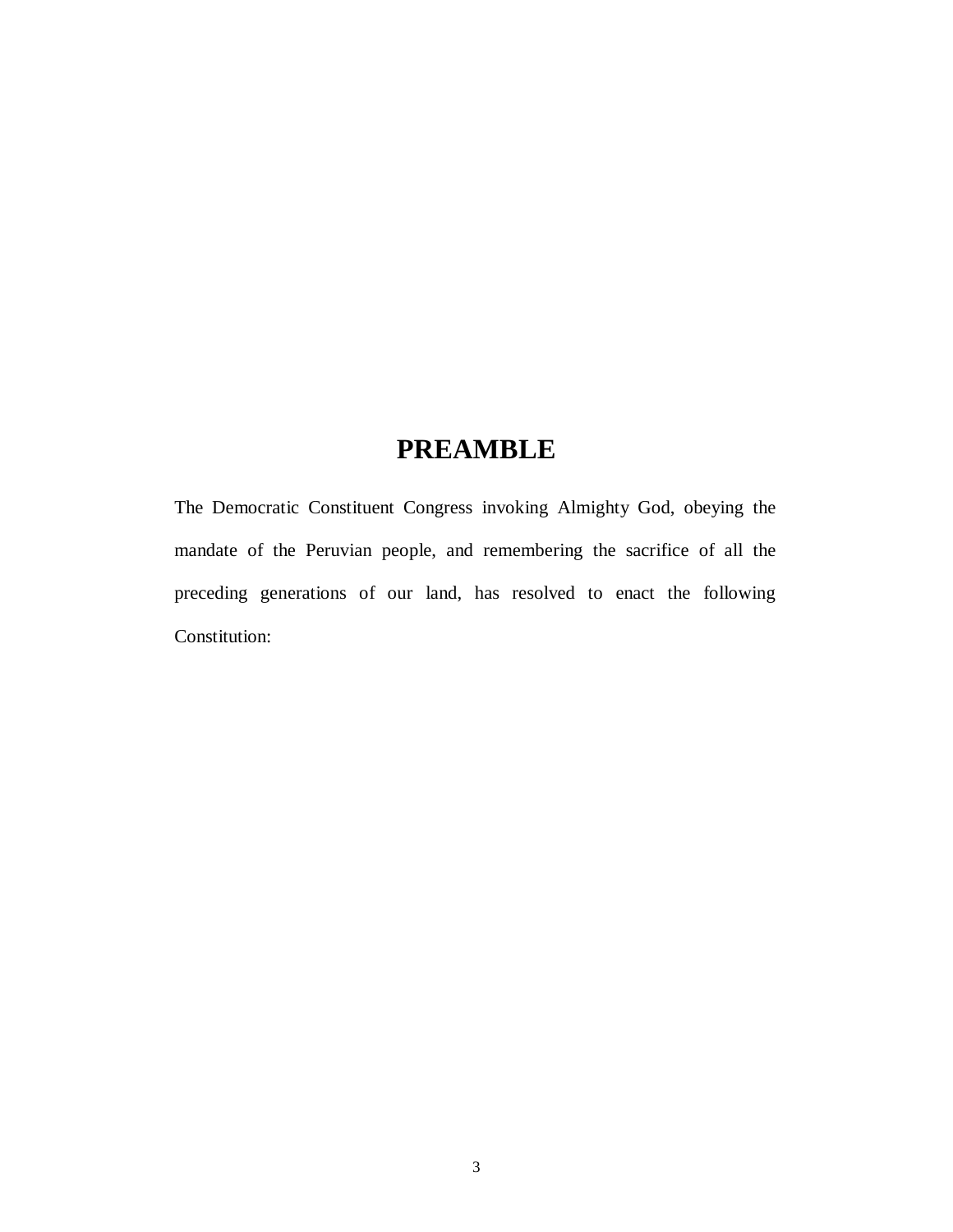# PREAMBLE

The Democratic Constituent Congress invoking Almighty God, obeying the mandate of the Peruvian people, and remembering the sacrifice of all the preceding generations of our land, has resolved to enact the following Constitution: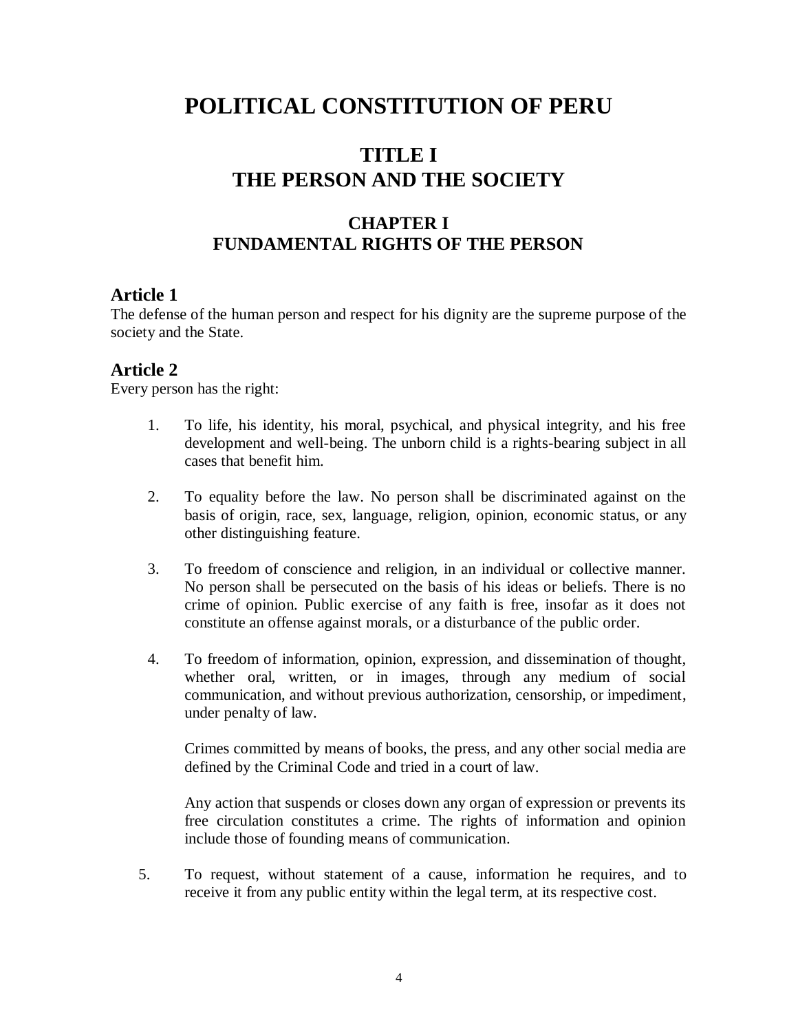# POLITICAL CONSTITUTION OF PERU

## TITLE I
## THE PERSON AND THE SOCIETY

### CHAPTER I
### FUNDAMENTAL RIGHTS OF THE PERSON

#### Article 1

The defense of the human person and respect for his dignity are the supreme purpose of the society and the State.

#### Article 2

Every person has the right:

1. To life, his identity, his moral, psychical, and physical integrity, and his free development and well-being. The unborn child is a rights-bearing subject in all cases that benefit him.

2. To equality before the law. No person shall be discriminated against on the basis of origin, race, sex, language, religion, opinion, economic status, or any other distinguishing feature.

3. To freedom of conscience and religion, in an individual or collective manner. No person shall be persecuted on the basis of his ideas or beliefs. There is no crime of opinion. Public exercise of any faith is free, insofar as it does not constitute an offense against morals, or a disturbance of the public order.

4. To freedom of information, opinion, expression, and dissemination of thought, whether oral, written, or in images, through any medium of social communication, and without previous authorization, censorship, or impediment, under penalty of law.

   Crimes committed by means of books, the press, and any other social media are defined by the Criminal Code and tried in a court of law.

   Any action that suspends or closes down any organ of expression or prevents its free circulation constitutes a crime. The rights of information and opinion include those of founding means of communication.

5. To request, without statement of a cause, information he requires, and to receive it from any public entity within the legal term, at its respective cost.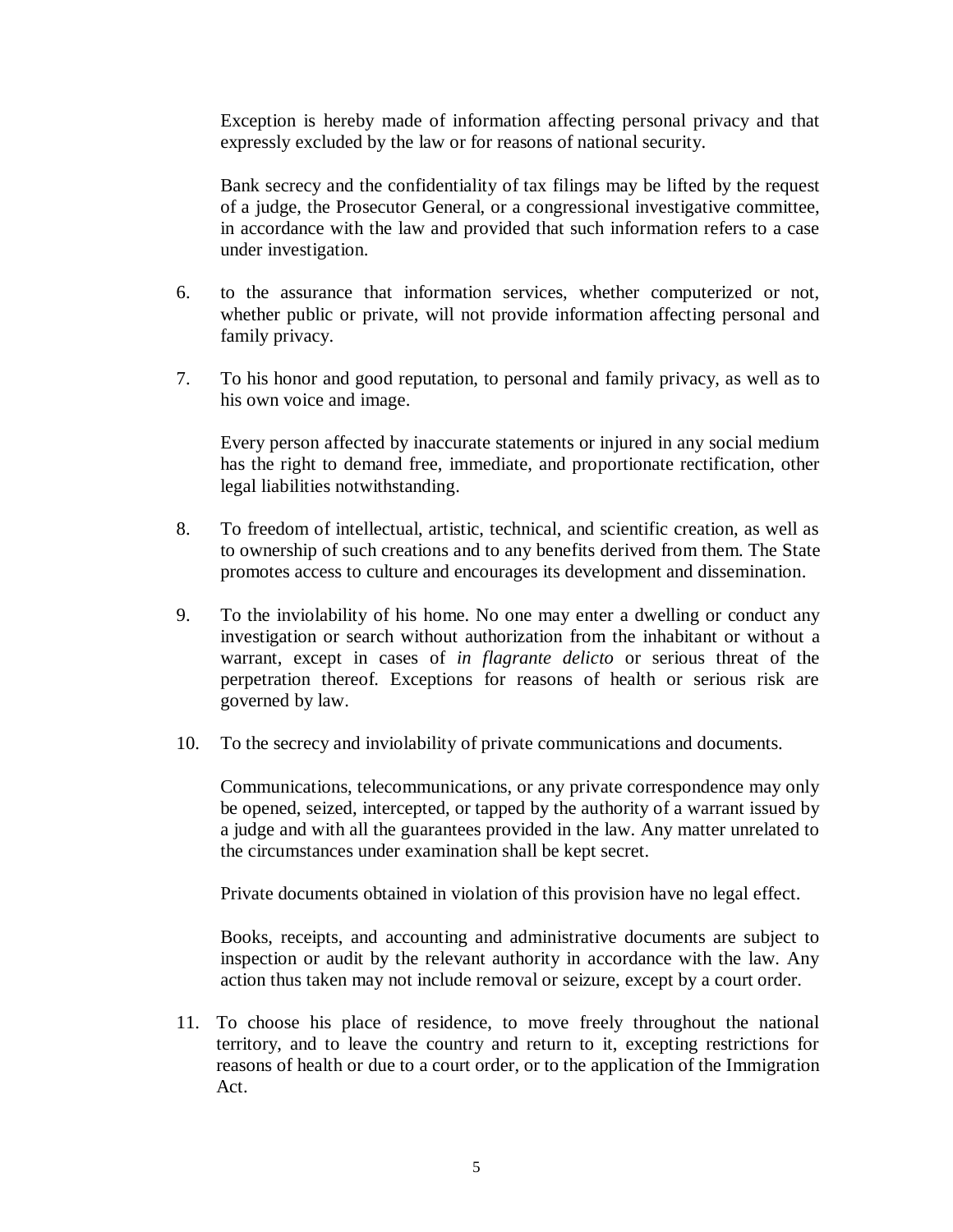Exception is hereby made of information affecting personal privacy and that expressly excluded by the law or for reasons of national security.

Bank secrecy and the confidentiality of tax filings may be lifted by the request of a judge, the Prosecutor General, or a congressional investigative committee, in accordance with the law and provided that such information refers to a case under investigation.

6. to the assurance that information services, whether computerized or not, whether public or private, will not provide information affecting personal and family privacy.

7. To his honor and good reputation, to personal and family privacy, as well as to his own voice and image.

   Every person affected by inaccurate statements or injured in any social medium has the right to demand free, immediate, and proportionate rectification, other legal liabilities notwithstanding.

8. To freedom of intellectual, artistic, technical, and scientific creation, as well as to ownership of such creations and to any benefits derived from them. The State promotes access to culture and encourages its development and dissemination.

9. To the inviolability of his home. No one may enter a dwelling or conduct any investigation or search without authorization from the inhabitant or without a warrant, except in cases of *in flagrante delicto* or serious threat of the perpetration thereof. Exceptions for reasons of health or serious risk are governed by law.

10. To the secrecy and inviolability of private communications and documents.

    Communications, telecommunications, or any private correspondence may only be opened, seized, intercepted, or tapped by the authority of a warrant issued by a judge and with all the guarantees provided in the law. Any matter unrelated to the circumstances under examination shall be kept secret.

    Private documents obtained in violation of this provision have no legal effect.

    Books, receipts, and accounting and administrative documents are subject to inspection or audit by the relevant authority in accordance with the law. Any action thus taken may not include removal or seizure, except by a court order.

11. To choose his place of residence, to move freely throughout the national territory, and to leave the country and return to it, excepting restrictions for reasons of health or due to a court order, or to the application of the Immigration Act.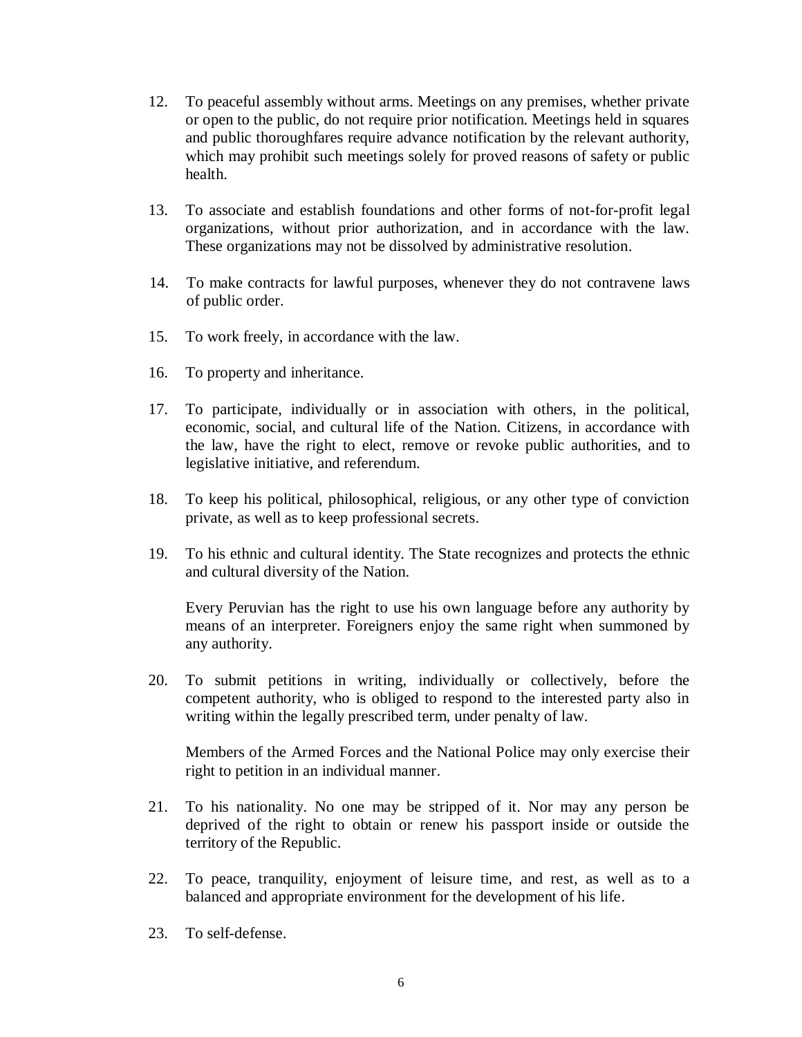12. To peaceful assembly without arms. Meetings on any premises, whether private or open to the public, do not require prior notification. Meetings held in squares and public thoroughfares require advance notification by the relevant authority, which may prohibit such meetings solely for proved reasons of safety or public health.

13. To associate and establish foundations and other forms of not-for-profit legal organizations, without prior authorization, and in accordance with the law. These organizations may not be dissolved by administrative resolution.

14. To make contracts for lawful purposes, whenever they do not contravene laws of public order.

15. To work freely, in accordance with the law.

16. To property and inheritance.

17. To participate, individually or in association with others, in the political, economic, social, and cultural life of the Nation. Citizens, in accordance with the law, have the right to elect, remove or revoke public authorities, and to legislative initiative, and referendum.

18. To keep his political, philosophical, religious, or any other type of conviction private, as well as to keep professional secrets.

19. To his ethnic and cultural identity. The State recognizes and protects the ethnic and cultural diversity of the Nation.

    Every Peruvian has the right to use his own language before any authority by means of an interpreter. Foreigners enjoy the same right when summoned by any authority.

20. To submit petitions in writing, individually or collectively, before the competent authority, who is obliged to respond to the interested party also in writing within the legally prescribed term, under penalty of law.

    Members of the Armed Forces and the National Police may only exercise their right to petition in an individual manner.

21. To his nationality. No one may be stripped of it. Nor may any person be deprived of the right to obtain or renew his passport inside or outside the territory of the Republic.

22. To peace, tranquility, enjoyment of leisure time, and rest, as well as to a balanced and appropriate environment for the development of his life.

23. To self-defense.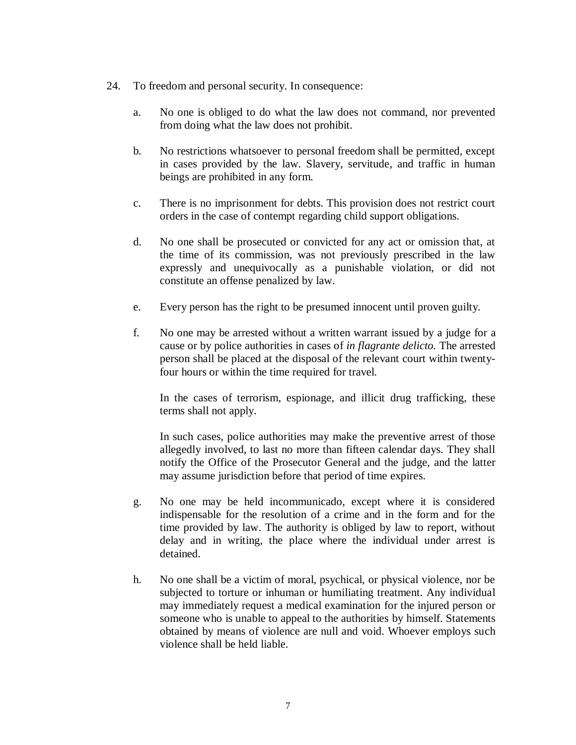24. To freedom and personal security. In consequence:

    a. No one is obliged to do what the law does not command, nor prevented from doing what the law does not prohibit.

    b. No restrictions whatsoever to personal freedom shall be permitted, except in cases provided by the law. Slavery, servitude, and traffic in human beings are prohibited in any form.

    c. There is no imprisonment for debts. This provision does not restrict court orders in the case of contempt regarding child support obligations.

    d. No one shall be prosecuted or convicted for any act or omission that, at the time of its commission, was not previously prescribed in the law expressly and unequivocally as a punishable violation, or did not constitute an offense penalized by law.

    e. Every person has the right to be presumed innocent until proven guilty.

    f. No one may be arrested without a written warrant issued by a judge for a cause or by police authorities in cases of *in flagrante delicto.* The arrested person shall be placed at the disposal of the relevant court within twenty-four hours or within the time required for travel.

       In the cases of terrorism, espionage, and illicit drug trafficking, these terms shall not apply.

       In such cases, police authorities may make the preventive arrest of those allegedly involved, to last no more than fifteen calendar days. They shall notify the Office of the Prosecutor General and the judge, and the latter may assume jurisdiction before that period of time expires.

    g. No one may be held incommunicado, except where it is considered indispensable for the resolution of a crime and in the form and for the time provided by law. The authority is obliged by law to report, without delay and in writing, the place where the individual under arrest is detained.

    h. No one shall be a victim of moral, psychical, or physical violence, nor be subjected to torture or inhuman or humiliating treatment. Any individual may immediately request a medical examination for the injured person or someone who is unable to appeal to the authorities by himself. Statements obtained by means of violence are null and void. Whoever employs such violence shall be held liable.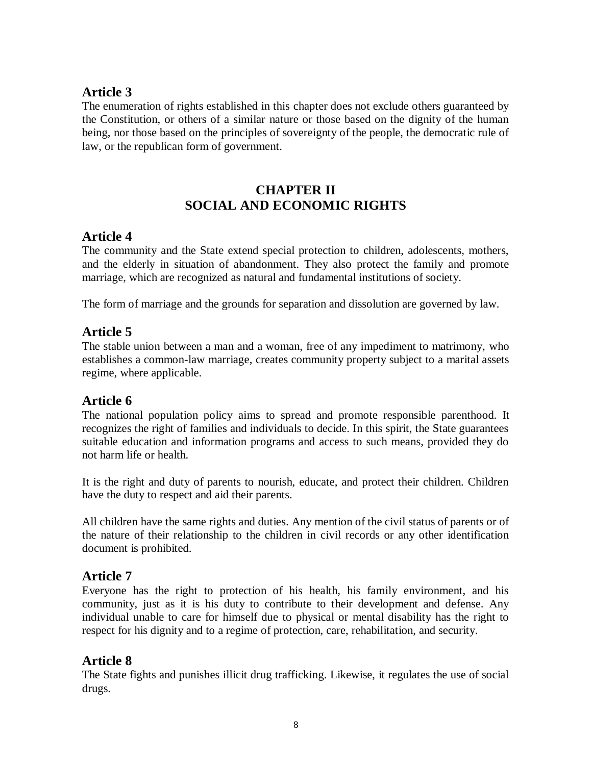### Article 3

The enumeration of rights established in this chapter does not exclude others guaranteed by the Constitution, or others of a similar nature or those based on the dignity of the human being, nor those based on the principles of sovereignty of the people, the democratic rule of law, or the republican form of government.

## CHAPTER II
## SOCIAL AND ECONOMIC RIGHTS

### Article 4

The community and the State extend special protection to children, adolescents, mothers, and the elderly in situation of abandonment. They also protect the family and promote marriage, which are recognized as natural and fundamental institutions of society.

The form of marriage and the grounds for separation and dissolution are governed by law.

### Article 5

The stable union between a man and a woman, free of any impediment to matrimony, who establishes a common-law marriage, creates community property subject to a marital assets regime, where applicable.

### Article 6

The national population policy aims to spread and promote responsible parenthood. It recognizes the right of families and individuals to decide. In this spirit, the State guarantees suitable education and information programs and access to such means, provided they do not harm life or health.

It is the right and duty of parents to nourish, educate, and protect their children. Children have the duty to respect and aid their parents.

All children have the same rights and duties. Any mention of the civil status of parents or of the nature of their relationship to the children in civil records or any other identification document is prohibited.

### Article 7

Everyone has the right to protection of his health, his family environment, and his community, just as it is his duty to contribute to their development and defense. Any individual unable to care for himself due to physical or mental disability has the right to respect for his dignity and to a regime of protection, care, rehabilitation, and security.

### Article 8

The State fights and punishes illicit drug trafficking. Likewise, it regulates the use of social drugs.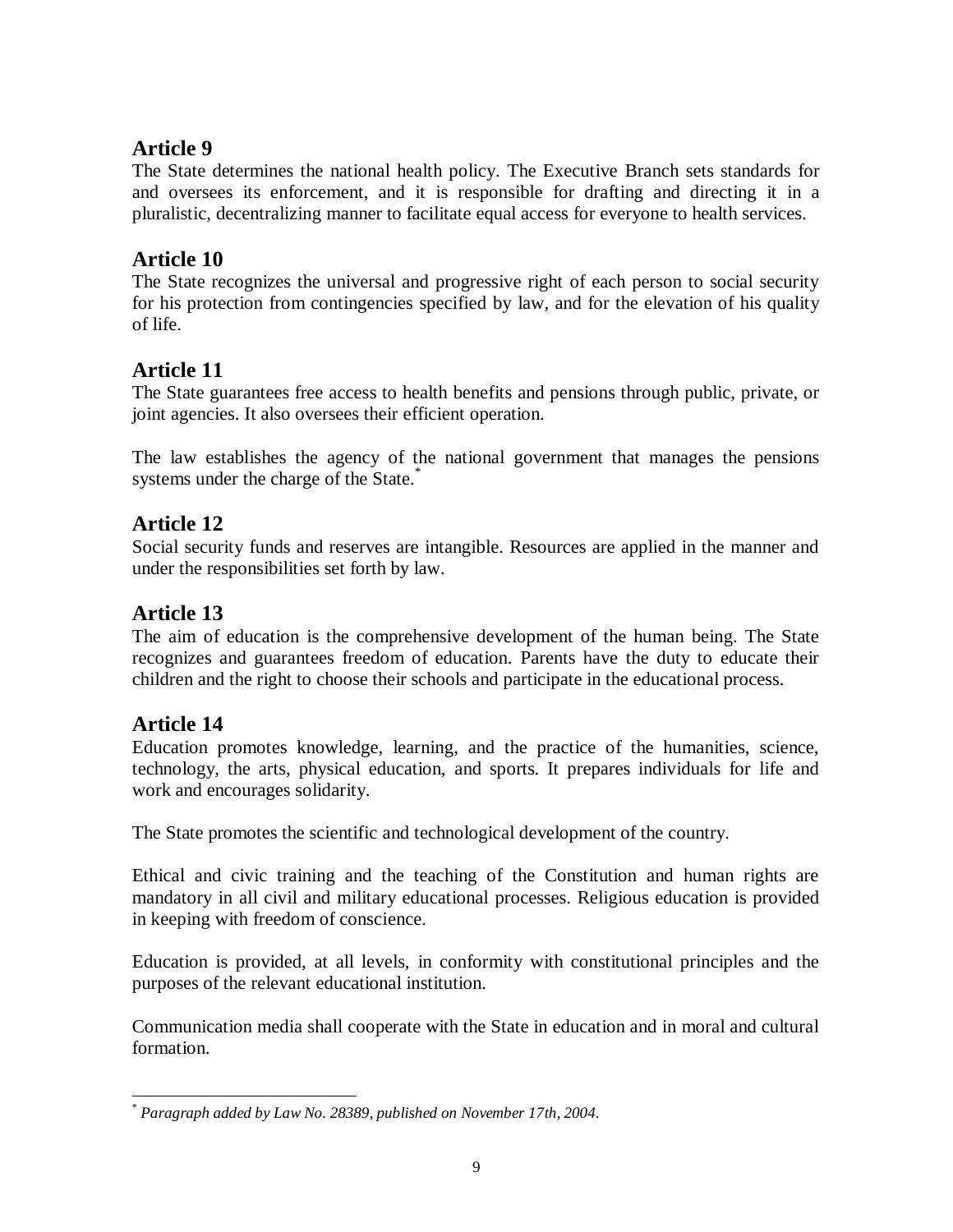## Article 9

The State determines the national health policy. The Executive Branch sets standards for and oversees its enforcement, and it is responsible for drafting and directing it in a pluralistic, decentralizing manner to facilitate equal access for everyone to health services.

## Article 10

The State recognizes the universal and progressive right of each person to social security for his protection from contingencies specified by law, and for the elevation of his quality of life.

## Article 11

The State guarantees free access to health benefits and pensions through public, private, or joint agencies. It also oversees their efficient operation.

The law establishes the agency of the national government that manages the pensions systems under the charge of the State.[*]

## Article 12

Social security funds and reserves are intangible. Resources are applied in the manner and under the responsibilities set forth by law.

## Article 13

The aim of education is the comprehensive development of the human being. The State recognizes and guarantees freedom of education. Parents have the duty to educate their children and the right to choose their schools and participate in the educational process.

## Article 14

Education promotes knowledge, learning, and the practice of the humanities, science, technology, the arts, physical education, and sports. It prepares individuals for life and work and encourages solidarity.

The State promotes the scientific and technological development of the country.

Ethical and civic training and the teaching of the Constitution and human rights are mandatory in all civil and military educational processes. Religious education is provided in keeping with freedom of conscience.

Education is provided, at all levels, in conformity with constitutional principles and the purposes of the relevant educational institution.

Communication media shall cooperate with the State in education and in moral and cultural formation.

---

[*] *Paragraph added by Law No. 28389, published on November 17th, 2004.*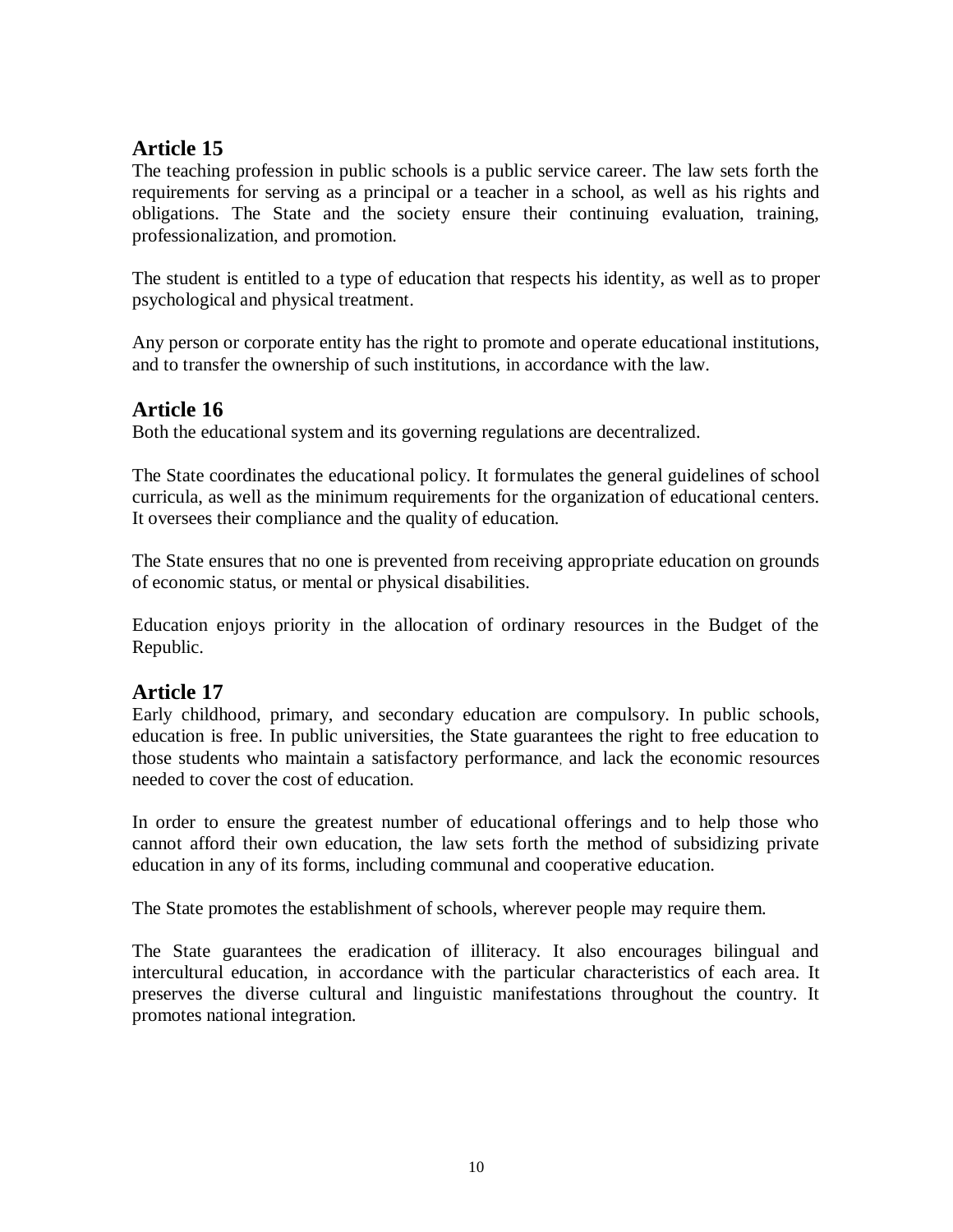## Article 15

The teaching profession in public schools is a public service career. The law sets forth the requirements for serving as a principal or a teacher in a school, as well as his rights and obligations. The State and the society ensure their continuing evaluation, training, professionalization, and promotion.

The student is entitled to a type of education that respects his identity, as well as to proper psychological and physical treatment.

Any person or corporate entity has the right to promote and operate educational institutions, and to transfer the ownership of such institutions, in accordance with the law.

## Article 16

Both the educational system and its governing regulations are decentralized.

The State coordinates the educational policy. It formulates the general guidelines of school curricula, as well as the minimum requirements for the organization of educational centers. It oversees their compliance and the quality of education.

The State ensures that no one is prevented from receiving appropriate education on grounds of economic status, or mental or physical disabilities.

Education enjoys priority in the allocation of ordinary resources in the Budget of the Republic.

## Article 17

Early childhood, primary, and secondary education are compulsory. In public schools, education is free. In public universities, the State guarantees the right to free education to those students who maintain a satisfactory performance, and lack the economic resources needed to cover the cost of education.

In order to ensure the greatest number of educational offerings and to help those who cannot afford their own education, the law sets forth the method of subsidizing private education in any of its forms, including communal and cooperative education.

The State promotes the establishment of schools, wherever people may require them.

The State guarantees the eradication of illiteracy. It also encourages bilingual and intercultural education, in accordance with the particular characteristics of each area. It preserves the diverse cultural and linguistic manifestations throughout the country. It promotes national integration.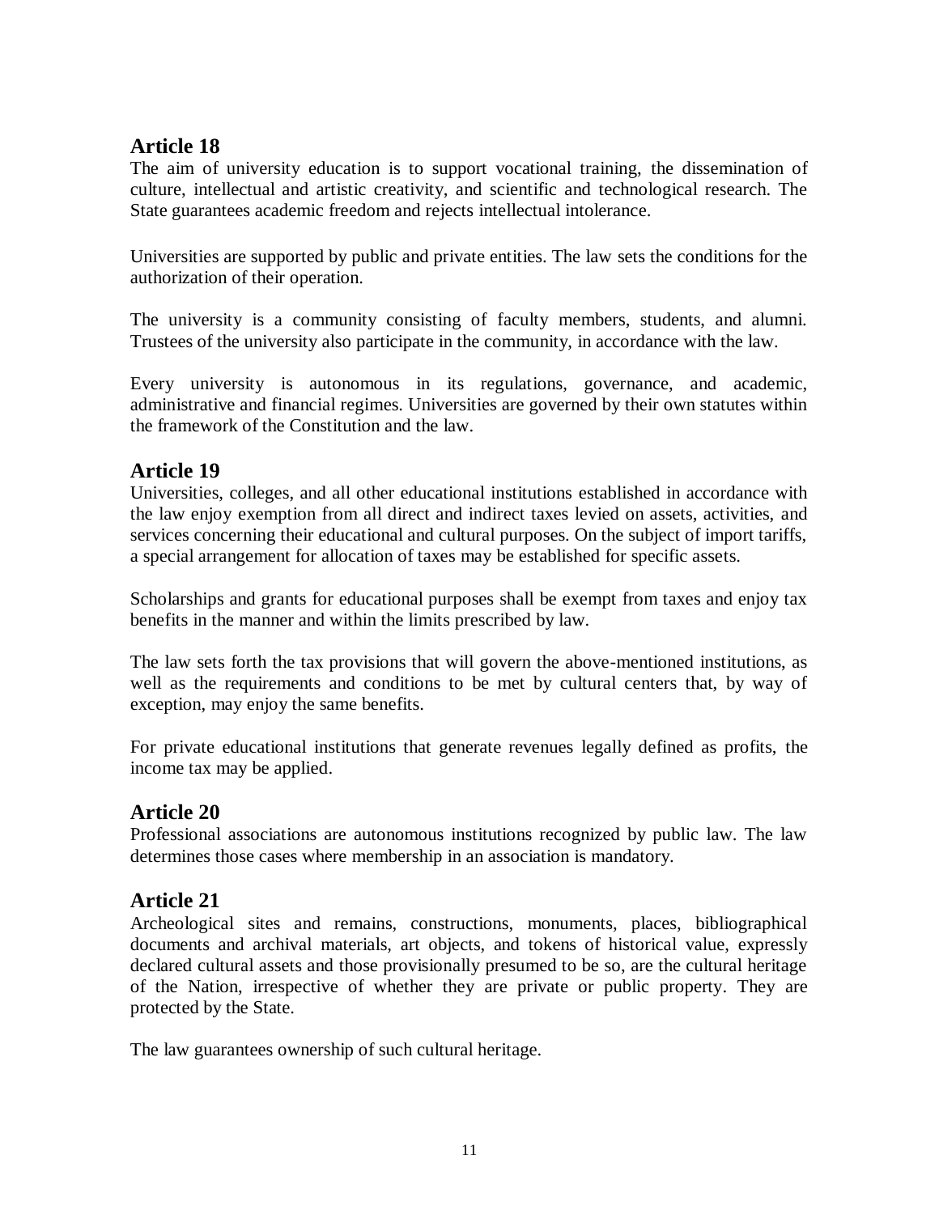## Article 18

The aim of university education is to support vocational training, the dissemination of culture, intellectual and artistic creativity, and scientific and technological research. The State guarantees academic freedom and rejects intellectual intolerance.

Universities are supported by public and private entities. The law sets the conditions for the authorization of their operation.

The university is a community consisting of faculty members, students, and alumni. Trustees of the university also participate in the community, in accordance with the law.

Every university is autonomous in its regulations, governance, and academic, administrative and financial regimes. Universities are governed by their own statutes within the framework of the Constitution and the law.

## Article 19

Universities, colleges, and all other educational institutions established in accordance with the law enjoy exemption from all direct and indirect taxes levied on assets, activities, and services concerning their educational and cultural purposes. On the subject of import tariffs, a special arrangement for allocation of taxes may be established for specific assets.

Scholarships and grants for educational purposes shall be exempt from taxes and enjoy tax benefits in the manner and within the limits prescribed by law.

The law sets forth the tax provisions that will govern the above-mentioned institutions, as well as the requirements and conditions to be met by cultural centers that, by way of exception, may enjoy the same benefits.

For private educational institutions that generate revenues legally defined as profits, the income tax may be applied.

## Article 20

Professional associations are autonomous institutions recognized by public law. The law determines those cases where membership in an association is mandatory.

## Article 21

Archeological sites and remains, constructions, monuments, places, bibliographical documents and archival materials, art objects, and tokens of historical value, expressly declared cultural assets and those provisionally presumed to be so, are the cultural heritage of the Nation, irrespective of whether they are private or public property. They are protected by the State.

The law guarantees ownership of such cultural heritage.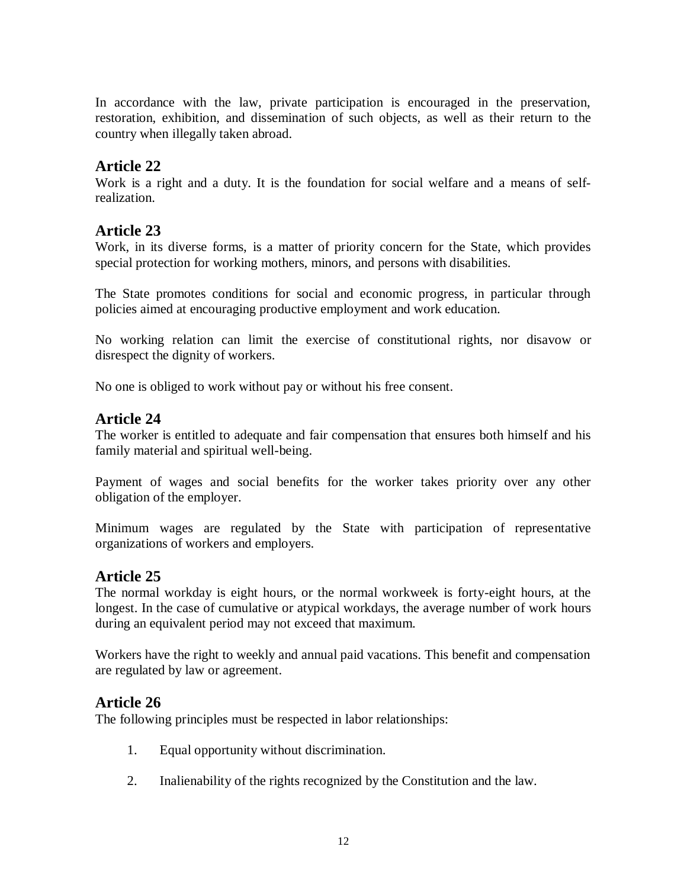In accordance with the law, private participation is encouraged in the preservation, restoration, exhibition, and dissemination of such objects, as well as their return to the country when illegally taken abroad.

## Article 22

Work is a right and a duty. It is the foundation for social welfare and a means of self-realization.

## Article 23

Work, in its diverse forms, is a matter of priority concern for the State, which provides special protection for working mothers, minors, and persons with disabilities.

The State promotes conditions for social and economic progress, in particular through policies aimed at encouraging productive employment and work education.

No working relation can limit the exercise of constitutional rights, nor disavow or disrespect the dignity of workers.

No one is obliged to work without pay or without his free consent.

## Article 24

The worker is entitled to adequate and fair compensation that ensures both himself and his family material and spiritual well-being.

Payment of wages and social benefits for the worker takes priority over any other obligation of the employer.

Minimum wages are regulated by the State with participation of representative organizations of workers and employers.

## Article 25

The normal workday is eight hours, or the normal workweek is forty-eight hours, at the longest. In the case of cumulative or atypical workdays, the average number of work hours during an equivalent period may not exceed that maximum.

Workers have the right to weekly and annual paid vacations. This benefit and compensation are regulated by law or agreement.

## Article 26

The following principles must be respected in labor relationships:

1. Equal opportunity without discrimination.
2. Inalienability of the rights recognized by the Constitution and the law.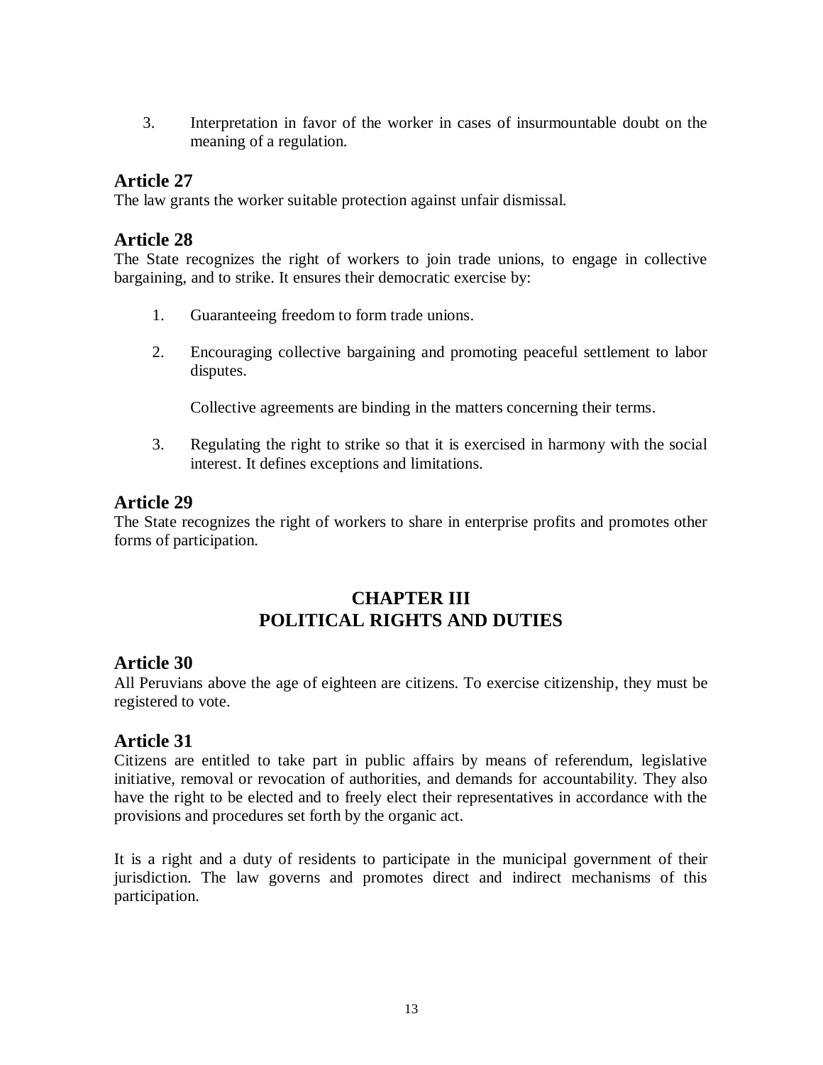3. Interpretation in favor of the worker in cases of insurmountable doubt on the meaning of a regulation.

## Article 27

The law grants the worker suitable protection against unfair dismissal.

## Article 28

The State recognizes the right of workers to join trade unions, to engage in collective bargaining, and to strike. It ensures their democratic exercise by:

1. Guaranteeing freedom to form trade unions.

2. Encouraging collective bargaining and promoting peaceful settlement to labor disputes.

   Collective agreements are binding in the matters concerning their terms.

3. Regulating the right to strike so that it is exercised in harmony with the social interest. It defines exceptions and limitations.

## Article 29

The State recognizes the right of workers to share in enterprise profits and promotes other forms of participation.

# CHAPTER III
# POLITICAL RIGHTS AND DUTIES

## Article 30

All Peruvians above the age of eighteen are citizens. To exercise citizenship, they must be registered to vote.

## Article 31

Citizens are entitled to take part in public affairs by means of referendum, legislative initiative, removal or revocation of authorities, and demands for accountability. They also have the right to be elected and to freely elect their representatives in accordance with the provisions and procedures set forth by the organic act.

It is a right and a duty of residents to participate in the municipal government of their jurisdiction. The law governs and promotes direct and indirect mechanisms of this participation.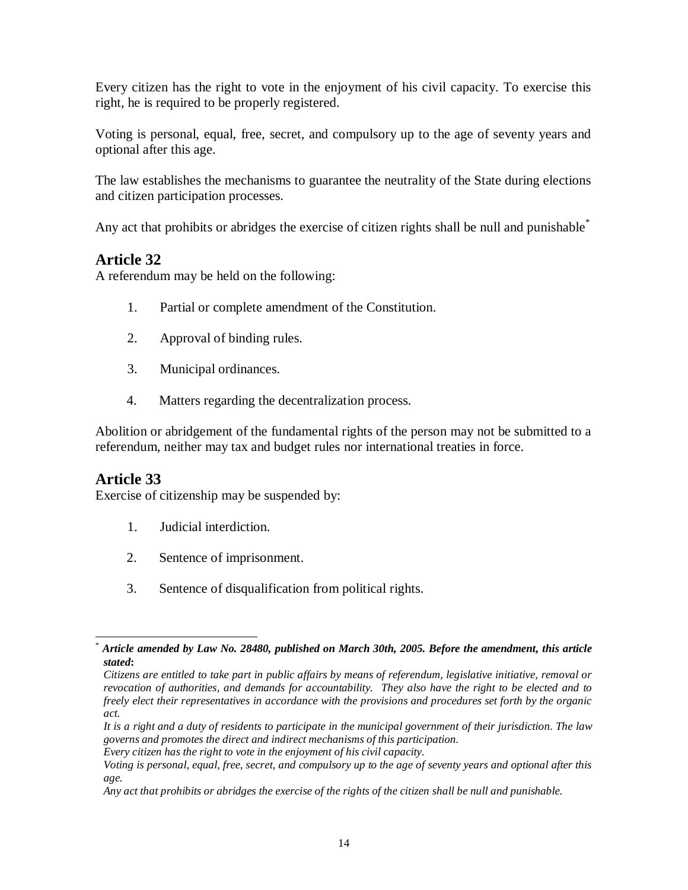Every citizen has the right to vote in the enjoyment of his civil capacity. To exercise this right, he is required to be properly registered.

Voting is personal, equal, free, secret, and compulsory up to the age of seventy years and optional after this age.

The law establishes the mechanisms to guarantee the neutrality of the State during elections and citizen participation processes.

Any act that prohibits or abridges the exercise of citizen rights shall be null and punishable[*]

## Article 32

A referendum may be held on the following:

1. Partial or complete amendment of the Constitution.
2. Approval of binding rules.
3. Municipal ordinances.
4. Matters regarding the decentralization process.

Abolition or abridgement of the fundamental rights of the person may not be submitted to a referendum, neither may tax and budget rules nor international treaties in force.

## Article 33

Exercise of citizenship may be suspended by:

1. Judicial interdiction.
2. Sentence of imprisonment.
3. Sentence of disqualification from political rights.

---

[*] ***Article amended by Law No. 28480, published on March 30th, 2005. Before the amendment, this article stated*:**

*Citizens are entitled to take part in public affairs by means of referendum, legislative initiative, removal or revocation of authorities, and demands for accountability. They also have the right to be elected and to freely elect their representatives in accordance with the provisions and procedures set forth by the organic act.*

*It is a right and a duty of residents to participate in the municipal government of their jurisdiction. The law governs and promotes the direct and indirect mechanisms of this participation.*

*Every citizen has the right to vote in the enjoyment of his civil capacity.*

*Voting is personal, equal, free, secret, and compulsory up to the age of seventy years and optional after this age.*

*Any act that prohibits or abridges the exercise of the rights of the citizen shall be null and punishable.*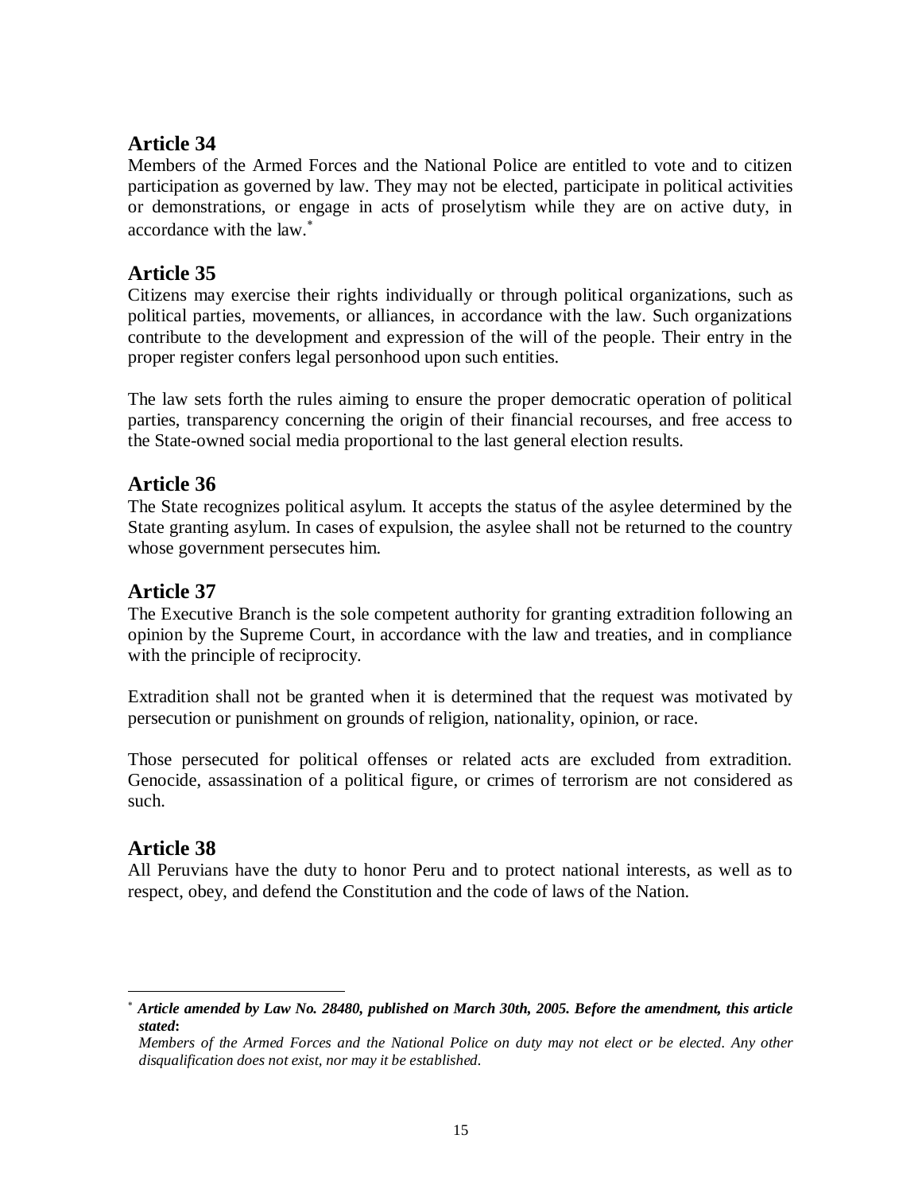## Article 34

Members of the Armed Forces and the National Police are entitled to vote and to citizen participation as governed by law. They may not be elected, participate in political activities or demonstrations, or engage in acts of proselytism while they are on active duty, in accordance with the law.[*]

## Article 35

Citizens may exercise their rights individually or through political organizations, such as political parties, movements, or alliances, in accordance with the law. Such organizations contribute to the development and expression of the will of the people. Their entry in the proper register confers legal personhood upon such entities.

The law sets forth the rules aiming to ensure the proper democratic operation of political parties, transparency concerning the origin of their financial recourses, and free access to the State-owned social media proportional to the last general election results.

## Article 36

The State recognizes political asylum. It accepts the status of the asylee determined by the State granting asylum. In cases of expulsion, the asylee shall not be returned to the country whose government persecutes him.

## Article 37

The Executive Branch is the sole competent authority for granting extradition following an opinion by the Supreme Court, in accordance with the law and treaties, and in compliance with the principle of reciprocity.

Extradition shall not be granted when it is determined that the request was motivated by persecution or punishment on grounds of religion, nationality, opinion, or race.

Those persecuted for political offenses or related acts are excluded from extradition. Genocide, assassination of a political figure, or crimes of terrorism are not considered as such.

## Article 38

All Peruvians have the duty to honor Peru and to protect national interests, as well as to respect, obey, and defend the Constitution and the code of laws of the Nation.

---

[*] ***Article amended by Law No. 28480, published on March 30th, 2005. Before the amendment, this article stated*:**

*Members of the Armed Forces and the National Police on duty may not elect or be elected. Any other disqualification does not exist, nor may it be established.*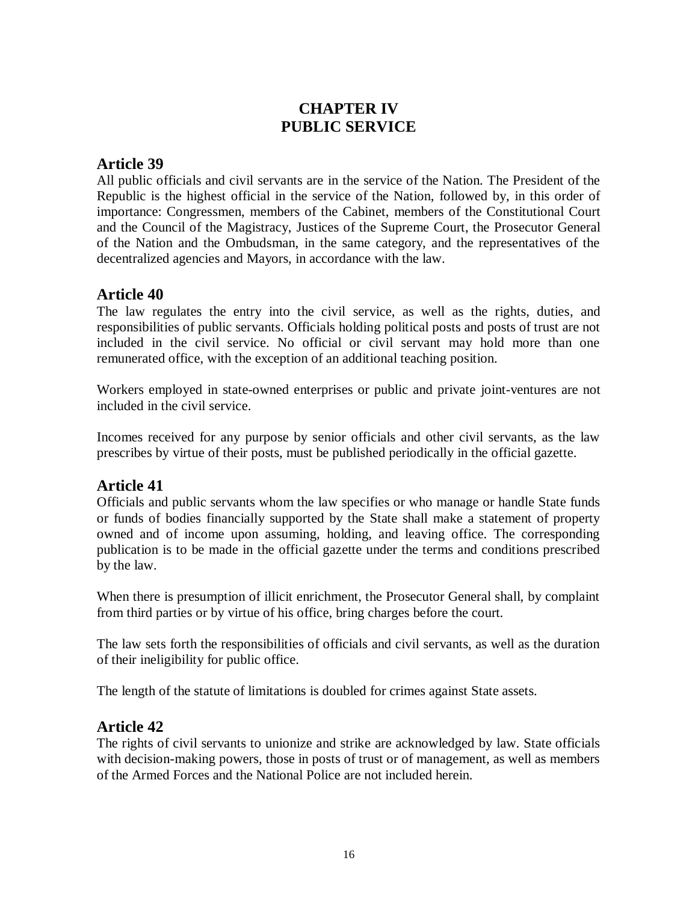# CHAPTER IV
# PUBLIC SERVICE

## Article 39

All public officials and civil servants are in the service of the Nation. The President of the Republic is the highest official in the service of the Nation, followed by, in this order of importance: Congressmen, members of the Cabinet, members of the Constitutional Court and the Council of the Magistracy, Justices of the Supreme Court, the Prosecutor General of the Nation and the Ombudsman, in the same category, and the representatives of the decentralized agencies and Mayors, in accordance with the law.

## Article 40

The law regulates the entry into the civil service, as well as the rights, duties, and responsibilities of public servants. Officials holding political posts and posts of trust are not included in the civil service. No official or civil servant may hold more than one remunerated office, with the exception of an additional teaching position.

Workers employed in state-owned enterprises or public and private joint-ventures are not included in the civil service.

Incomes received for any purpose by senior officials and other civil servants, as the law prescribes by virtue of their posts, must be published periodically in the official gazette.

## Article 41

Officials and public servants whom the law specifies or who manage or handle State funds or funds of bodies financially supported by the State shall make a statement of property owned and of income upon assuming, holding, and leaving office. The corresponding publication is to be made in the official gazette under the terms and conditions prescribed by the law.

When there is presumption of illicit enrichment, the Prosecutor General shall, by complaint from third parties or by virtue of his office, bring charges before the court.

The law sets forth the responsibilities of officials and civil servants, as well as the duration of their ineligibility for public office.

The length of the statute of limitations is doubled for crimes against State assets.

## Article 42

The rights of civil servants to unionize and strike are acknowledged by law. State officials with decision-making powers, those in posts of trust or of management, as well as members of the Armed Forces and the National Police are not included herein.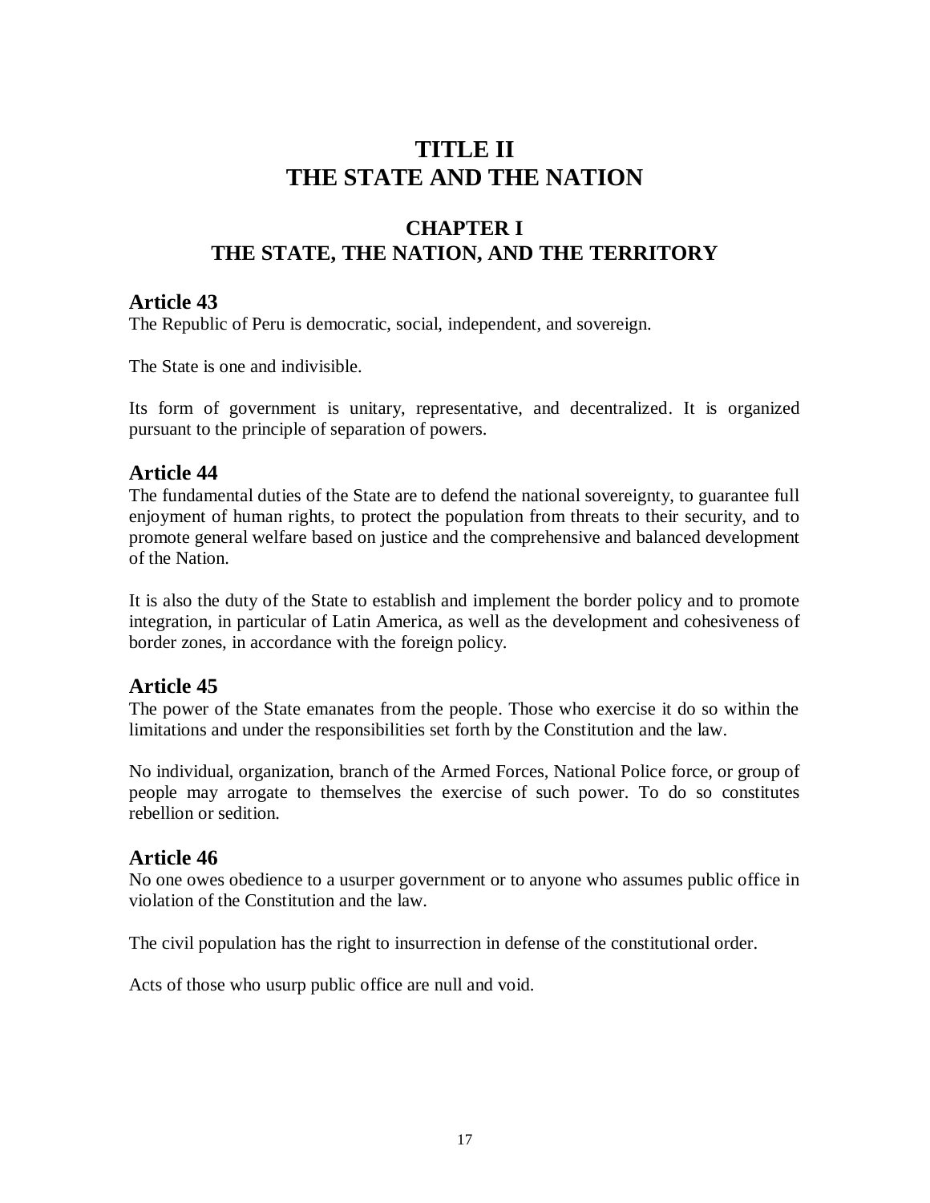# TITLE II
# THE STATE AND THE NATION

## CHAPTER I
## THE STATE, THE NATION, AND THE TERRITORY

### Article 43

The Republic of Peru is democratic, social, independent, and sovereign.

The State is one and indivisible.

Its form of government is unitary, representative, and decentralized. It is organized pursuant to the principle of separation of powers.

### Article 44

The fundamental duties of the State are to defend the national sovereignty, to guarantee full enjoyment of human rights, to protect the population from threats to their security, and to promote general welfare based on justice and the comprehensive and balanced development of the Nation.

It is also the duty of the State to establish and implement the border policy and to promote integration, in particular of Latin America, as well as the development and cohesiveness of border zones, in accordance with the foreign policy.

### Article 45

The power of the State emanates from the people. Those who exercise it do so within the limitations and under the responsibilities set forth by the Constitution and the law.

No individual, organization, branch of the Armed Forces, National Police force, or group of people may arrogate to themselves the exercise of such power. To do so constitutes rebellion or sedition.

### Article 46

No one owes obedience to a usurper government or to anyone who assumes public office in violation of the Constitution and the law.

The civil population has the right to insurrection in defense of the constitutional order.

Acts of those who usurp public office are null and void.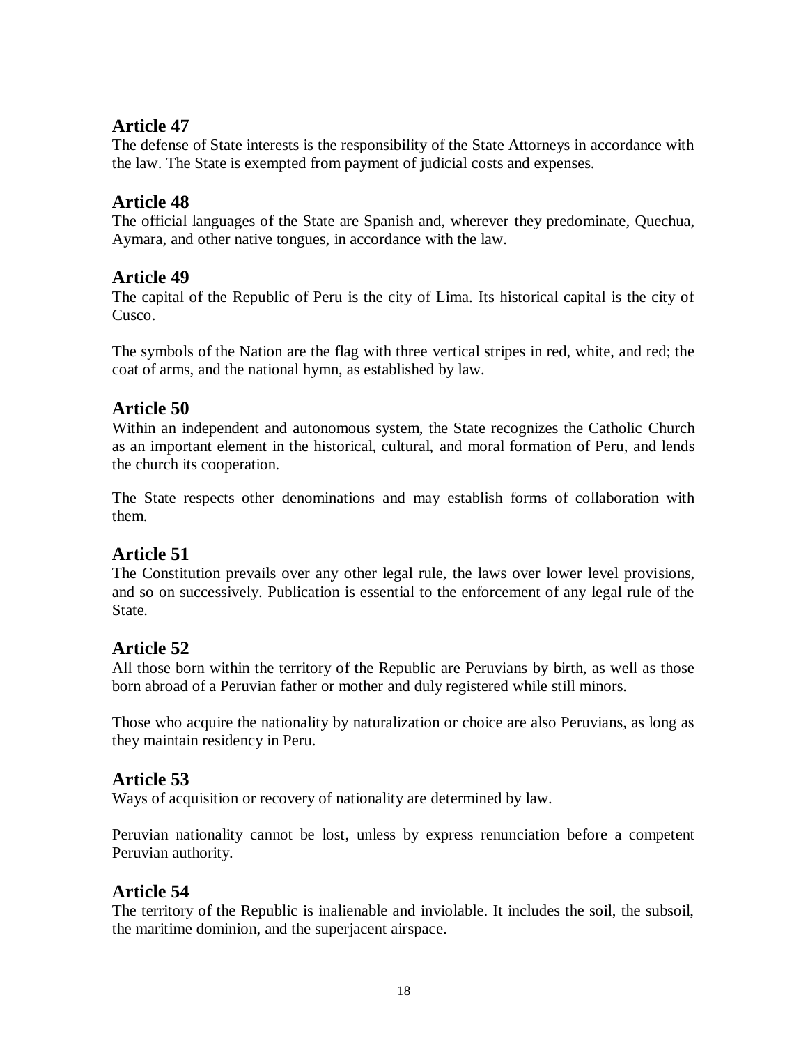## Article 47

The defense of State interests is the responsibility of the State Attorneys in accordance with the law. The State is exempted from payment of judicial costs and expenses.

## Article 48

The official languages of the State are Spanish and, wherever they predominate, Quechua, Aymara, and other native tongues, in accordance with the law.

## Article 49

The capital of the Republic of Peru is the city of Lima. Its historical capital is the city of Cusco.

The symbols of the Nation are the flag with three vertical stripes in red, white, and red; the coat of arms, and the national hymn, as established by law.

## Article 50

Within an independent and autonomous system, the State recognizes the Catholic Church as an important element in the historical, cultural, and moral formation of Peru, and lends the church its cooperation.

The State respects other denominations and may establish forms of collaboration with them.

## Article 51

The Constitution prevails over any other legal rule, the laws over lower level provisions, and so on successively. Publication is essential to the enforcement of any legal rule of the State.

## Article 52

All those born within the territory of the Republic are Peruvians by birth, as well as those born abroad of a Peruvian father or mother and duly registered while still minors.

Those who acquire the nationality by naturalization or choice are also Peruvians, as long as they maintain residency in Peru.

## Article 53

Ways of acquisition or recovery of nationality are determined by law.

Peruvian nationality cannot be lost, unless by express renunciation before a competent Peruvian authority.

## Article 54

The territory of the Republic is inalienable and inviolable. It includes the soil, the subsoil, the maritime dominion, and the superjacent airspace.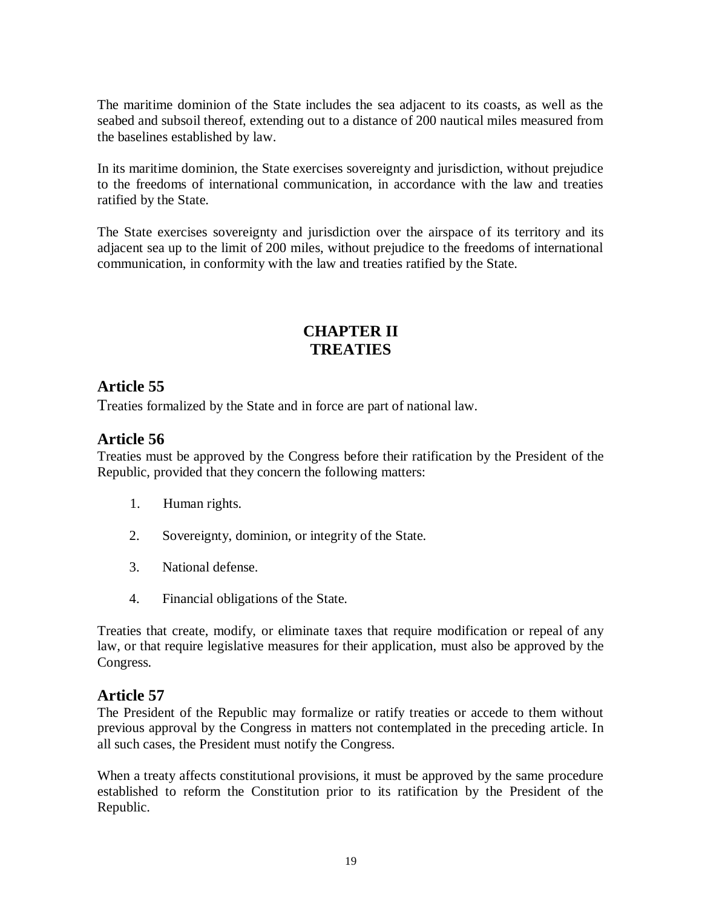The maritime dominion of the State includes the sea adjacent to its coasts, as well as the seabed and subsoil thereof, extending out to a distance of 200 nautical miles measured from the baselines established by law.

In its maritime dominion, the State exercises sovereignty and jurisdiction, without prejudice to the freedoms of international communication, in accordance with the law and treaties ratified by the State.

The State exercises sovereignty and jurisdiction over the airspace of its territory and its adjacent sea up to the limit of 200 miles, without prejudice to the freedoms of international communication, in conformity with the law and treaties ratified by the State.

## CHAPTER II
## TREATIES

### Article 55

Treaties formalized by the State and in force are part of national law.

### Article 56

Treaties must be approved by the Congress before their ratification by the President of the Republic, provided that they concern the following matters:

1. Human rights.
2. Sovereignty, dominion, or integrity of the State.
3. National defense.
4. Financial obligations of the State.

Treaties that create, modify, or eliminate taxes that require modification or repeal of any law, or that require legislative measures for their application, must also be approved by the Congress.

### Article 57

The President of the Republic may formalize or ratify treaties or accede to them without previous approval by the Congress in matters not contemplated in the preceding article. In all such cases, the President must notify the Congress.

When a treaty affects constitutional provisions, it must be approved by the same procedure established to reform the Constitution prior to its ratification by the President of the Republic.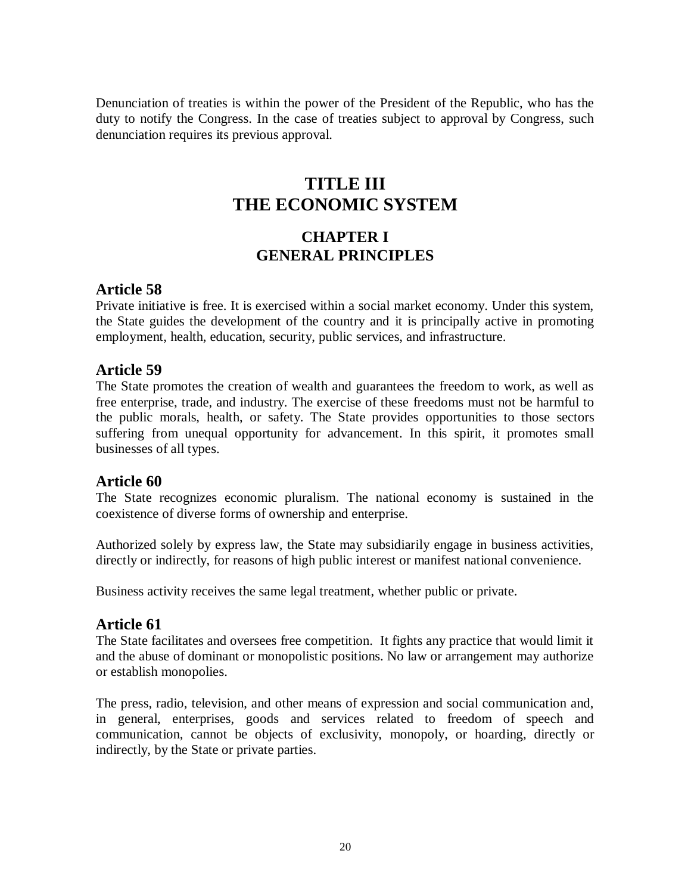Denunciation of treaties is within the power of the President of the Republic, who has the duty to notify the Congress. In the case of treaties subject to approval by Congress, such denunciation requires its previous approval.

# TITLE III
# THE ECONOMIC SYSTEM

## CHAPTER I
## GENERAL PRINCIPLES

### Article 58

Private initiative is free. It is exercised within a social market economy. Under this system, the State guides the development of the country and it is principally active in promoting employment, health, education, security, public services, and infrastructure.

### Article 59

The State promotes the creation of wealth and guarantees the freedom to work, as well as free enterprise, trade, and industry. The exercise of these freedoms must not be harmful to the public morals, health, or safety. The State provides opportunities to those sectors suffering from unequal opportunity for advancement. In this spirit, it promotes small businesses of all types.

### Article 60

The State recognizes economic pluralism. The national economy is sustained in the coexistence of diverse forms of ownership and enterprise.

Authorized solely by express law, the State may subsidiarily engage in business activities, directly or indirectly, for reasons of high public interest or manifest national convenience.

Business activity receives the same legal treatment, whether public or private.

### Article 61

The State facilitates and oversees free competition. It fights any practice that would limit it and the abuse of dominant or monopolistic positions. No law or arrangement may authorize or establish monopolies.

The press, radio, television, and other means of expression and social communication and, in general, enterprises, goods and services related to freedom of speech and communication, cannot be objects of exclusivity, monopoly, or hoarding, directly or indirectly, by the State or private parties.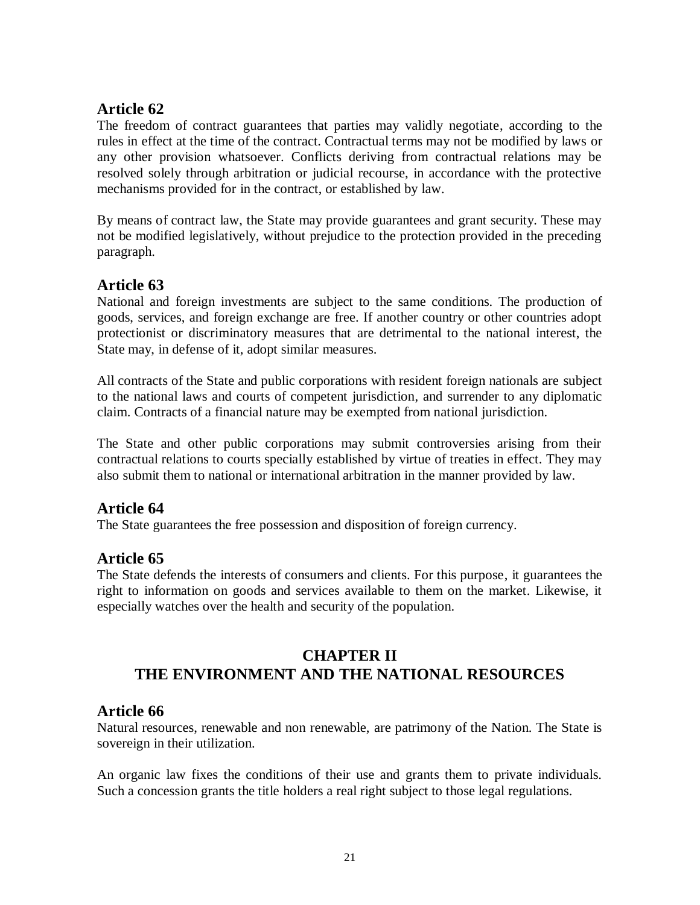### Article 62

The freedom of contract guarantees that parties may validly negotiate, according to the rules in effect at the time of the contract. Contractual terms may not be modified by laws or any other provision whatsoever. Conflicts deriving from contractual relations may be resolved solely through arbitration or judicial recourse, in accordance with the protective mechanisms provided for in the contract, or established by law.

By means of contract law, the State may provide guarantees and grant security. These may not be modified legislatively, without prejudice to the protection provided in the preceding paragraph.

### Article 63

National and foreign investments are subject to the same conditions. The production of goods, services, and foreign exchange are free. If another country or other countries adopt protectionist or discriminatory measures that are detrimental to the national interest, the State may, in defense of it, adopt similar measures.

All contracts of the State and public corporations with resident foreign nationals are subject to the national laws and courts of competent jurisdiction, and surrender to any diplomatic claim. Contracts of a financial nature may be exempted from national jurisdiction.

The State and other public corporations may submit controversies arising from their contractual relations to courts specially established by virtue of treaties in effect. They may also submit them to national or international arbitration in the manner provided by law.

### Article 64

The State guarantees the free possession and disposition of foreign currency.

### Article 65

The State defends the interests of consumers and clients. For this purpose, it guarantees the right to information on goods and services available to them on the market. Likewise, it especially watches over the health and security of the population.

## CHAPTER II
## THE ENVIRONMENT AND THE NATIONAL RESOURCES

### Article 66

Natural resources, renewable and non renewable, are patrimony of the Nation. The State is sovereign in their utilization.

An organic law fixes the conditions of their use and grants them to private individuals. Such a concession grants the title holders a real right subject to those legal regulations.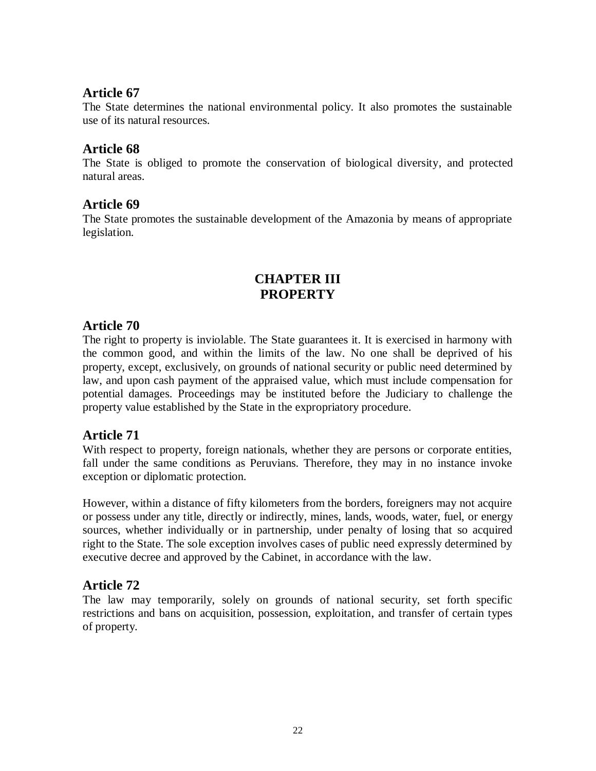### Article 67

The State determines the national environmental policy. It also promotes the sustainable use of its natural resources.

### Article 68

The State is obliged to promote the conservation of biological diversity, and protected natural areas.

### Article 69

The State promotes the sustainable development of the Amazonia by means of appropriate legislation.

## CHAPTER III
## PROPERTY

### Article 70

The right to property is inviolable. The State guarantees it. It is exercised in harmony with the common good, and within the limits of the law. No one shall be deprived of his property, except, exclusively, on grounds of national security or public need determined by law, and upon cash payment of the appraised value, which must include compensation for potential damages. Proceedings may be instituted before the Judiciary to challenge the property value established by the State in the expropriatory procedure.

### Article 71

With respect to property, foreign nationals, whether they are persons or corporate entities, fall under the same conditions as Peruvians. Therefore, they may in no instance invoke exception or diplomatic protection.

However, within a distance of fifty kilometers from the borders, foreigners may not acquire or possess under any title, directly or indirectly, mines, lands, woods, water, fuel, or energy sources, whether individually or in partnership, under penalty of losing that so acquired right to the State. The sole exception involves cases of public need expressly determined by executive decree and approved by the Cabinet, in accordance with the law.

### Article 72

The law may temporarily, solely on grounds of national security, set forth specific restrictions and bans on acquisition, possession, exploitation, and transfer of certain types of property.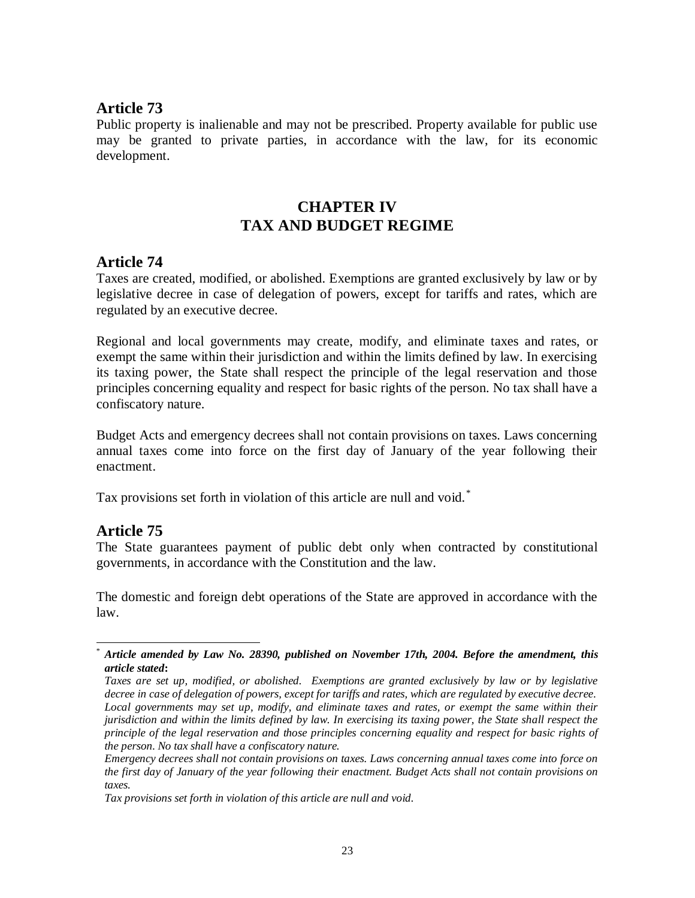## Article 73

Public property is inalienable and may not be prescribed. Property available for public use may be granted to private parties, in accordance with the law, for its economic development.

# CHAPTER IV
# TAX AND BUDGET REGIME

## Article 74

Taxes are created, modified, or abolished. Exemptions are granted exclusively by law or by legislative decree in case of delegation of powers, except for tariffs and rates, which are regulated by an executive decree.

Regional and local governments may create, modify, and eliminate taxes and rates, or exempt the same within their jurisdiction and within the limits defined by law. In exercising its taxing power, the State shall respect the principle of the legal reservation and those principles concerning equality and respect for basic rights of the person. No tax shall have a confiscatory nature.

Budget Acts and emergency decrees shall not contain provisions on taxes. Laws concerning annual taxes come into force on the first day of January of the year following their enactment.

Tax provisions set forth in violation of this article are null and void.[*]

## Article 75

The State guarantees payment of public debt only when contracted by constitutional governments, in accordance with the Constitution and the law.

The domestic and foreign debt operations of the State are approved in accordance with the law.

---

[*] ***Article amended by Law No. 28390, published on November 17th, 2004. Before the amendment, this article stated*****:**

*Taxes are set up, modified, or abolished. Exemptions are granted exclusively by law or by legislative decree in case of delegation of powers, except for tariffs and rates, which are regulated by executive decree. Local governments may set up, modify, and eliminate taxes and rates, or exempt the same within their jurisdiction and within the limits defined by law. In exercising its taxing power, the State shall respect the principle of the legal reservation and those principles concerning equality and respect for basic rights of the person. No tax shall have a confiscatory nature.*

*Emergency decrees shall not contain provisions on taxes. Laws concerning annual taxes come into force on the first day of January of the year following their enactment. Budget Acts shall not contain provisions on taxes.*

*Tax provisions set forth in violation of this article are null and void.*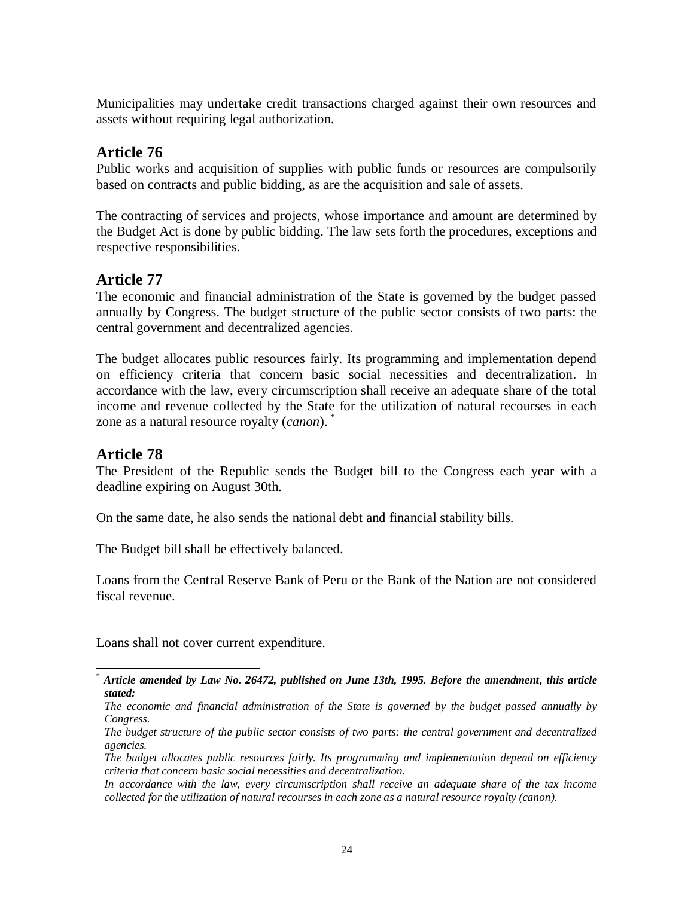Municipalities may undertake credit transactions charged against their own resources and assets without requiring legal authorization.

## Article 76

Public works and acquisition of supplies with public funds or resources are compulsorily based on contracts and public bidding, as are the acquisition and sale of assets.

The contracting of services and projects, whose importance and amount are determined by the Budget Act is done by public bidding. The law sets forth the procedures, exceptions and respective responsibilities.

## Article 77

The economic and financial administration of the State is governed by the budget passed annually by Congress. The budget structure of the public sector consists of two parts: the central government and decentralized agencies.

The budget allocates public resources fairly. Its programming and implementation depend on efficiency criteria that concern basic social necessities and decentralization. In accordance with the law, every circumscription shall receive an adequate share of the total income and revenue collected by the State for the utilization of natural recourses in each zone as a natural resource royalty (*canon*). *

## Article 78

The President of the Republic sends the Budget bill to the Congress each year with a deadline expiring on August 30th.

On the same date, he also sends the national debt and financial stability bills.

The Budget bill shall be effectively balanced.

Loans from the Central Reserve Bank of Peru or the Bank of the Nation are not considered fiscal revenue.

Loans shall not cover current expenditure.

---

* ***Article amended by Law No. 26472, published on June 13th, 1995. Before the amendment, this article stated:***

*The economic and financial administration of the State is governed by the budget passed annually by Congress.*

*The budget structure of the public sector consists of two parts: the central government and decentralized agencies.*

*The budget allocates public resources fairly. Its programming and implementation depend on efficiency criteria that concern basic social necessities and decentralization.*

*In accordance with the law, every circumscription shall receive an adequate share of the tax income collected for the utilization of natural recourses in each zone as a natural resource royalty (canon).*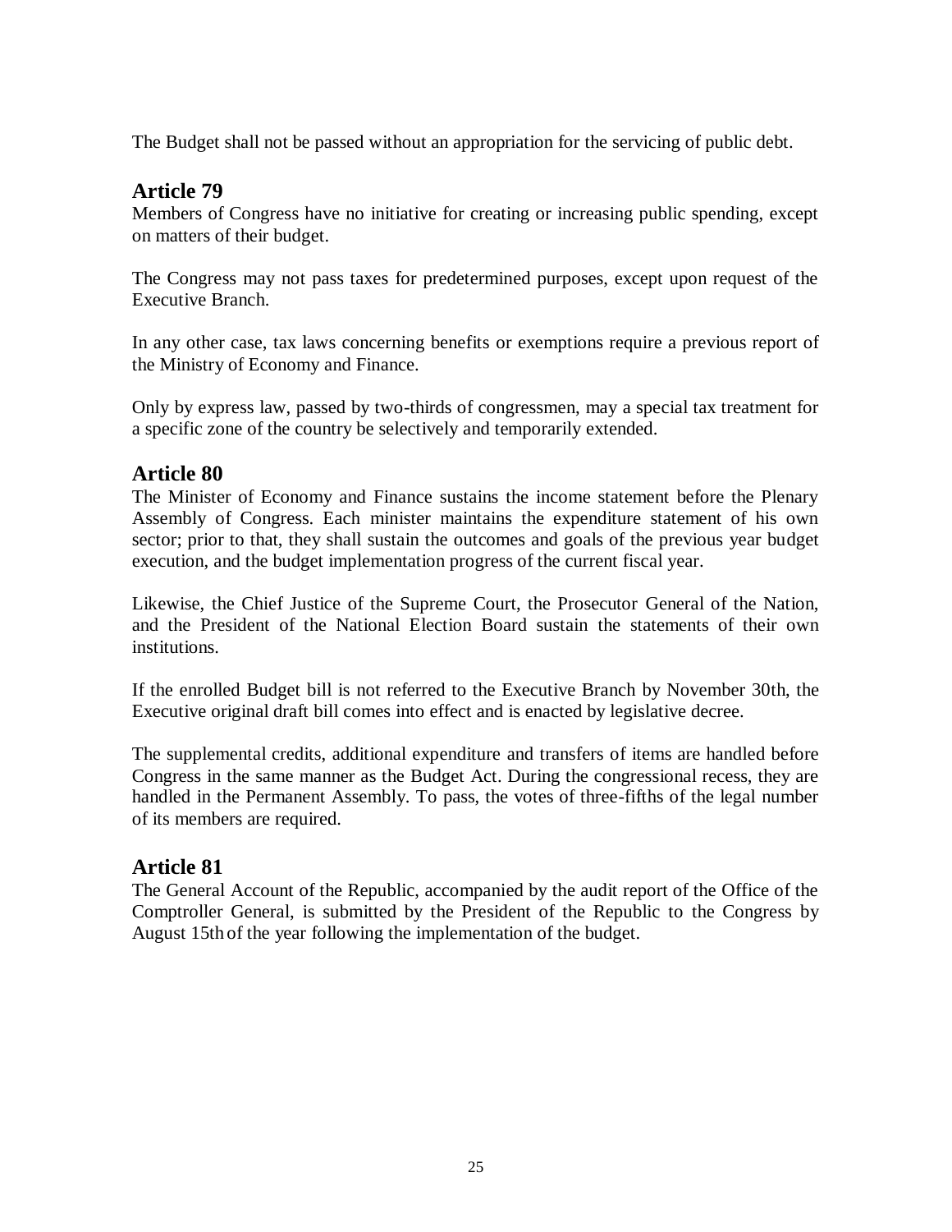The Budget shall not be passed without an appropriation for the servicing of public debt.

## Article 79

Members of Congress have no initiative for creating or increasing public spending, except on matters of their budget.

The Congress may not pass taxes for predetermined purposes, except upon request of the Executive Branch.

In any other case, tax laws concerning benefits or exemptions require a previous report of the Ministry of Economy and Finance.

Only by express law, passed by two-thirds of congressmen, may a special tax treatment for a specific zone of the country be selectively and temporarily extended.

## Article 80

The Minister of Economy and Finance sustains the income statement before the Plenary Assembly of Congress. Each minister maintains the expenditure statement of his own sector; prior to that, they shall sustain the outcomes and goals of the previous year budget execution, and the budget implementation progress of the current fiscal year.

Likewise, the Chief Justice of the Supreme Court, the Prosecutor General of the Nation, and the President of the National Election Board sustain the statements of their own institutions.

If the enrolled Budget bill is not referred to the Executive Branch by November 30th, the Executive original draft bill comes into effect and is enacted by legislative decree.

The supplemental credits, additional expenditure and transfers of items are handled before Congress in the same manner as the Budget Act. During the congressional recess, they are handled in the Permanent Assembly. To pass, the votes of three-fifths of the legal number of its members are required.

## Article 81

The General Account of the Republic, accompanied by the audit report of the Office of the Comptroller General, is submitted by the President of the Republic to the Congress by August 15th of the year following the implementation of the budget.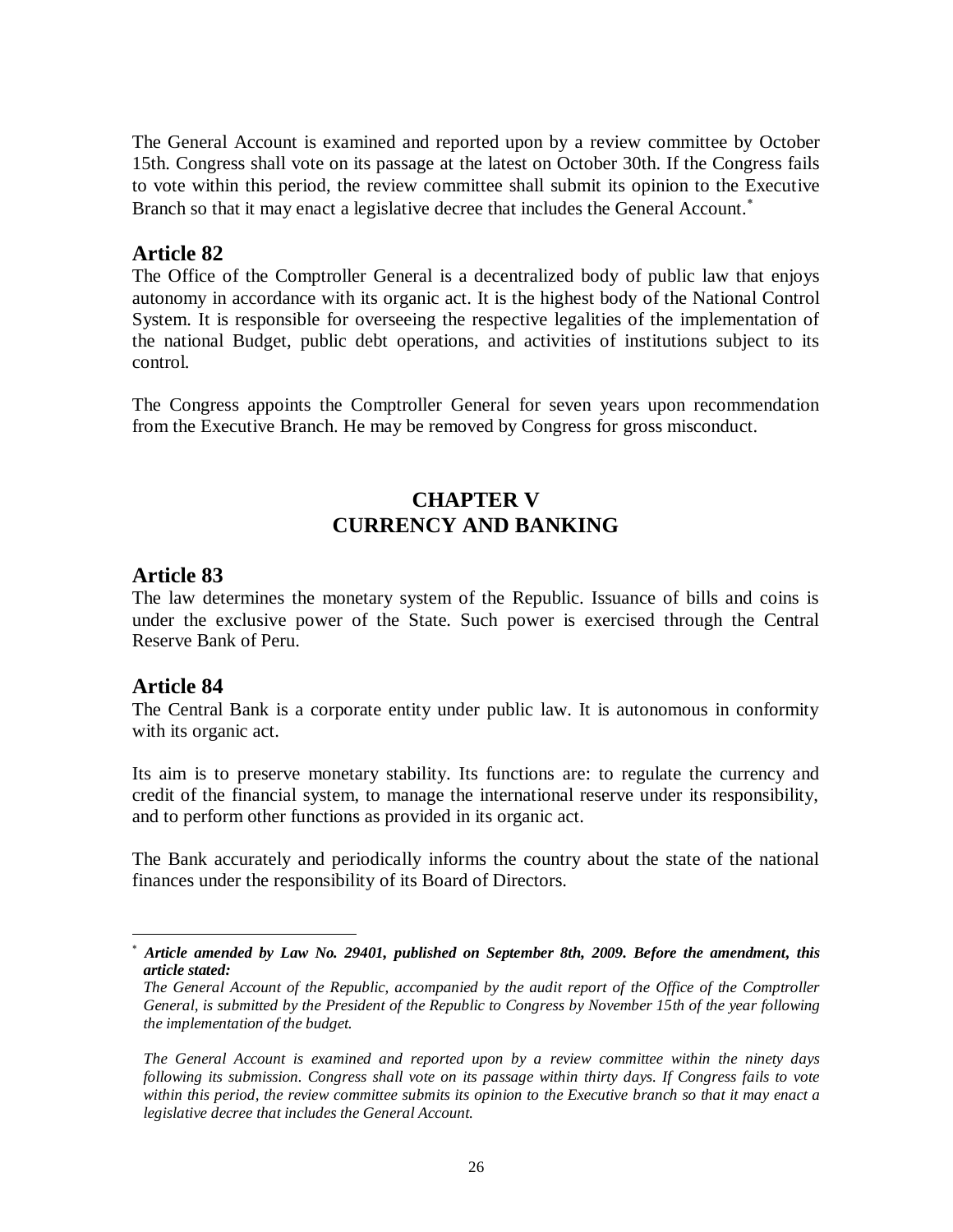The General Account is examined and reported upon by a review committee by October 15th. Congress shall vote on its passage at the latest on October 30th. If the Congress fails to vote within this period, the review committee shall submit its opinion to the Executive Branch so that it may enact a legislative decree that includes the General Account.[*]

## Article 82

The Office of the Comptroller General is a decentralized body of public law that enjoys autonomy in accordance with its organic act. It is the highest body of the National Control System. It is responsible for overseeing the respective legalities of the implementation of the national Budget, public debt operations, and activities of institutions subject to its control.

The Congress appoints the Comptroller General for seven years upon recommendation from the Executive Branch. He may be removed by Congress for gross misconduct.

# CHAPTER V
# CURRENCY AND BANKING

## Article 83

The law determines the monetary system of the Republic. Issuance of bills and coins is under the exclusive power of the State. Such power is exercised through the Central Reserve Bank of Peru.

## Article 84

The Central Bank is a corporate entity under public law. It is autonomous in conformity with its organic act.

Its aim is to preserve monetary stability. Its functions are: to regulate the currency and credit of the financial system, to manage the international reserve under its responsibility, and to perform other functions as provided in its organic act.

The Bank accurately and periodically informs the country about the state of the national finances under the responsibility of its Board of Directors.

---

[*] ***Article amended by Law No. 29401, published on September 8th, 2009. Before the amendment, this article stated:***

*The General Account of the Republic, accompanied by the audit report of the Office of the Comptroller General, is submitted by the President of the Republic to Congress by November 15th of the year following the implementation of the budget.*

*The General Account is examined and reported upon by a review committee within the ninety days following its submission. Congress shall vote on its passage within thirty days. If Congress fails to vote within this period, the review committee submits its opinion to the Executive branch so that it may enact a legislative decree that includes the General Account.*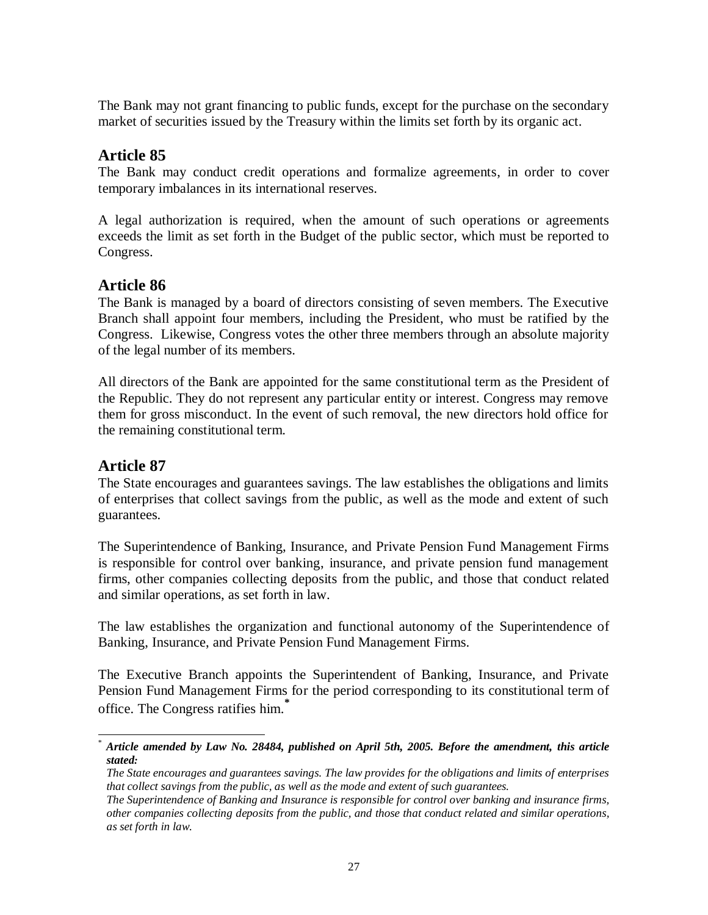The Bank may not grant financing to public funds, except for the purchase on the secondary market of securities issued by the Treasury within the limits set forth by its organic act.

## Article 85

The Bank may conduct credit operations and formalize agreements, in order to cover temporary imbalances in its international reserves.

A legal authorization is required, when the amount of such operations or agreements exceeds the limit as set forth in the Budget of the public sector, which must be reported to Congress.

## Article 86

The Bank is managed by a board of directors consisting of seven members. The Executive Branch shall appoint four members, including the President, who must be ratified by the Congress. Likewise, Congress votes the other three members through an absolute majority of the legal number of its members.

All directors of the Bank are appointed for the same constitutional term as the President of the Republic. They do not represent any particular entity or interest. Congress may remove them for gross misconduct. In the event of such removal, the new directors hold office for the remaining constitutional term.

## Article 87

The State encourages and guarantees savings. The law establishes the obligations and limits of enterprises that collect savings from the public, as well as the mode and extent of such guarantees.

The Superintendence of Banking, Insurance, and Private Pension Fund Management Firms is responsible for control over banking, insurance, and private pension fund management firms, other companies collecting deposits from the public, and those that conduct related and similar operations, as set forth in law.

The law establishes the organization and functional autonomy of the Superintendence of Banking, Insurance, and Private Pension Fund Management Firms.

The Executive Branch appoints the Superintendent of Banking, Insurance, and Private Pension Fund Management Firms for the period corresponding to its constitutional term of office. The Congress ratifies him.[*]

---

[*] ***Article amended by Law No. 28484, published on April 5th, 2005. Before the amendment, this article stated:***

*The State encourages and guarantees savings. The law provides for the obligations and limits of enterprises that collect savings from the public, as well as the mode and extent of such guarantees.*

*The Superintendence of Banking and Insurance is responsible for control over banking and insurance firms, other companies collecting deposits from the public, and those that conduct related and similar operations, as set forth in law.*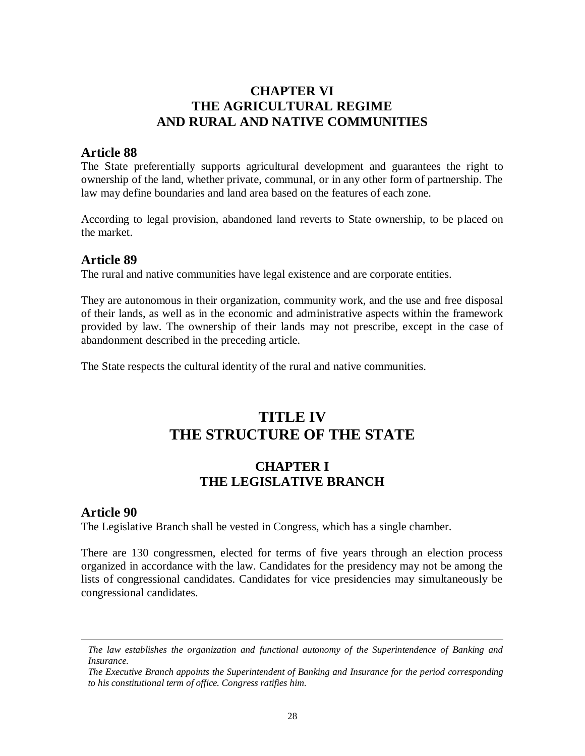## CHAPTER VI
## THE AGRICULTURAL REGIME
## AND RURAL AND NATIVE COMMUNITIES

### Article 88

The State preferentially supports agricultural development and guarantees the right to ownership of the land, whether private, communal, or in any other form of partnership. The law may define boundaries and land area based on the features of each zone.

According to legal provision, abandoned land reverts to State ownership, to be placed on the market.

### Article 89

The rural and native communities have legal existence and are corporate entities.

They are autonomous in their organization, community work, and the use and free disposal of their lands, as well as in the economic and administrative aspects within the framework provided by law. The ownership of their lands may not prescribe, except in the case of abandonment described in the preceding article.

The State respects the cultural identity of the rural and native communities.

# TITLE IV
# THE STRUCTURE OF THE STATE

## CHAPTER I
## THE LEGISLATIVE BRANCH

### Article 90

The Legislative Branch shall be vested in Congress, which has a single chamber.

There are 130 congressmen, elected for terms of five years through an election process organized in accordance with the law. Candidates for the presidency may not be among the lists of congressional candidates. Candidates for vice presidencies may simultaneously be congressional candidates.

---

*The law establishes the organization and functional autonomy of the Superintendence of Banking and Insurance.*

*The Executive Branch appoints the Superintendent of Banking and Insurance for the period corresponding to his constitutional term of office. Congress ratifies him.*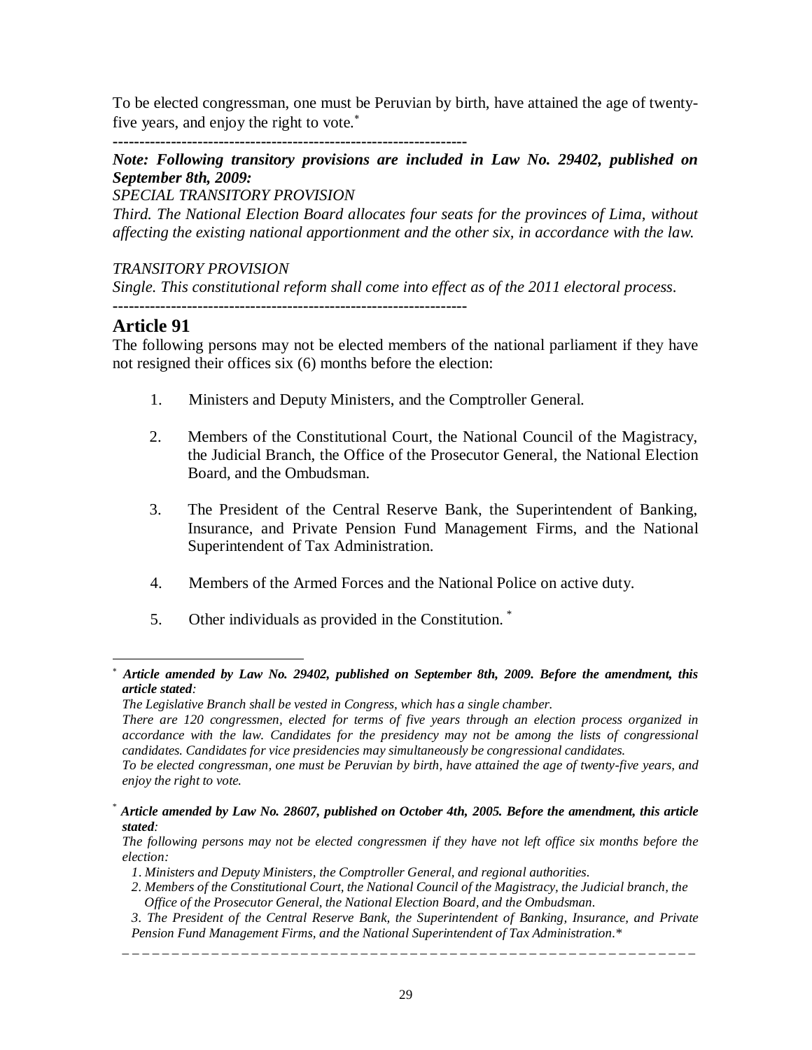To be elected congressman, one must be Peruvian by birth, have attained the age of twenty-five years, and enjoy the right to vote.*

-------------------------------------------------------------------

***Note: Following transitory provisions are included in Law No. 29402, published on September 8th, 2009:***

*SPECIAL TRANSITORY PROVISION*

*Third. The National Election Board allocates four seats for the provinces of Lima, without affecting the existing national apportionment and the other six, in accordance with the law.*

*TRANSITORY PROVISION*

*Single. This constitutional reform shall come into effect as of the 2011 electoral process.*

-------------------------------------------------------------------

## Article 91

The following persons may not be elected members of the national parliament if they have not resigned their offices six (6) months before the election:

1. Ministers and Deputy Ministers, and the Comptroller General.
2. Members of the Constitutional Court, the National Council of the Magistracy, the Judicial Branch, the Office of the Prosecutor General, the National Election Board, and the Ombudsman.
3. The President of the Central Reserve Bank, the Superintendent of Banking, Insurance, and Private Pension Fund Management Firms, and the National Superintendent of Tax Administration.
4. Members of the Armed Forces and the National Police on active duty.
5. Other individuals as provided in the Constitution. *

---

\* ***Article amended by Law No. 29402, published on September 8th, 2009. Before the amendment, this article stated:***

*The Legislative Branch shall be vested in Congress, which has a single chamber.*

*There are 120 congressmen, elected for terms of five years through an election process organized in accordance with the law. Candidates for the presidency may not be among the lists of congressional candidates. Candidates for vice presidencies may simultaneously be congressional candidates.*

*To be elected congressman, one must be Peruvian by birth, have attained the age of twenty-five years, and enjoy the right to vote.*

\* ***Article amended by Law No. 28607, published on October 4th, 2005. Before the amendment, this article stated:***

*The following persons may not be elected congressmen if they have not left office six months before the election:*

*1. Ministers and Deputy Ministers, the Comptroller General, and regional authorities.*

*2. Members of the Constitutional Court, the National Council of the Magistracy, the Judicial branch, the Office of the Prosecutor General, the National Election Board, and the Ombudsman.*

*3. The President of the Central Reserve Bank, the Superintendent of Banking, Insurance, and Private Pension Fund Management Firms, and the National Superintendent of Tax Administration.**

_ _ _ _ _ _ _ _ _ _ _ _ _ _ _ _ _ _ _ _ _ _ _ _ _ _ _ _ _ _ _ _ _ _ _ _ _ _ _ _ _ _ _ _ _ _ _ _ _ _ _ _ _ _ _ _ _ _ _ _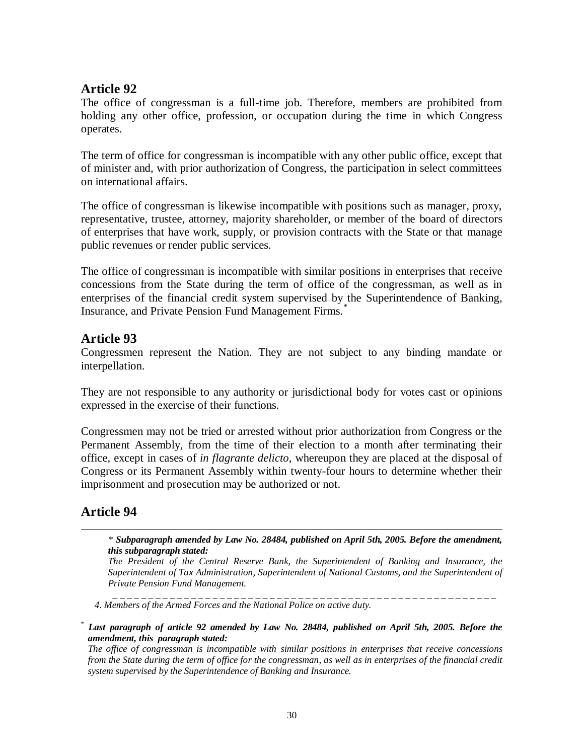## Article 92

The office of congressman is a full-time job. Therefore, members are prohibited from holding any other office, profession, or occupation during the time in which Congress operates.

The term of office for congressman is incompatible with any other public office, except that of minister and, with prior authorization of Congress, the participation in select committees on international affairs.

The office of congressman is likewise incompatible with positions such as manager, proxy, representative, trustee, attorney, majority shareholder, or member of the board of directors of enterprises that have work, supply, or provision contracts with the State or that manage public revenues or render public services.

The office of congressman is incompatible with similar positions in enterprises that receive concessions from the State during the term of office of the congressman, as well as in enterprises of the financial credit system supervised by the Superintendence of Banking, Insurance, and Private Pension Fund Management Firms.[*]

## Article 93

Congressmen represent the Nation. They are not subject to any binding mandate or interpellation.

They are not responsible to any authority or jurisdictional body for votes cast or opinions expressed in the exercise of their functions.

Congressmen may not be tried or arrested without prior authorization from Congress or the Permanent Assembly, from the time of their election to a month after terminating their office, except in cases of *in flagrante delicto*, whereupon they are placed at the disposal of Congress or its Permanent Assembly within twenty-four hours to determine whether their imprisonment and prosecution may be authorized or not.

## Article 94

---

*\* **Subparagraph amended by Law No. 28484, published on April 5th, 2005. Before the amendment, this subparagraph stated:***
*The President of the Central Reserve Bank, the Superintendent of Banking and Insurance, the Superintendent of Tax Administration, Superintendent of National Customs, and the Superintendent of Private Pension Fund Management.*

_ _ _ _ _ _ _ _ _ _ _ _ _ _ _ _ _ _ _ _ _ _ _ _ _ _ _ _ _ _ _ _ _ _ _ _ _ _ _ _ _ _ _ _ _ _ _ _ _ _ _ _ _ _ _ _

*4. Members of the Armed Forces and the National Police on active duty.*

[*] ***Last paragraph of article 92 amended by Law No. 28484, published on April 5th, 2005. Before the amendment, this paragraph stated:***
*The office of congressman is incompatible with similar positions in enterprises that receive concessions from the State during the term of office for the congressman, as well as in enterprises of the financial credit system supervised by the Superintendence of Banking and Insurance.*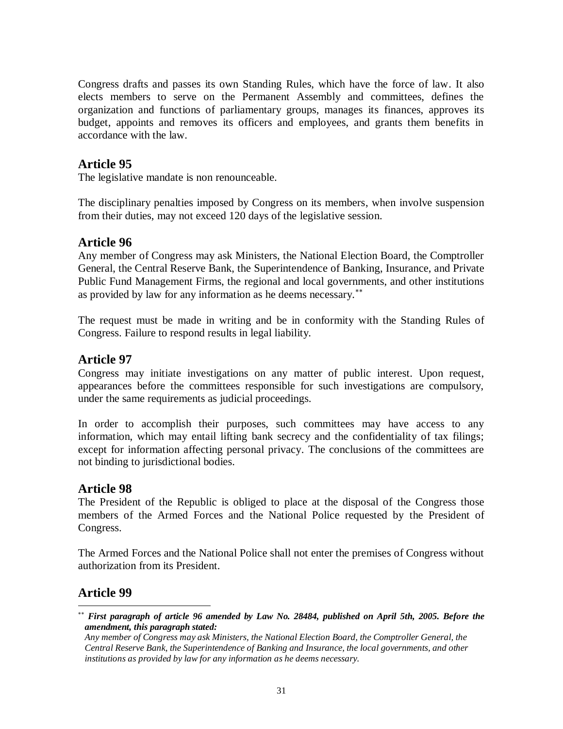Congress drafts and passes its own Standing Rules, which have the force of law. It also elects members to serve on the Permanent Assembly and committees, defines the organization and functions of parliamentary groups, manages its finances, approves its budget, appoints and removes its officers and employees, and grants them benefits in accordance with the law.

## Article 95

The legislative mandate is non renounceable.

The disciplinary penalties imposed by Congress on its members, when involve suspension from their duties, may not exceed 120 days of the legislative session.

## Article 96

Any member of Congress may ask Ministers, the National Election Board, the Comptroller General, the Central Reserve Bank, the Superintendence of Banking, Insurance, and Private Public Fund Management Firms, the regional and local governments, and other institutions as provided by law for any information as he deems necessary.[**]

The request must be made in writing and be in conformity with the Standing Rules of Congress. Failure to respond results in legal liability.

## Article 97

Congress may initiate investigations on any matter of public interest. Upon request, appearances before the committees responsible for such investigations are compulsory, under the same requirements as judicial proceedings.

In order to accomplish their purposes, such committees may have access to any information, which may entail lifting bank secrecy and the confidentiality of tax filings; except for information affecting personal privacy. The conclusions of the committees are not binding to jurisdictional bodies.

## Article 98

The President of the Republic is obliged to place at the disposal of the Congress those members of the Armed Forces and the National Police requested by the President of Congress.

The Armed Forces and the National Police shall not enter the premises of Congress without authorization from its President.

## Article 99

---

[**] ***First paragraph of article 96 amended by Law No. 28484, published on April 5th, 2005. Before the amendment, this paragraph stated:***
*Any member of Congress may ask Ministers, the National Election Board, the Comptroller General, the Central Reserve Bank, the Superintendence of Banking and Insurance, the local governments, and other institutions as provided by law for any information as he deems necessary.*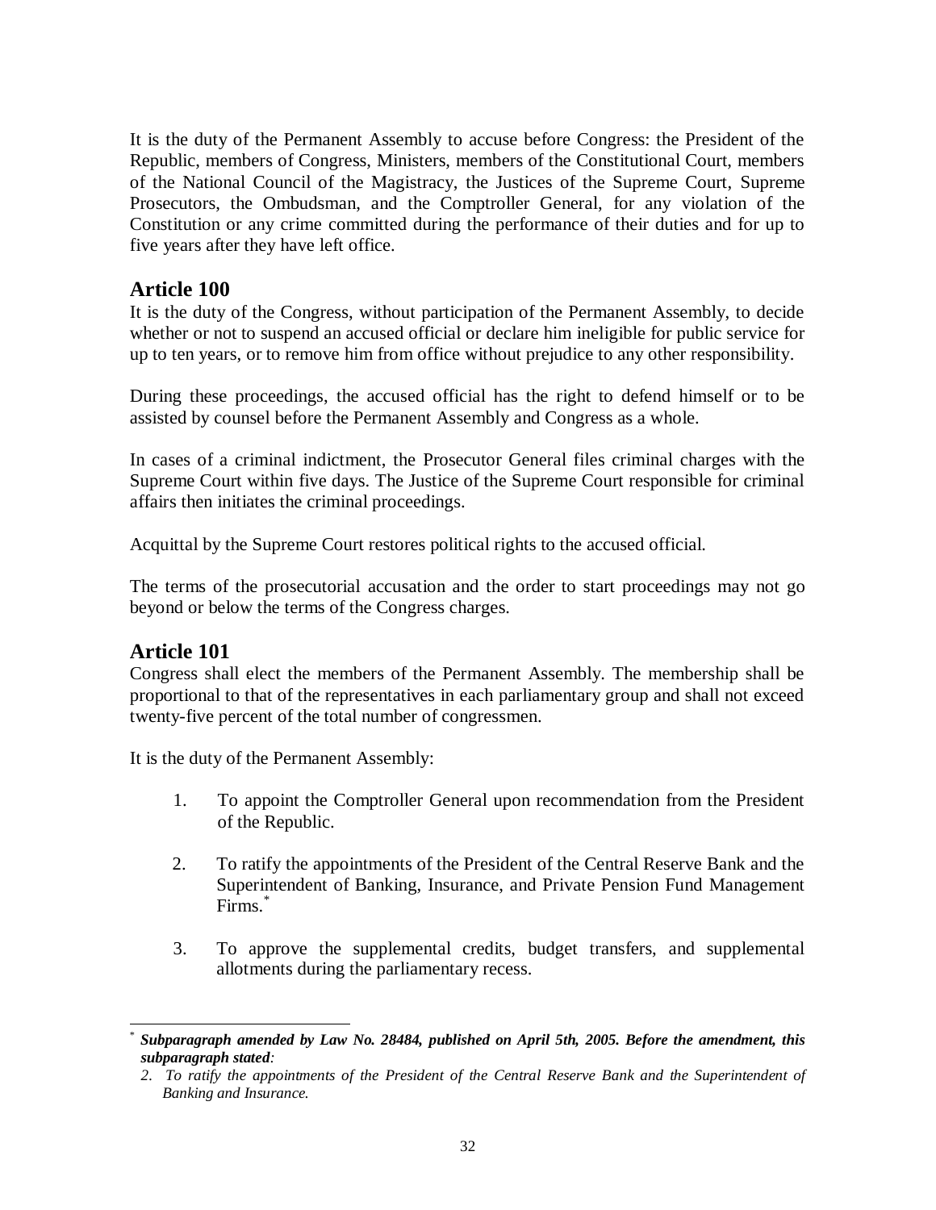It is the duty of the Permanent Assembly to accuse before Congress: the President of the Republic, members of Congress, Ministers, members of the Constitutional Court, members of the National Council of the Magistracy, the Justices of the Supreme Court, Supreme Prosecutors, the Ombudsman, and the Comptroller General, for any violation of the Constitution or any crime committed during the performance of their duties and for up to five years after they have left office.

## Article 100

It is the duty of the Congress, without participation of the Permanent Assembly, to decide whether or not to suspend an accused official or declare him ineligible for public service for up to ten years, or to remove him from office without prejudice to any other responsibility.

During these proceedings, the accused official has the right to defend himself or to be assisted by counsel before the Permanent Assembly and Congress as a whole.

In cases of a criminal indictment, the Prosecutor General files criminal charges with the Supreme Court within five days. The Justice of the Supreme Court responsible for criminal affairs then initiates the criminal proceedings.

Acquittal by the Supreme Court restores political rights to the accused official.

The terms of the prosecutorial accusation and the order to start proceedings may not go beyond or below the terms of the Congress charges.

## Article 101

Congress shall elect the members of the Permanent Assembly. The membership shall be proportional to that of the representatives in each parliamentary group and shall not exceed twenty-five percent of the total number of congressmen.

It is the duty of the Permanent Assembly:

1. To appoint the Comptroller General upon recommendation from the President of the Republic.

2. To ratify the appointments of the President of the Central Reserve Bank and the Superintendent of Banking, Insurance, and Private Pension Fund Management Firms.[*]

3. To approve the supplemental credits, budget transfers, and supplemental allotments during the parliamentary recess.

---

[*] ***Subparagraph amended by Law No. 28484, published on April 5th, 2005. Before the amendment, this subparagraph stated:***

*2. To ratify the appointments of the President of the Central Reserve Bank and the Superintendent of Banking and Insurance.*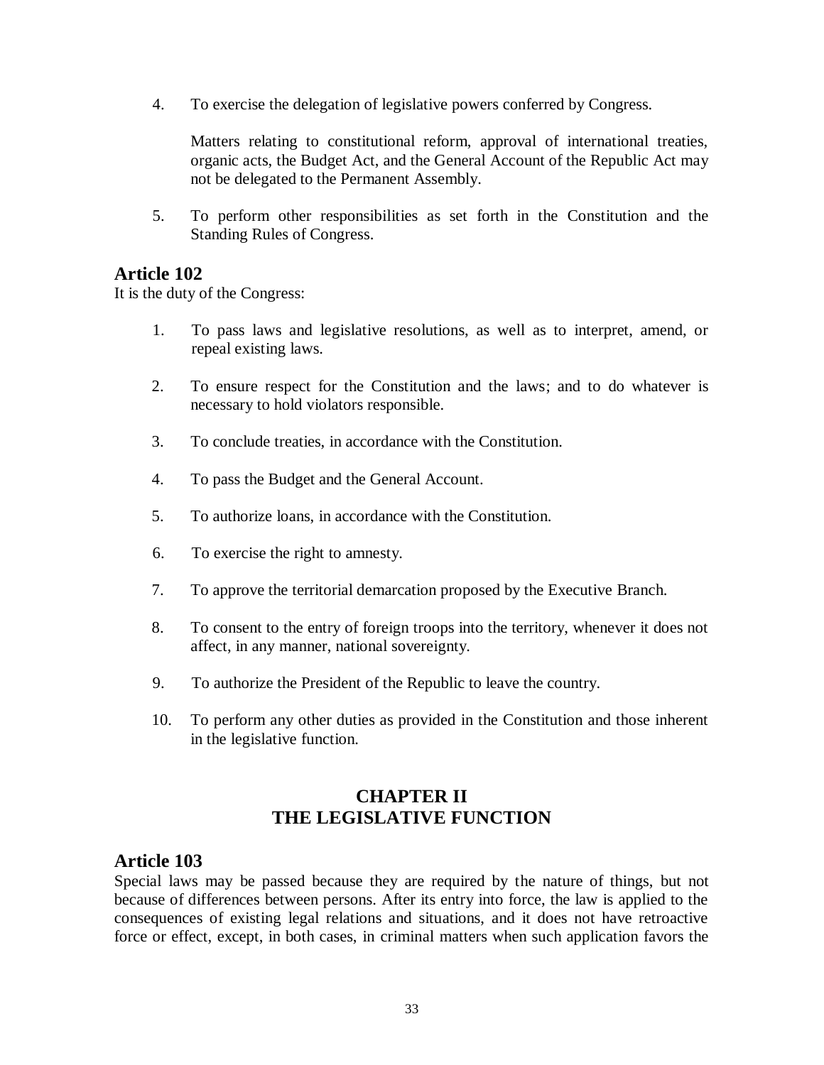4. To exercise the delegation of legislative powers conferred by Congress.

   Matters relating to constitutional reform, approval of international treaties, organic acts, the Budget Act, and the General Account of the Republic Act may not be delegated to the Permanent Assembly.

5. To perform other responsibilities as set forth in the Constitution and the Standing Rules of Congress.

## Article 102

It is the duty of the Congress:

1. To pass laws and legislative resolutions, as well as to interpret, amend, or repeal existing laws.

2. To ensure respect for the Constitution and the laws; and to do whatever is necessary to hold violators responsible.

3. To conclude treaties, in accordance with the Constitution.

4. To pass the Budget and the General Account.

5. To authorize loans, in accordance with the Constitution.

6. To exercise the right to amnesty.

7. To approve the territorial demarcation proposed by the Executive Branch.

8. To consent to the entry of foreign troops into the territory, whenever it does not affect, in any manner, national sovereignty.

9. To authorize the President of the Republic to leave the country.

10. To perform any other duties as provided in the Constitution and those inherent in the legislative function.

# CHAPTER II
# THE LEGISLATIVE FUNCTION

## Article 103

Special laws may be passed because they are required by the nature of things, but not because of differences between persons. After its entry into force, the law is applied to the consequences of existing legal relations and situations, and it does not have retroactive force or effect, except, in both cases, in criminal matters when such application favors the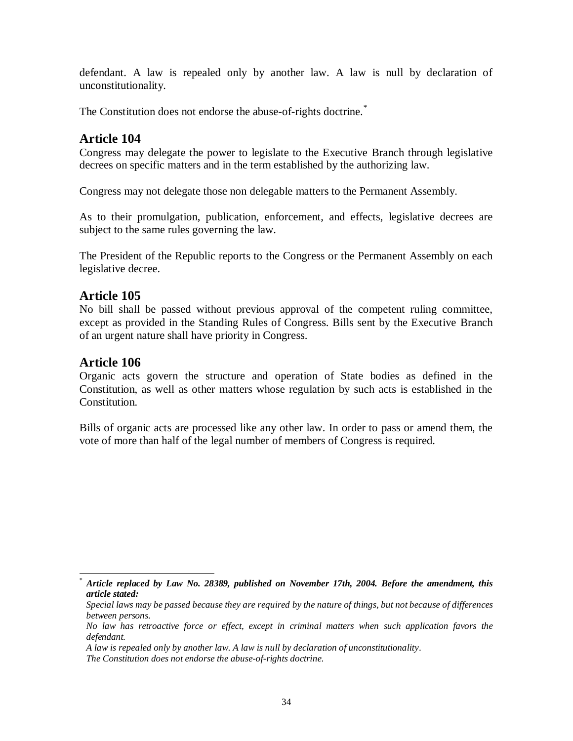defendant. A law is repealed only by another law. A law is null by declaration of unconstitutionality.

The Constitution does not endorse the abuse-of-rights doctrine.*

## Article 104

Congress may delegate the power to legislate to the Executive Branch through legislative decrees on specific matters and in the term established by the authorizing law.

Congress may not delegate those non delegable matters to the Permanent Assembly.

As to their promulgation, publication, enforcement, and effects, legislative decrees are subject to the same rules governing the law.

The President of the Republic reports to the Congress or the Permanent Assembly on each legislative decree.

## Article 105

No bill shall be passed without previous approval of the competent ruling committee, except as provided in the Standing Rules of Congress. Bills sent by the Executive Branch of an urgent nature shall have priority in Congress.

## Article 106

Organic acts govern the structure and operation of State bodies as defined in the Constitution, as well as other matters whose regulation by such acts is established in the Constitution.

Bills of organic acts are processed like any other law. In order to pass or amend them, the vote of more than half of the legal number of members of Congress is required.

---

* ***Article replaced by Law No. 28389, published on November 17th, 2004. Before the amendment, this article stated:***

*Special laws may be passed because they are required by the nature of things, but not because of differences between persons.*

*No law has retroactive force or effect, except in criminal matters when such application favors the defendant.*

*A law is repealed only by another law. A law is null by declaration of unconstitutionality.*

*The Constitution does not endorse the abuse-of-rights doctrine.*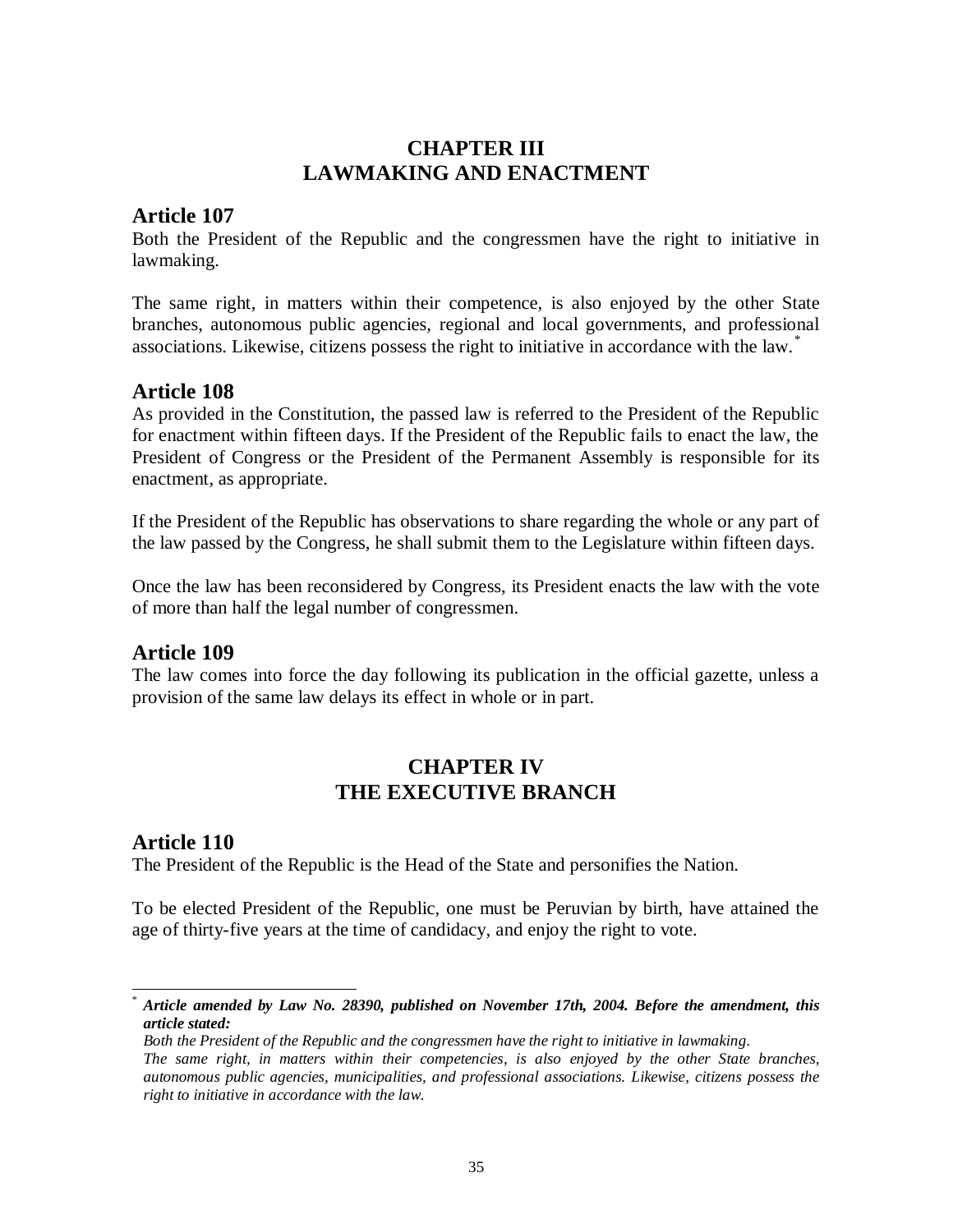## CHAPTER III
## LAWMAKING AND ENACTMENT

### Article 107

Both the President of the Republic and the congressmen have the right to initiative in lawmaking.

The same right, in matters within their competence, is also enjoyed by the other State branches, autonomous public agencies, regional and local governments, and professional associations. Likewise, citizens possess the right to initiative in accordance with the law.[*]

### Article 108

As provided in the Constitution, the passed law is referred to the President of the Republic for enactment within fifteen days. If the President of the Republic fails to enact the law, the President of Congress or the President of the Permanent Assembly is responsible for its enactment, as appropriate.

If the President of the Republic has observations to share regarding the whole or any part of the law passed by the Congress, he shall submit them to the Legislature within fifteen days.

Once the law has been reconsidered by Congress, its President enacts the law with the vote of more than half the legal number of congressmen.

### Article 109

The law comes into force the day following its publication in the official gazette, unless a provision of the same law delays its effect in whole or in part.

## CHAPTER IV
## THE EXECUTIVE BRANCH

### Article 110

The President of the Republic is the Head of the State and personifies the Nation.

To be elected President of the Republic, one must be Peruvian by birth, have attained the age of thirty-five years at the time of candidacy, and enjoy the right to vote.

---

[*] ***Article amended by Law No. 28390, published on November 17th, 2004. Before the amendment, this article stated:***

*Both the President of the Republic and the congressmen have the right to initiative in lawmaking.*

*The same right, in matters within their competencies, is also enjoyed by the other State branches, autonomous public agencies, municipalities, and professional associations. Likewise, citizens possess the right to initiative in accordance with the law.*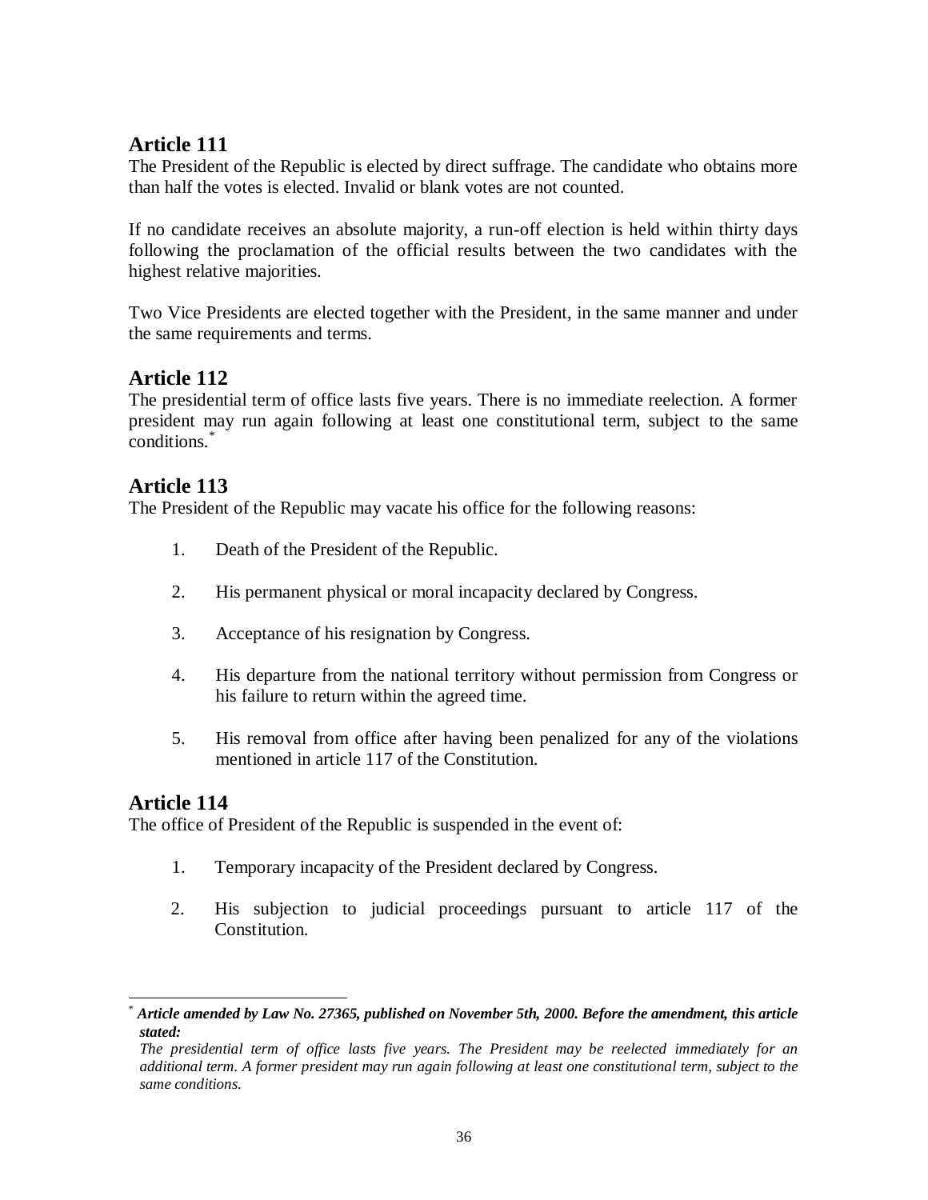## Article 111

The President of the Republic is elected by direct suffrage. The candidate who obtains more than half the votes is elected. Invalid or blank votes are not counted.

If no candidate receives an absolute majority, a run-off election is held within thirty days following the proclamation of the official results between the two candidates with the highest relative majorities.

Two Vice Presidents are elected together with the President, in the same manner and under the same requirements and terms.

## Article 112

The presidential term of office lasts five years. There is no immediate reelection. A former president may run again following at least one constitutional term, subject to the same conditions.[*]

## Article 113

The President of the Republic may vacate his office for the following reasons:

1. Death of the President of the Republic.
2. His permanent physical or moral incapacity declared by Congress.
3. Acceptance of his resignation by Congress.
4. His departure from the national territory without permission from Congress or his failure to return within the agreed time.
5. His removal from office after having been penalized for any of the violations mentioned in article 117 of the Constitution.

## Article 114

The office of President of the Republic is suspended in the event of:

1. Temporary incapacity of the President declared by Congress.
2. His subjection to judicial proceedings pursuant to article 117 of the Constitution.

---

[*] ***Article amended by Law No. 27365, published on November 5th, 2000. Before the amendment, this article stated:***

*The presidential term of office lasts five years. The President may be reelected immediately for an additional term. A former president may run again following at least one constitutional term, subject to the same conditions.*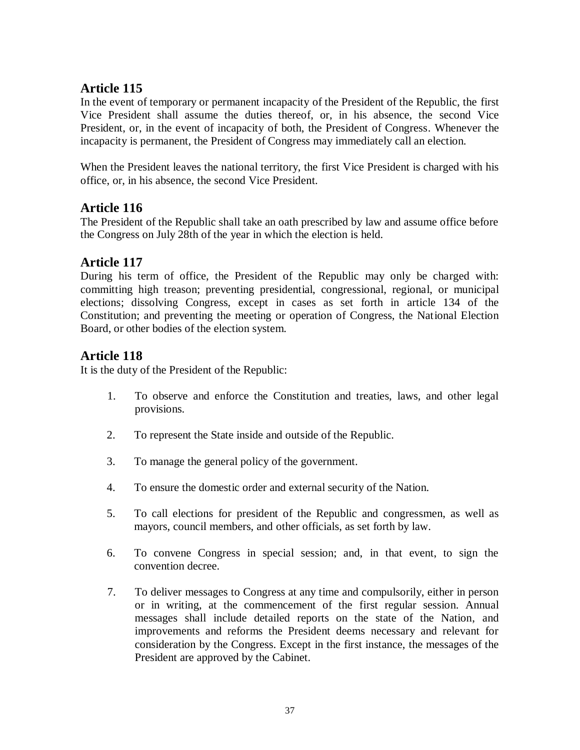## Article 115

In the event of temporary or permanent incapacity of the President of the Republic, the first Vice President shall assume the duties thereof, or, in his absence, the second Vice President, or, in the event of incapacity of both, the President of Congress. Whenever the incapacity is permanent, the President of Congress may immediately call an election.

When the President leaves the national territory, the first Vice President is charged with his office, or, in his absence, the second Vice President.

## Article 116

The President of the Republic shall take an oath prescribed by law and assume office before the Congress on July 28th of the year in which the election is held.

## Article 117

During his term of office, the President of the Republic may only be charged with: committing high treason; preventing presidential, congressional, regional, or municipal elections; dissolving Congress, except in cases as set forth in article 134 of the Constitution; and preventing the meeting or operation of Congress, the National Election Board, or other bodies of the election system.

## Article 118

It is the duty of the President of the Republic:

1. To observe and enforce the Constitution and treaties, laws, and other legal provisions.

2. To represent the State inside and outside of the Republic.

3. To manage the general policy of the government.

4. To ensure the domestic order and external security of the Nation.

5. To call elections for president of the Republic and congressmen, as well as mayors, council members, and other officials, as set forth by law.

6. To convene Congress in special session; and, in that event, to sign the convention decree.

7. To deliver messages to Congress at any time and compulsorily, either in person or in writing, at the commencement of the first regular session. Annual messages shall include detailed reports on the state of the Nation, and improvements and reforms the President deems necessary and relevant for consideration by the Congress. Except in the first instance, the messages of the President are approved by the Cabinet.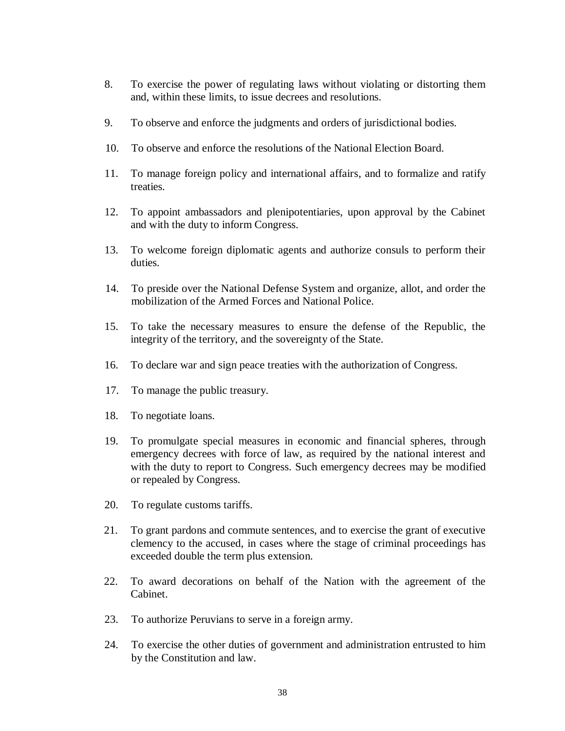8. To exercise the power of regulating laws without violating or distorting them and, within these limits, to issue decrees and resolutions.

9. To observe and enforce the judgments and orders of jurisdictional bodies.

10. To observe and enforce the resolutions of the National Election Board.

11. To manage foreign policy and international affairs, and to formalize and ratify treaties.

12. To appoint ambassadors and plenipotentiaries, upon approval by the Cabinet and with the duty to inform Congress.

13. To welcome foreign diplomatic agents and authorize consuls to perform their duties.

14. To preside over the National Defense System and organize, allot, and order the mobilization of the Armed Forces and National Police.

15. To take the necessary measures to ensure the defense of the Republic, the integrity of the territory, and the sovereignty of the State.

16. To declare war and sign peace treaties with the authorization of Congress.

17. To manage the public treasury.

18. To negotiate loans.

19. To promulgate special measures in economic and financial spheres, through emergency decrees with force of law, as required by the national interest and with the duty to report to Congress. Such emergency decrees may be modified or repealed by Congress.

20. To regulate customs tariffs.

21. To grant pardons and commute sentences, and to exercise the grant of executive clemency to the accused, in cases where the stage of criminal proceedings has exceeded double the term plus extension.

22. To award decorations on behalf of the Nation with the agreement of the Cabinet.

23. To authorize Peruvians to serve in a foreign army.

24. To exercise the other duties of government and administration entrusted to him by the Constitution and law.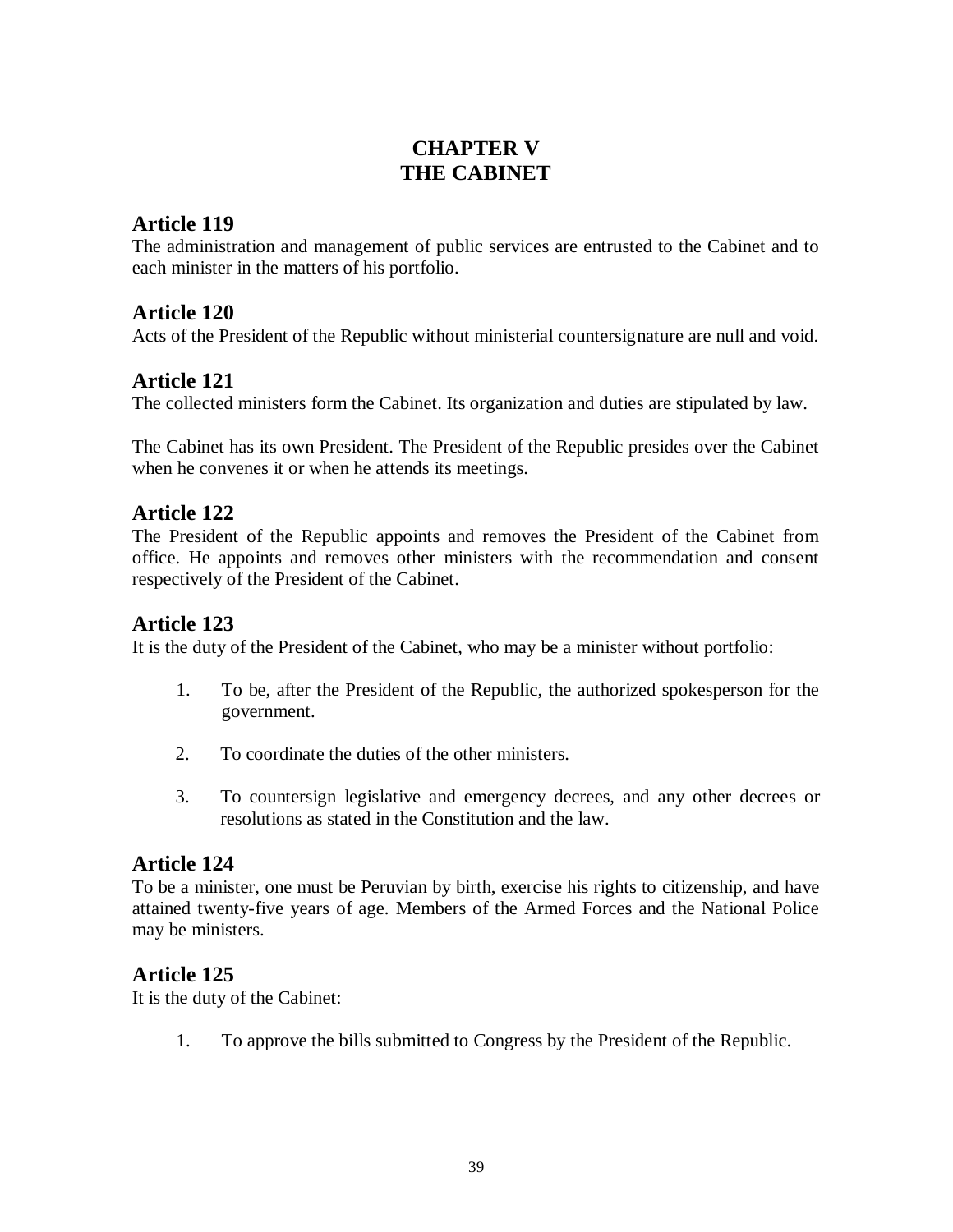## CHAPTER V
## THE CABINET

### Article 119

The administration and management of public services are entrusted to the Cabinet and to each minister in the matters of his portfolio.

### Article 120

Acts of the President of the Republic without ministerial countersignature are null and void.

### Article 121

The collected ministers form the Cabinet. Its organization and duties are stipulated by law.

The Cabinet has its own President. The President of the Republic presides over the Cabinet when he convenes it or when he attends its meetings.

### Article 122

The President of the Republic appoints and removes the President of the Cabinet from office. He appoints and removes other ministers with the recommendation and consent respectively of the President of the Cabinet.

### Article 123

It is the duty of the President of the Cabinet, who may be a minister without portfolio:

1. To be, after the President of the Republic, the authorized spokesperson for the government.

2. To coordinate the duties of the other ministers.

3. To countersign legislative and emergency decrees, and any other decrees or resolutions as stated in the Constitution and the law.

### Article 124

To be a minister, one must be Peruvian by birth, exercise his rights to citizenship, and have attained twenty-five years of age. Members of the Armed Forces and the National Police may be ministers.

### Article 125

It is the duty of the Cabinet:

1. To approve the bills submitted to Congress by the President of the Republic.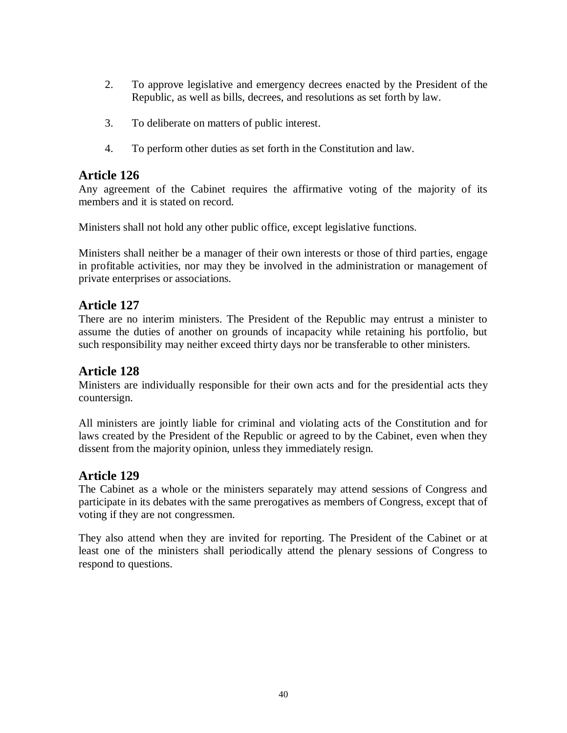2. To approve legislative and emergency decrees enacted by the President of the Republic, as well as bills, decrees, and resolutions as set forth by law.

3. To deliberate on matters of public interest.

4. To perform other duties as set forth in the Constitution and law.

## Article 126

Any agreement of the Cabinet requires the affirmative voting of the majority of its members and it is stated on record.

Ministers shall not hold any other public office, except legislative functions.

Ministers shall neither be a manager of their own interests or those of third parties, engage in profitable activities, nor may they be involved in the administration or management of private enterprises or associations.

## Article 127

There are no interim ministers. The President of the Republic may entrust a minister to assume the duties of another on grounds of incapacity while retaining his portfolio, but such responsibility may neither exceed thirty days nor be transferable to other ministers.

## Article 128

Ministers are individually responsible for their own acts and for the presidential acts they countersign.

All ministers are jointly liable for criminal and violating acts of the Constitution and for laws created by the President of the Republic or agreed to by the Cabinet, even when they dissent from the majority opinion, unless they immediately resign.

## Article 129

The Cabinet as a whole or the ministers separately may attend sessions of Congress and participate in its debates with the same prerogatives as members of Congress, except that of voting if they are not congressmen.

They also attend when they are invited for reporting. The President of the Cabinet or at least one of the ministers shall periodically attend the plenary sessions of Congress to respond to questions.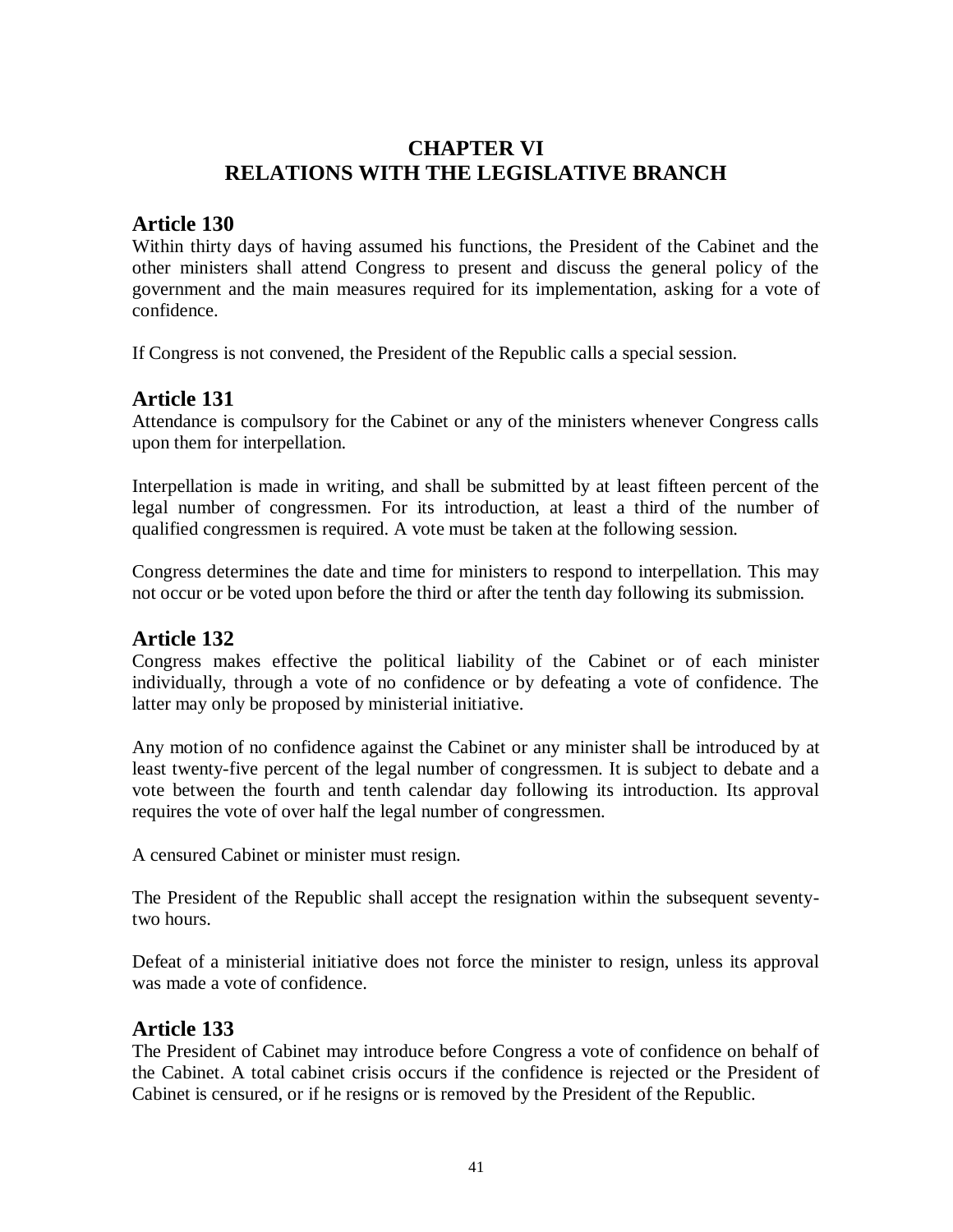# CHAPTER VI
# RELATIONS WITH THE LEGISLATIVE BRANCH

## Article 130

Within thirty days of having assumed his functions, the President of the Cabinet and the other ministers shall attend Congress to present and discuss the general policy of the government and the main measures required for its implementation, asking for a vote of confidence.

If Congress is not convened, the President of the Republic calls a special session.

## Article 131

Attendance is compulsory for the Cabinet or any of the ministers whenever Congress calls upon them for interpellation.

Interpellation is made in writing, and shall be submitted by at least fifteen percent of the legal number of congressmen. For its introduction, at least a third of the number of qualified congressmen is required. A vote must be taken at the following session.

Congress determines the date and time for ministers to respond to interpellation. This may not occur or be voted upon before the third or after the tenth day following its submission.

## Article 132

Congress makes effective the political liability of the Cabinet or of each minister individually, through a vote of no confidence or by defeating a vote of confidence. The latter may only be proposed by ministerial initiative.

Any motion of no confidence against the Cabinet or any minister shall be introduced by at least twenty-five percent of the legal number of congressmen. It is subject to debate and a vote between the fourth and tenth calendar day following its introduction. Its approval requires the vote of over half the legal number of congressmen.

A censured Cabinet or minister must resign.

The President of the Republic shall accept the resignation within the subsequent seventy-two hours.

Defeat of a ministerial initiative does not force the minister to resign, unless its approval was made a vote of confidence.

## Article 133

The President of Cabinet may introduce before Congress a vote of confidence on behalf of the Cabinet. A total cabinet crisis occurs if the confidence is rejected or the President of Cabinet is censured, or if he resigns or is removed by the President of the Republic.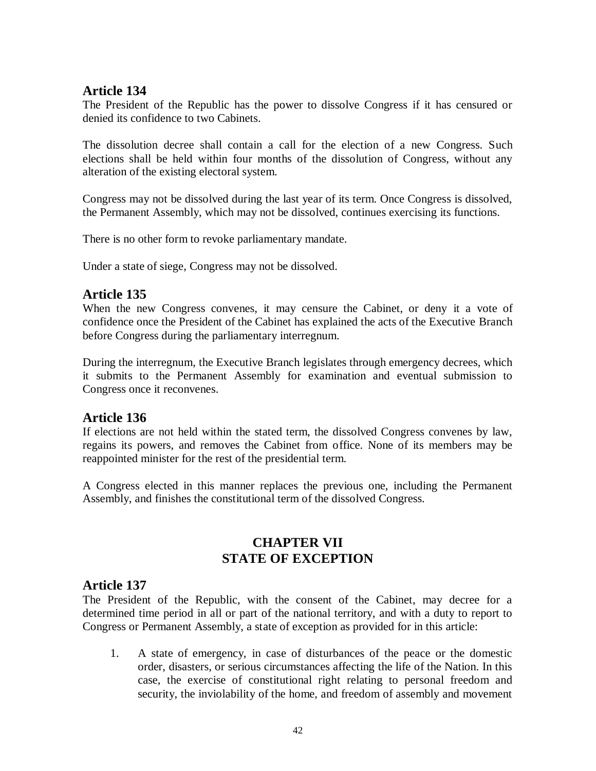### Article 134

The President of the Republic has the power to dissolve Congress if it has censured or denied its confidence to two Cabinets.

The dissolution decree shall contain a call for the election of a new Congress. Such elections shall be held within four months of the dissolution of Congress, without any alteration of the existing electoral system.

Congress may not be dissolved during the last year of its term. Once Congress is dissolved, the Permanent Assembly, which may not be dissolved, continues exercising its functions.

There is no other form to revoke parliamentary mandate.

Under a state of siege, Congress may not be dissolved.

### Article 135

When the new Congress convenes, it may censure the Cabinet, or deny it a vote of confidence once the President of the Cabinet has explained the acts of the Executive Branch before Congress during the parliamentary interregnum.

During the interregnum, the Executive Branch legislates through emergency decrees, which it submits to the Permanent Assembly for examination and eventual submission to Congress once it reconvenes.

### Article 136

If elections are not held within the stated term, the dissolved Congress convenes by law, regains its powers, and removes the Cabinet from office. None of its members may be reappointed minister for the rest of the presidential term.

A Congress elected in this manner replaces the previous one, including the Permanent Assembly, and finishes the constitutional term of the dissolved Congress.

## CHAPTER VII
## STATE OF EXCEPTION

### Article 137

The President of the Republic, with the consent of the Cabinet, may decree for a determined time period in all or part of the national territory, and with a duty to report to Congress or Permanent Assembly, a state of exception as provided for in this article:

1. A state of emergency, in case of disturbances of the peace or the domestic order, disasters, or serious circumstances affecting the life of the Nation. In this case, the exercise of constitutional right relating to personal freedom and security, the inviolability of the home, and freedom of assembly and movement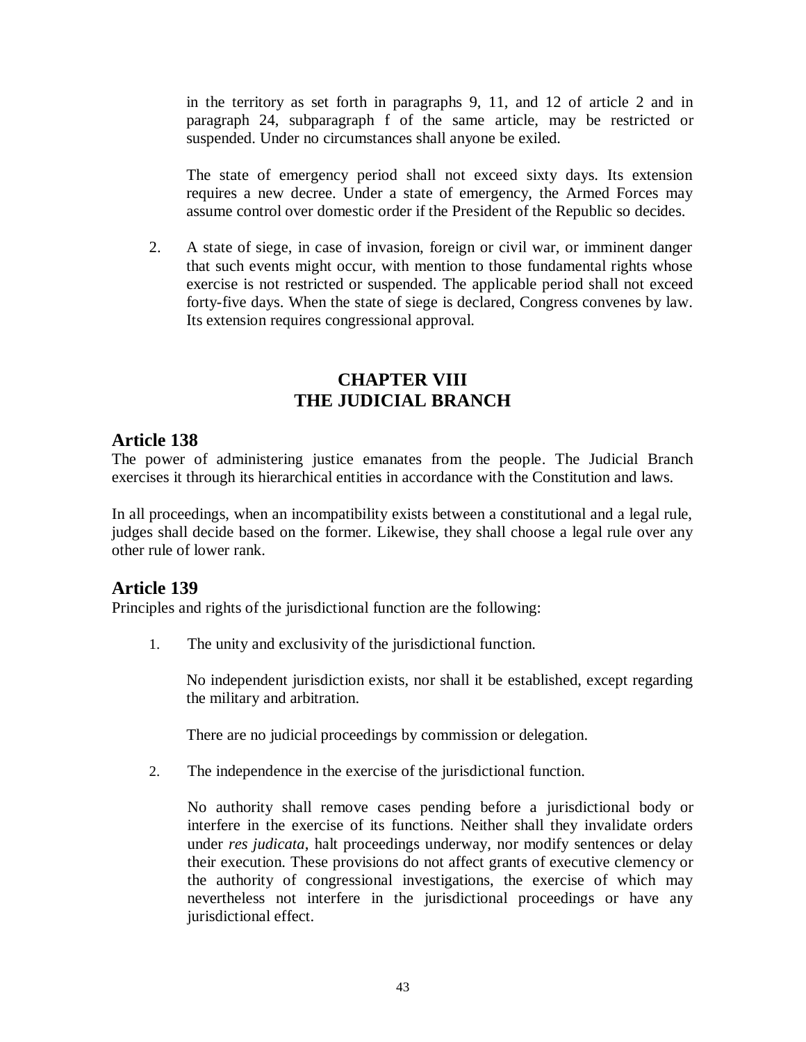in the territory as set forth in paragraphs 9, 11, and 12 of article 2 and in paragraph 24, subparagraph f of the same article, may be restricted or suspended. Under no circumstances shall anyone be exiled.

The state of emergency period shall not exceed sixty days. Its extension requires a new decree. Under a state of emergency, the Armed Forces may assume control over domestic order if the President of the Republic so decides.

2. A state of siege, in case of invasion, foreign or civil war, or imminent danger that such events might occur, with mention to those fundamental rights whose exercise is not restricted or suspended. The applicable period shall not exceed forty-five days. When the state of siege is declared, Congress convenes by law. Its extension requires congressional approval.

## CHAPTER VIII
## THE JUDICIAL BRANCH

### Article 138

The power of administering justice emanates from the people. The Judicial Branch exercises it through its hierarchical entities in accordance with the Constitution and laws.

In all proceedings, when an incompatibility exists between a constitutional and a legal rule, judges shall decide based on the former. Likewise, they shall choose a legal rule over any other rule of lower rank.

### Article 139

Principles and rights of the jurisdictional function are the following:

1. The unity and exclusivity of the jurisdictional function.

   No independent jurisdiction exists, nor shall it be established, except regarding the military and arbitration.

   There are no judicial proceedings by commission or delegation.

2. The independence in the exercise of the jurisdictional function.

   No authority shall remove cases pending before a jurisdictional body or interfere in the exercise of its functions. Neither shall they invalidate orders under *res judicata*, halt proceedings underway, nor modify sentences or delay their execution. These provisions do not affect grants of executive clemency or the authority of congressional investigations, the exercise of which may nevertheless not interfere in the jurisdictional proceedings or have any jurisdictional effect.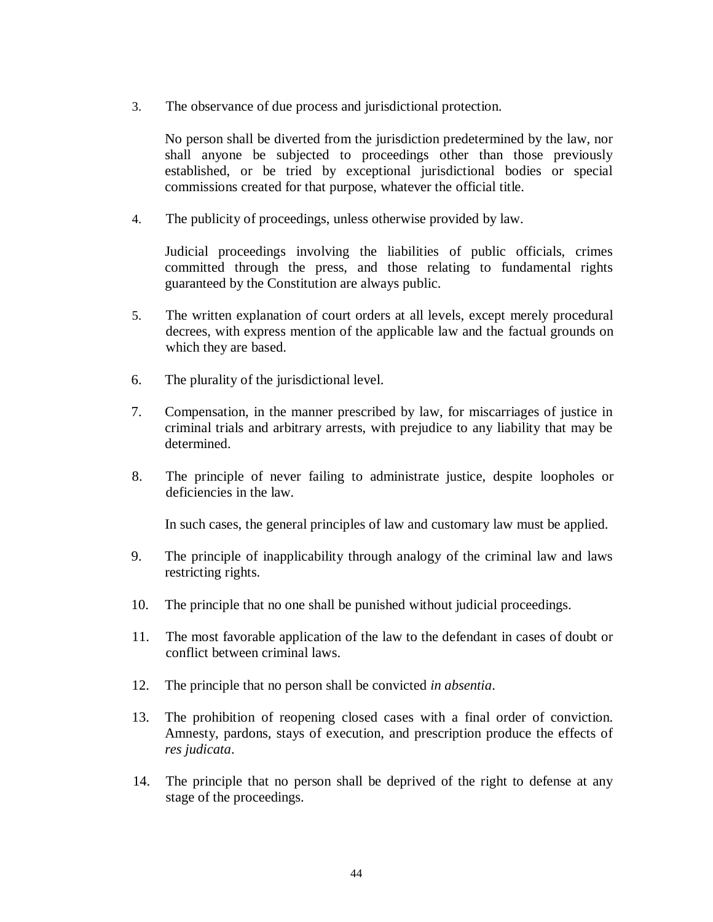3. The observance of due process and jurisdictional protection.

   No person shall be diverted from the jurisdiction predetermined by the law, nor shall anyone be subjected to proceedings other than those previously established, or be tried by exceptional jurisdictional bodies or special commissions created for that purpose, whatever the official title.

4. The publicity of proceedings, unless otherwise provided by law.

   Judicial proceedings involving the liabilities of public officials, crimes committed through the press, and those relating to fundamental rights guaranteed by the Constitution are always public.

5. The written explanation of court orders at all levels, except merely procedural decrees, with express mention of the applicable law and the factual grounds on which they are based.

6. The plurality of the jurisdictional level.

7. Compensation, in the manner prescribed by law, for miscarriages of justice in criminal trials and arbitrary arrests, with prejudice to any liability that may be determined.

8. The principle of never failing to administrate justice, despite loopholes or deficiencies in the law.

   In such cases, the general principles of law and customary law must be applied.

9. The principle of inapplicability through analogy of the criminal law and laws restricting rights.

10. The principle that no one shall be punished without judicial proceedings.

11. The most favorable application of the law to the defendant in cases of doubt or conflict between criminal laws.

12. The principle that no person shall be convicted *in absentia*.

13. The prohibition of reopening closed cases with a final order of conviction. Amnesty, pardons, stays of execution, and prescription produce the effects of *res judicata*.

14. The principle that no person shall be deprived of the right to defense at any stage of the proceedings.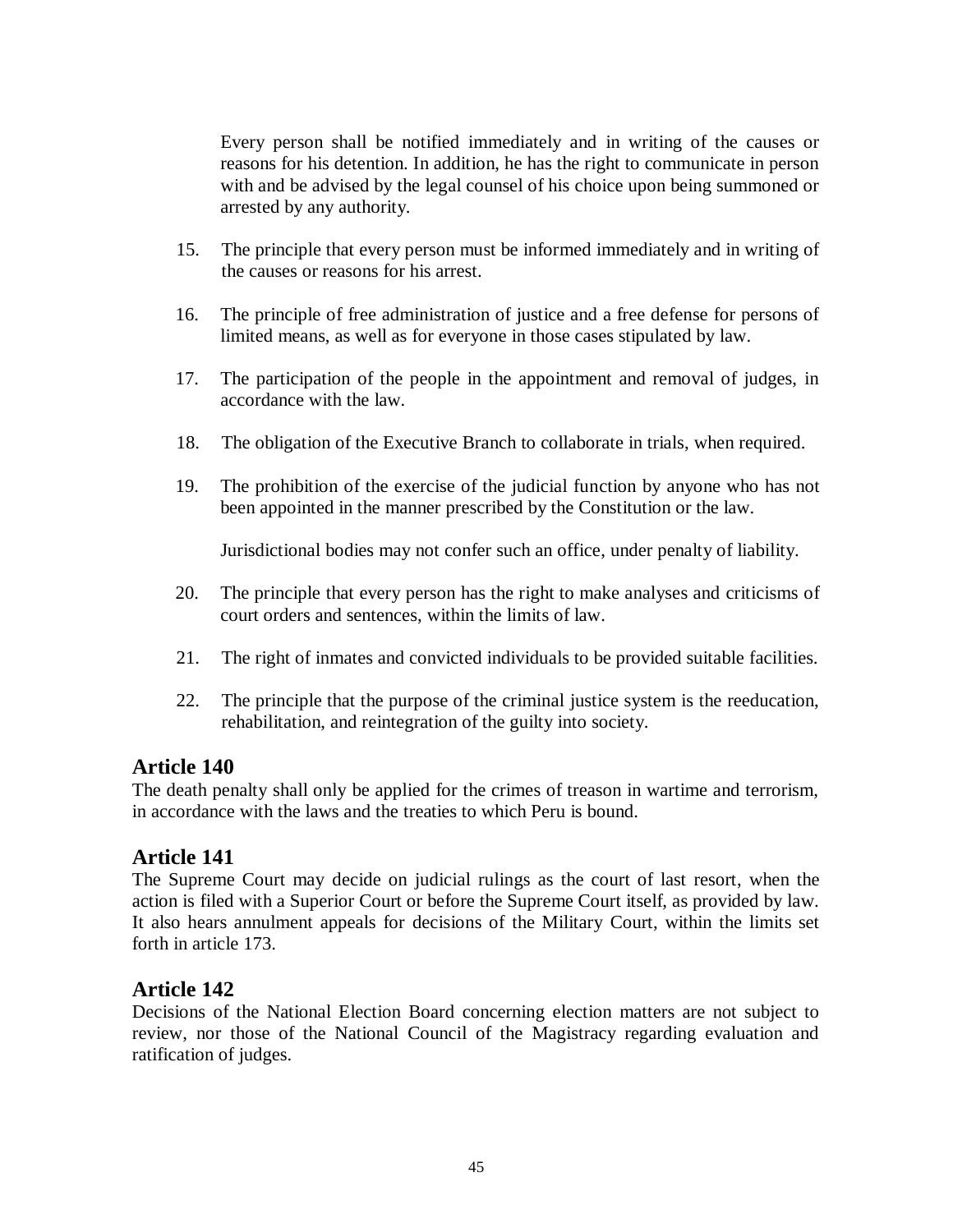Every person shall be notified immediately and in writing of the causes or reasons for his detention. In addition, he has the right to communicate in person with and be advised by the legal counsel of his choice upon being summoned or arrested by any authority.

15. The principle that every person must be informed immediately and in writing of the causes or reasons for his arrest.

16. The principle of free administration of justice and a free defense for persons of limited means, as well as for everyone in those cases stipulated by law.

17. The participation of the people in the appointment and removal of judges, in accordance with the law.

18. The obligation of the Executive Branch to collaborate in trials, when required.

19. The prohibition of the exercise of the judicial function by anyone who has not been appointed in the manner prescribed by the Constitution or the law.

    Jurisdictional bodies may not confer such an office, under penalty of liability.

20. The principle that every person has the right to make analyses and criticisms of court orders and sentences, within the limits of law.

21. The right of inmates and convicted individuals to be provided suitable facilities.

22. The principle that the purpose of the criminal justice system is the reeducation, rehabilitation, and reintegration of the guilty into society.

## Article 140

The death penalty shall only be applied for the crimes of treason in wartime and terrorism, in accordance with the laws and the treaties to which Peru is bound.

## Article 141

The Supreme Court may decide on judicial rulings as the court of last resort, when the action is filed with a Superior Court or before the Supreme Court itself, as provided by law. It also hears annulment appeals for decisions of the Military Court, within the limits set forth in article 173.

## Article 142

Decisions of the National Election Board concerning election matters are not subject to review, nor those of the National Council of the Magistracy regarding evaluation and ratification of judges.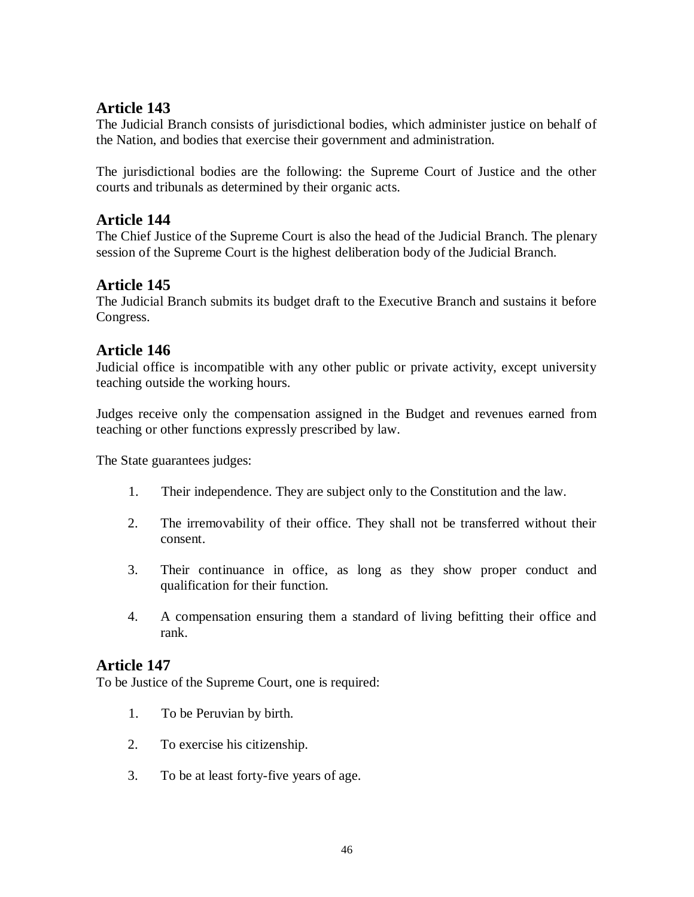## Article 143

The Judicial Branch consists of jurisdictional bodies, which administer justice on behalf of the Nation, and bodies that exercise their government and administration.

The jurisdictional bodies are the following: the Supreme Court of Justice and the other courts and tribunals as determined by their organic acts.

## Article 144

The Chief Justice of the Supreme Court is also the head of the Judicial Branch. The plenary session of the Supreme Court is the highest deliberation body of the Judicial Branch.

## Article 145

The Judicial Branch submits its budget draft to the Executive Branch and sustains it before Congress.

## Article 146

Judicial office is incompatible with any other public or private activity, except university teaching outside the working hours.

Judges receive only the compensation assigned in the Budget and revenues earned from teaching or other functions expressly prescribed by law.

The State guarantees judges:

1. Their independence. They are subject only to the Constitution and the law.
2. The irremovability of their office. They shall not be transferred without their consent.
3. Their continuance in office, as long as they show proper conduct and qualification for their function.
4. A compensation ensuring them a standard of living befitting their office and rank.

## Article 147

To be Justice of the Supreme Court, one is required:

1. To be Peruvian by birth.
2. To exercise his citizenship.
3. To be at least forty-five years of age.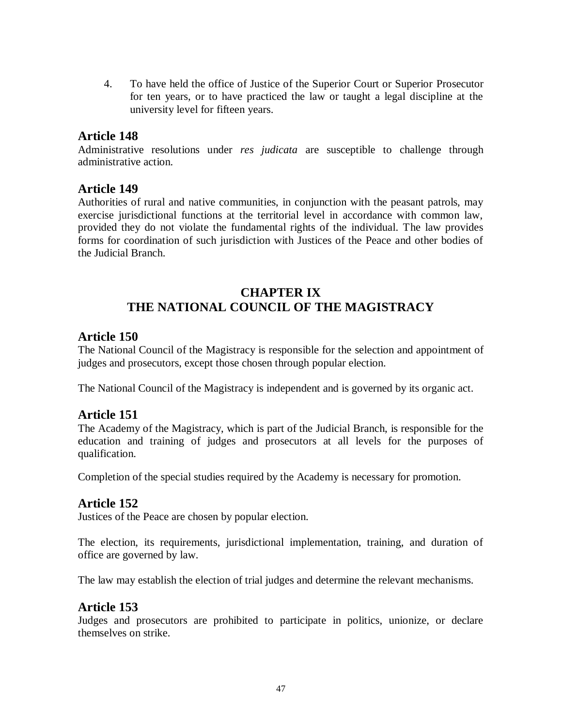4. To have held the office of Justice of the Superior Court or Superior Prosecutor for ten years, or to have practiced the law or taught a legal discipline at the university level for fifteen years.

### Article 148

Administrative resolutions under *res judicata* are susceptible to challenge through administrative action.

### Article 149

Authorities of rural and native communities, in conjunction with the peasant patrols, may exercise jurisdictional functions at the territorial level in accordance with common law, provided they do not violate the fundamental rights of the individual. The law provides forms for coordination of such jurisdiction with Justices of the Peace and other bodies of the Judicial Branch.

## CHAPTER IX
## THE NATIONAL COUNCIL OF THE MAGISTRACY

### Article 150

The National Council of the Magistracy is responsible for the selection and appointment of judges and prosecutors, except those chosen through popular election.

The National Council of the Magistracy is independent and is governed by its organic act.

### Article 151

The Academy of the Magistracy, which is part of the Judicial Branch, is responsible for the education and training of judges and prosecutors at all levels for the purposes of qualification.

Completion of the special studies required by the Academy is necessary for promotion.

### Article 152

Justices of the Peace are chosen by popular election.

The election, its requirements, jurisdictional implementation, training, and duration of office are governed by law.

The law may establish the election of trial judges and determine the relevant mechanisms.

### Article 153

Judges and prosecutors are prohibited to participate in politics, unionize, or declare themselves on strike.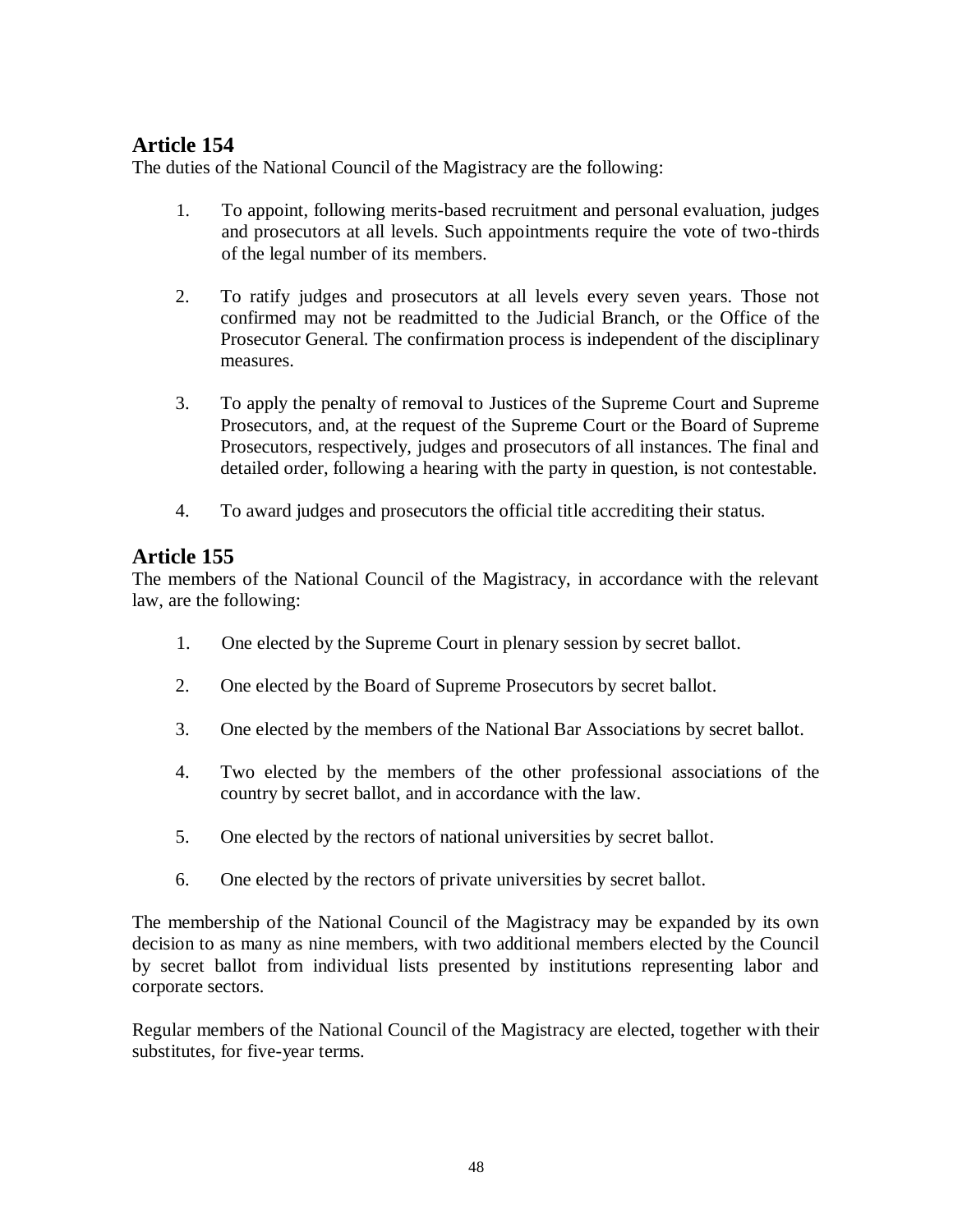## Article 154

The duties of the National Council of the Magistracy are the following:

1. To appoint, following merits-based recruitment and personal evaluation, judges and prosecutors at all levels. Such appointments require the vote of two-thirds of the legal number of its members.

2. To ratify judges and prosecutors at all levels every seven years. Those not confirmed may not be readmitted to the Judicial Branch, or the Office of the Prosecutor General. The confirmation process is independent of the disciplinary measures.

3. To apply the penalty of removal to Justices of the Supreme Court and Supreme Prosecutors, and, at the request of the Supreme Court or the Board of Supreme Prosecutors, respectively, judges and prosecutors of all instances. The final and detailed order, following a hearing with the party in question, is not contestable.

4. To award judges and prosecutors the official title accrediting their status.

## Article 155

The members of the National Council of the Magistracy, in accordance with the relevant law, are the following:

1. One elected by the Supreme Court in plenary session by secret ballot.

2. One elected by the Board of Supreme Prosecutors by secret ballot.

3. One elected by the members of the National Bar Associations by secret ballot.

4. Two elected by the members of the other professional associations of the country by secret ballot, and in accordance with the law.

5. One elected by the rectors of national universities by secret ballot.

6. One elected by the rectors of private universities by secret ballot.

The membership of the National Council of the Magistracy may be expanded by its own decision to as many as nine members, with two additional members elected by the Council by secret ballot from individual lists presented by institutions representing labor and corporate sectors.

Regular members of the National Council of the Magistracy are elected, together with their substitutes, for five-year terms.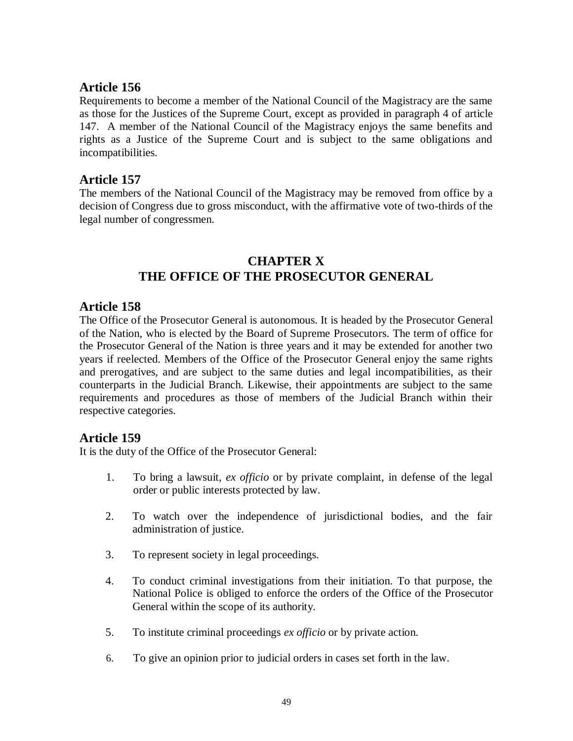### Article 156

Requirements to become a member of the National Council of the Magistracy are the same as those for the Justices of the Supreme Court, except as provided in paragraph 4 of article 147. A member of the National Council of the Magistracy enjoys the same benefits and rights as a Justice of the Supreme Court and is subject to the same obligations and incompatibilities.

### Article 157

The members of the National Council of the Magistracy may be removed from office by a decision of Congress due to gross misconduct, with the affirmative vote of two-thirds of the legal number of congressmen.

## CHAPTER X
## THE OFFICE OF THE PROSECUTOR GENERAL

### Article 158

The Office of the Prosecutor General is autonomous. It is headed by the Prosecutor General of the Nation, who is elected by the Board of Supreme Prosecutors. The term of office for the Prosecutor General of the Nation is three years and it may be extended for another two years if reelected. Members of the Office of the Prosecutor General enjoy the same rights and prerogatives, and are subject to the same duties and legal incompatibilities, as their counterparts in the Judicial Branch. Likewise, their appointments are subject to the same requirements and procedures as those of members of the Judicial Branch within their respective categories.

### Article 159

It is the duty of the Office of the Prosecutor General:

1. To bring a lawsuit, *ex officio* or by private complaint, in defense of the legal order or public interests protected by law.
2. To watch over the independence of jurisdictional bodies, and the fair administration of justice.
3. To represent society in legal proceedings.
4. To conduct criminal investigations from their initiation. To that purpose, the National Police is obliged to enforce the orders of the Office of the Prosecutor General within the scope of its authority.
5. To institute criminal proceedings *ex officio* or by private action.
6. To give an opinion prior to judicial orders in cases set forth in the law.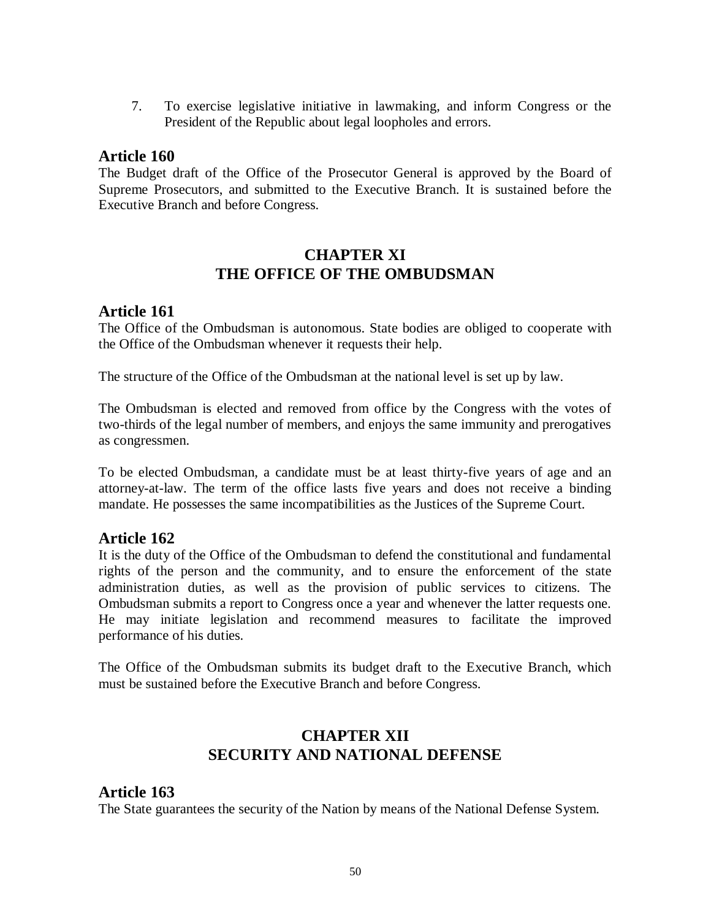7. To exercise legislative initiative in lawmaking, and inform Congress or the President of the Republic about legal loopholes and errors.

### Article 160

The Budget draft of the Office of the Prosecutor General is approved by the Board of Supreme Prosecutors, and submitted to the Executive Branch. It is sustained before the Executive Branch and before Congress.

## CHAPTER XI
## THE OFFICE OF THE OMBUDSMAN

### Article 161

The Office of the Ombudsman is autonomous. State bodies are obliged to cooperate with the Office of the Ombudsman whenever it requests their help.

The structure of the Office of the Ombudsman at the national level is set up by law.

The Ombudsman is elected and removed from office by the Congress with the votes of two-thirds of the legal number of members, and enjoys the same immunity and prerogatives as congressmen.

To be elected Ombudsman, a candidate must be at least thirty-five years of age and an attorney-at-law. The term of the office lasts five years and does not receive a binding mandate. He possesses the same incompatibilities as the Justices of the Supreme Court.

### Article 162

It is the duty of the Office of the Ombudsman to defend the constitutional and fundamental rights of the person and the community, and to ensure the enforcement of the state administration duties, as well as the provision of public services to citizens. The Ombudsman submits a report to Congress once a year and whenever the latter requests one. He may initiate legislation and recommend measures to facilitate the improved performance of his duties.

The Office of the Ombudsman submits its budget draft to the Executive Branch, which must be sustained before the Executive Branch and before Congress.

## CHAPTER XII
## SECURITY AND NATIONAL DEFENSE

### Article 163

The State guarantees the security of the Nation by means of the National Defense System.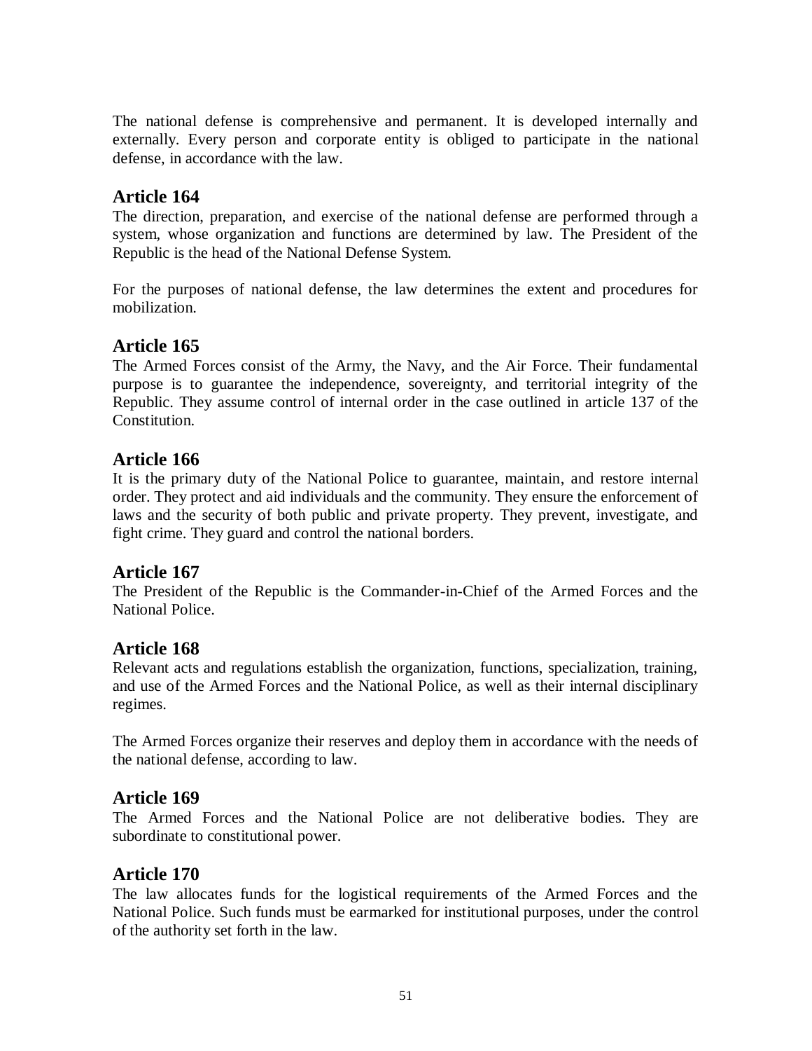The national defense is comprehensive and permanent. It is developed internally and externally. Every person and corporate entity is obliged to participate in the national defense, in accordance with the law.

## Article 164

The direction, preparation, and exercise of the national defense are performed through a system, whose organization and functions are determined by law. The President of the Republic is the head of the National Defense System.

For the purposes of national defense, the law determines the extent and procedures for mobilization.

## Article 165

The Armed Forces consist of the Army, the Navy, and the Air Force. Their fundamental purpose is to guarantee the independence, sovereignty, and territorial integrity of the Republic. They assume control of internal order in the case outlined in article 137 of the Constitution.

## Article 166

It is the primary duty of the National Police to guarantee, maintain, and restore internal order. They protect and aid individuals and the community. They ensure the enforcement of laws and the security of both public and private property. They prevent, investigate, and fight crime. They guard and control the national borders.

## Article 167

The President of the Republic is the Commander-in-Chief of the Armed Forces and the National Police.

## Article 168

Relevant acts and regulations establish the organization, functions, specialization, training, and use of the Armed Forces and the National Police, as well as their internal disciplinary regimes.

The Armed Forces organize their reserves and deploy them in accordance with the needs of the national defense, according to law.

## Article 169

The Armed Forces and the National Police are not deliberative bodies. They are subordinate to constitutional power.

## Article 170

The law allocates funds for the logistical requirements of the Armed Forces and the National Police. Such funds must be earmarked for institutional purposes, under the control of the authority set forth in the law.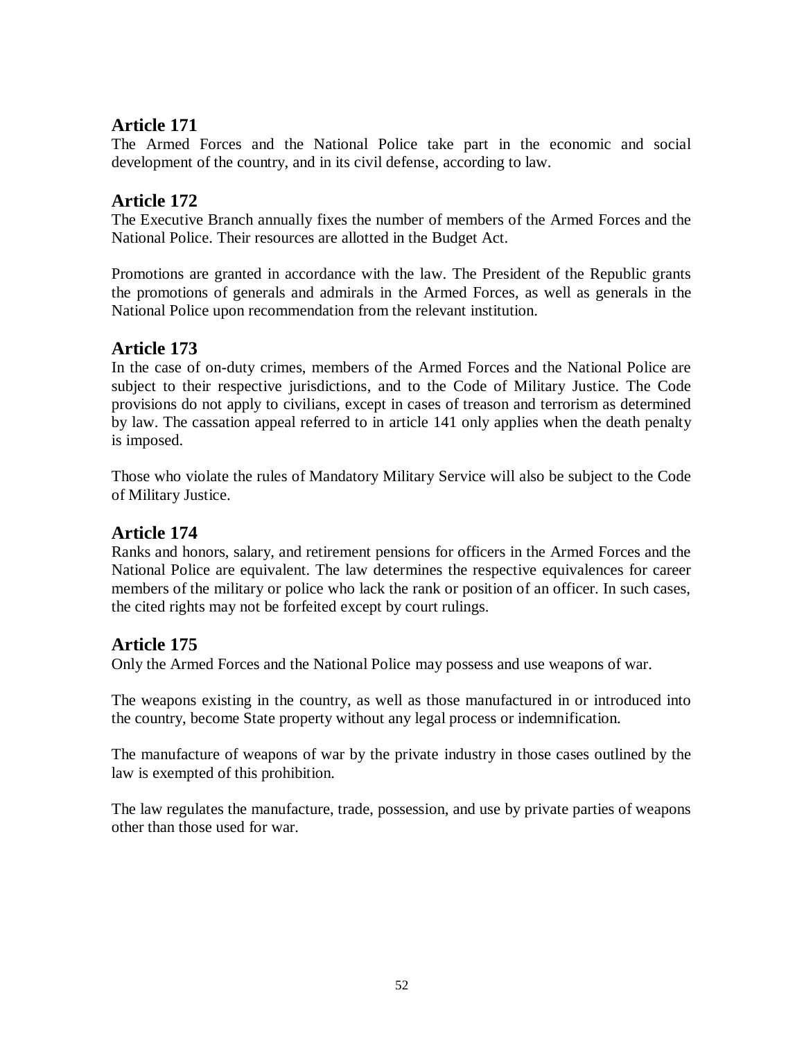## Article 171

The Armed Forces and the National Police take part in the economic and social development of the country, and in its civil defense, according to law.

## Article 172

The Executive Branch annually fixes the number of members of the Armed Forces and the National Police. Their resources are allotted in the Budget Act.

Promotions are granted in accordance with the law. The President of the Republic grants the promotions of generals and admirals in the Armed Forces, as well as generals in the National Police upon recommendation from the relevant institution.

## Article 173

In the case of on-duty crimes, members of the Armed Forces and the National Police are subject to their respective jurisdictions, and to the Code of Military Justice. The Code provisions do not apply to civilians, except in cases of treason and terrorism as determined by law. The cassation appeal referred to in article 141 only applies when the death penalty is imposed.

Those who violate the rules of Mandatory Military Service will also be subject to the Code of Military Justice.

## Article 174

Ranks and honors, salary, and retirement pensions for officers in the Armed Forces and the National Police are equivalent. The law determines the respective equivalences for career members of the military or police who lack the rank or position of an officer. In such cases, the cited rights may not be forfeited except by court rulings.

## Article 175

Only the Armed Forces and the National Police may possess and use weapons of war.

The weapons existing in the country, as well as those manufactured in or introduced into the country, become State property without any legal process or indemnification.

The manufacture of weapons of war by the private industry in those cases outlined by the law is exempted of this prohibition.

The law regulates the manufacture, trade, possession, and use by private parties of weapons other than those used for war.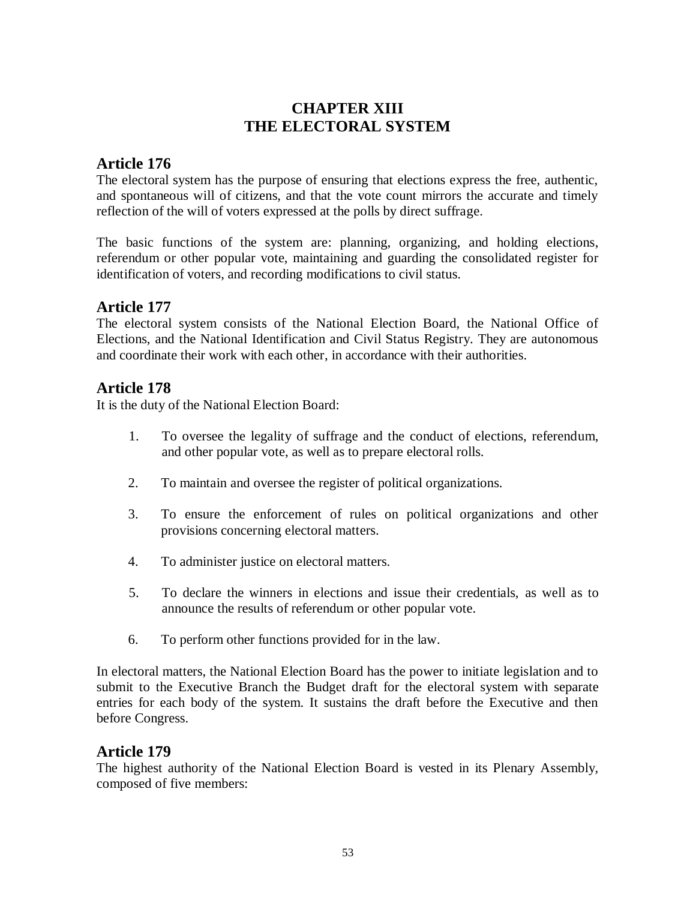# CHAPTER XIII
# THE ELECTORAL SYSTEM

## Article 176

The electoral system has the purpose of ensuring that elections express the free, authentic, and spontaneous will of citizens, and that the vote count mirrors the accurate and timely reflection of the will of voters expressed at the polls by direct suffrage.

The basic functions of the system are: planning, organizing, and holding elections, referendum or other popular vote, maintaining and guarding the consolidated register for identification of voters, and recording modifications to civil status.

## Article 177

The electoral system consists of the National Election Board, the National Office of Elections, and the National Identification and Civil Status Registry. They are autonomous and coordinate their work with each other, in accordance with their authorities.

## Article 178

It is the duty of the National Election Board:

1. To oversee the legality of suffrage and the conduct of elections, referendum, and other popular vote, as well as to prepare electoral rolls.

2. To maintain and oversee the register of political organizations.

3. To ensure the enforcement of rules on political organizations and other provisions concerning electoral matters.

4. To administer justice on electoral matters.

5. To declare the winners in elections and issue their credentials, as well as to announce the results of referendum or other popular vote.

6. To perform other functions provided for in the law.

In electoral matters, the National Election Board has the power to initiate legislation and to submit to the Executive Branch the Budget draft for the electoral system with separate entries for each body of the system. It sustains the draft before the Executive and then before Congress.

## Article 179

The highest authority of the National Election Board is vested in its Plenary Assembly, composed of five members: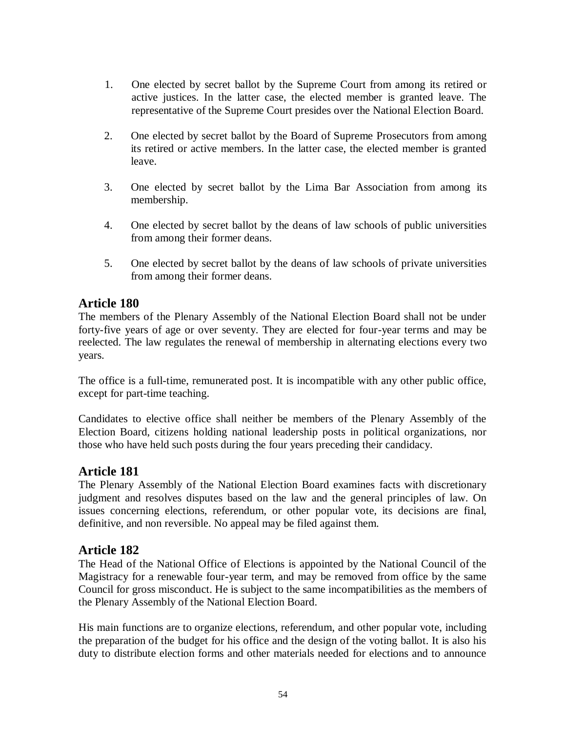1. One elected by secret ballot by the Supreme Court from among its retired or active justices. In the latter case, the elected member is granted leave. The representative of the Supreme Court presides over the National Election Board.

2. One elected by secret ballot by the Board of Supreme Prosecutors from among its retired or active members. In the latter case, the elected member is granted leave.

3. One elected by secret ballot by the Lima Bar Association from among its membership.

4. One elected by secret ballot by the deans of law schools of public universities from among their former deans.

5. One elected by secret ballot by the deans of law schools of private universities from among their former deans.

## Article 180

The members of the Plenary Assembly of the National Election Board shall not be under forty-five years of age or over seventy. They are elected for four-year terms and may be reelected. The law regulates the renewal of membership in alternating elections every two years.

The office is a full-time, remunerated post. It is incompatible with any other public office, except for part-time teaching.

Candidates to elective office shall neither be members of the Plenary Assembly of the Election Board, citizens holding national leadership posts in political organizations, nor those who have held such posts during the four years preceding their candidacy.

## Article 181

The Plenary Assembly of the National Election Board examines facts with discretionary judgment and resolves disputes based on the law and the general principles of law. On issues concerning elections, referendum, or other popular vote, its decisions are final, definitive, and non reversible. No appeal may be filed against them.

## Article 182

The Head of the National Office of Elections is appointed by the National Council of the Magistracy for a renewable four-year term, and may be removed from office by the same Council for gross misconduct. He is subject to the same incompatibilities as the members of the Plenary Assembly of the National Election Board.

His main functions are to organize elections, referendum, and other popular vote, including the preparation of the budget for his office and the design of the voting ballot. It is also his duty to distribute election forms and other materials needed for elections and to announce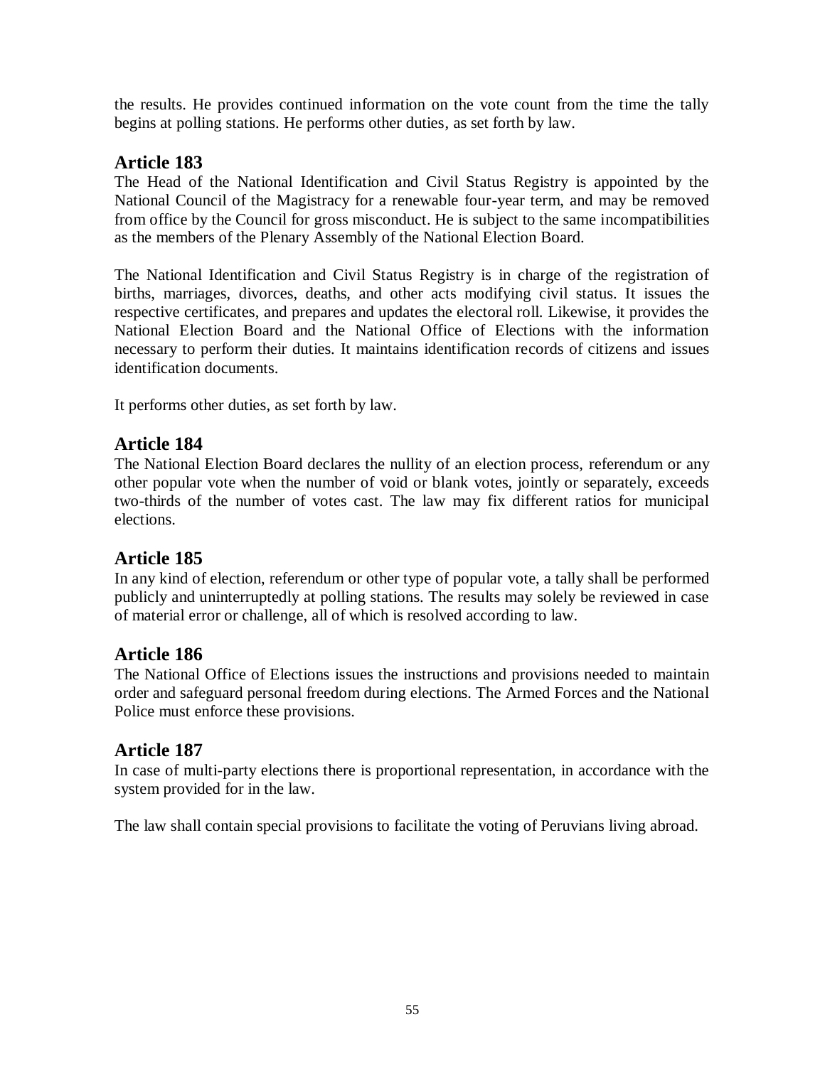the results. He provides continued information on the vote count from the time the tally begins at polling stations. He performs other duties, as set forth by law.

## Article 183

The Head of the National Identification and Civil Status Registry is appointed by the National Council of the Magistracy for a renewable four-year term, and may be removed from office by the Council for gross misconduct. He is subject to the same incompatibilities as the members of the Plenary Assembly of the National Election Board.

The National Identification and Civil Status Registry is in charge of the registration of births, marriages, divorces, deaths, and other acts modifying civil status. It issues the respective certificates, and prepares and updates the electoral roll. Likewise, it provides the National Election Board and the National Office of Elections with the information necessary to perform their duties. It maintains identification records of citizens and issues identification documents.

It performs other duties, as set forth by law.

## Article 184

The National Election Board declares the nullity of an election process, referendum or any other popular vote when the number of void or blank votes, jointly or separately, exceeds two-thirds of the number of votes cast. The law may fix different ratios for municipal elections.

## Article 185

In any kind of election, referendum or other type of popular vote, a tally shall be performed publicly and uninterruptedly at polling stations. The results may solely be reviewed in case of material error or challenge, all of which is resolved according to law.

## Article 186

The National Office of Elections issues the instructions and provisions needed to maintain order and safeguard personal freedom during elections. The Armed Forces and the National Police must enforce these provisions.

## Article 187

In case of multi-party elections there is proportional representation, in accordance with the system provided for in the law.

The law shall contain special provisions to facilitate the voting of Peruvians living abroad.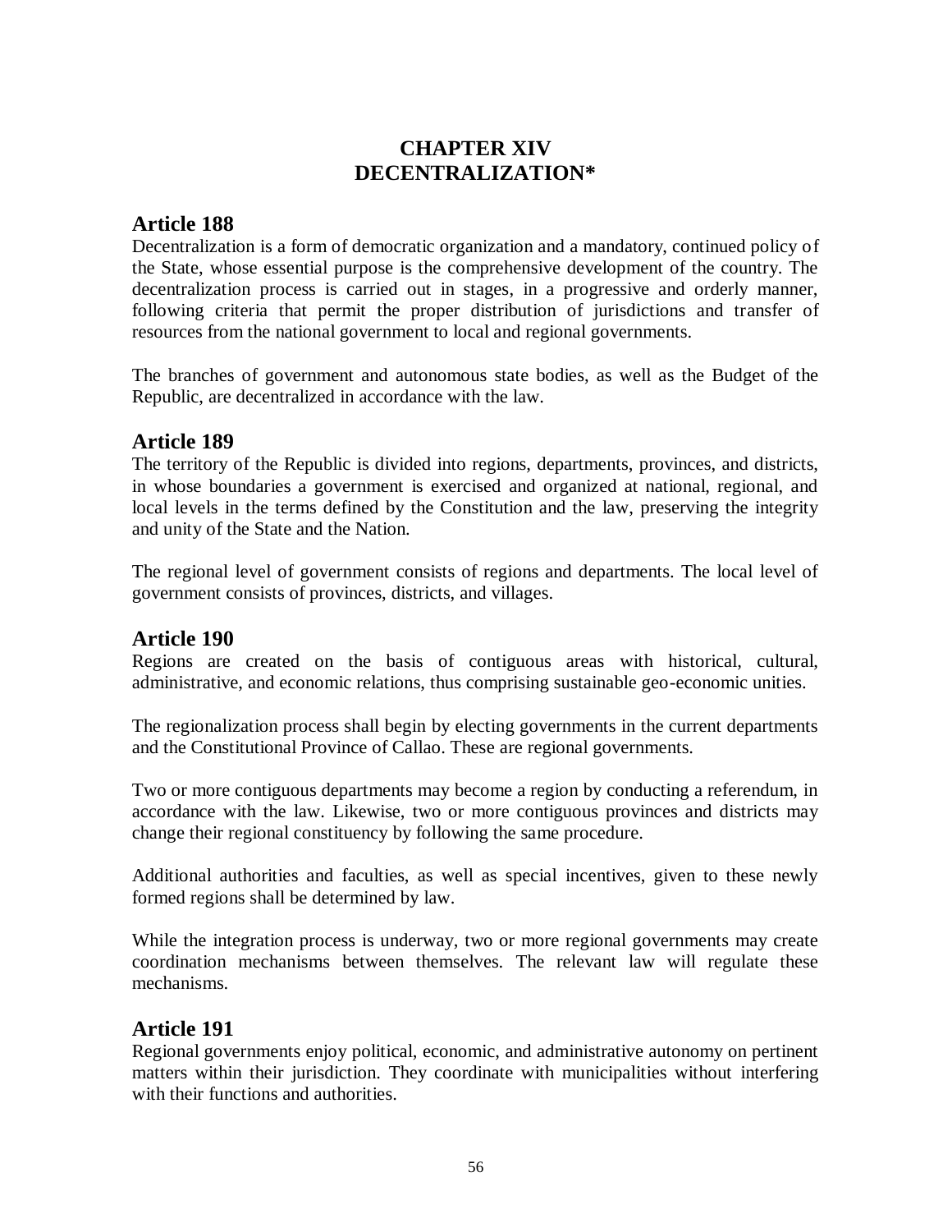# CHAPTER XIV
# DECENTRALIZATION*

## Article 188

Decentralization is a form of democratic organization and a mandatory, continued policy of the State, whose essential purpose is the comprehensive development of the country. The decentralization process is carried out in stages, in a progressive and orderly manner, following criteria that permit the proper distribution of jurisdictions and transfer of resources from the national government to local and regional governments.

The branches of government and autonomous state bodies, as well as the Budget of the Republic, are decentralized in accordance with the law.

## Article 189

The territory of the Republic is divided into regions, departments, provinces, and districts, in whose boundaries a government is exercised and organized at national, regional, and local levels in the terms defined by the Constitution and the law, preserving the integrity and unity of the State and the Nation.

The regional level of government consists of regions and departments. The local level of government consists of provinces, districts, and villages.

## Article 190

Regions are created on the basis of contiguous areas with historical, cultural, administrative, and economic relations, thus comprising sustainable geo-economic unities.

The regionalization process shall begin by electing governments in the current departments and the Constitutional Province of Callao. These are regional governments.

Two or more contiguous departments may become a region by conducting a referendum, in accordance with the law. Likewise, two or more contiguous provinces and districts may change their regional constituency by following the same procedure.

Additional authorities and faculties, as well as special incentives, given to these newly formed regions shall be determined by law.

While the integration process is underway, two or more regional governments may create coordination mechanisms between themselves. The relevant law will regulate these mechanisms.

## Article 191

Regional governments enjoy political, economic, and administrative autonomy on pertinent matters within their jurisdiction. They coordinate with municipalities without interfering with their functions and authorities.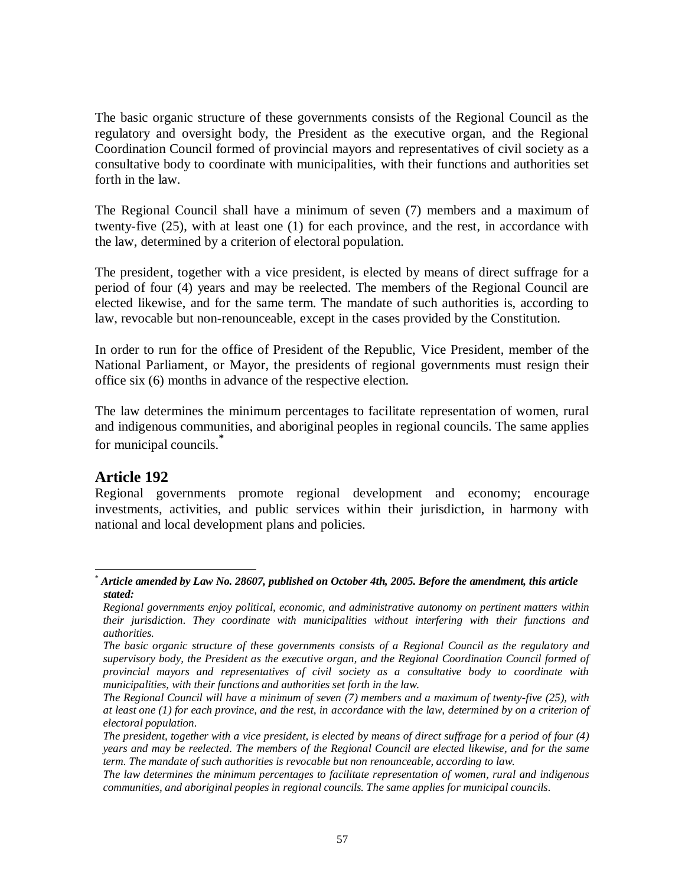The basic organic structure of these governments consists of the Regional Council as the regulatory and oversight body, the President as the executive organ, and the Regional Coordination Council formed of provincial mayors and representatives of civil society as a consultative body to coordinate with municipalities, with their functions and authorities set forth in the law.

The Regional Council shall have a minimum of seven (7) members and a maximum of twenty-five (25), with at least one (1) for each province, and the rest, in accordance with the law, determined by a criterion of electoral population.

The president, together with a vice president, is elected by means of direct suffrage for a period of four (4) years and may be reelected. The members of the Regional Council are elected likewise, and for the same term. The mandate of such authorities is, according to law, revocable but non-renounceable, except in the cases provided by the Constitution.

In order to run for the office of President of the Republic, Vice President, member of the National Parliament, or Mayor, the presidents of regional governments must resign their office six (6) months in advance of the respective election.

The law determines the minimum percentages to facilitate representation of women, rural and indigenous communities, and aboriginal peoples in regional councils. The same applies for municipal councils.[*]

## Article 192

Regional governments promote regional development and economy; encourage investments, activities, and public services within their jurisdiction, in harmony with national and local development plans and policies.

---

[*] ***Article amended by Law No. 28607, published on October 4th, 2005. Before the amendment, this article stated:***

*Regional governments enjoy political, economic, and administrative autonomy on pertinent matters within their jurisdiction. They coordinate with municipalities without interfering with their functions and authorities.*

*The basic organic structure of these governments consists of a Regional Council as the regulatory and supervisory body, the President as the executive organ, and the Regional Coordination Council formed of provincial mayors and representatives of civil society as a consultative body to coordinate with municipalities, with their functions and authorities set forth in the law.*

*The Regional Council will have a minimum of seven (7) members and a maximum of twenty-five (25), with at least one (1) for each province, and the rest, in accordance with the law, determined by on a criterion of electoral population.*

*The president, together with a vice president, is elected by means of direct suffrage for a period of four (4) years and may be reelected. The members of the Regional Council are elected likewise, and for the same term. The mandate of such authorities is revocable but non renounceable, according to law.*

*The law determines the minimum percentages to facilitate representation of women, rural and indigenous communities, and aboriginal peoples in regional councils. The same applies for municipal councils.*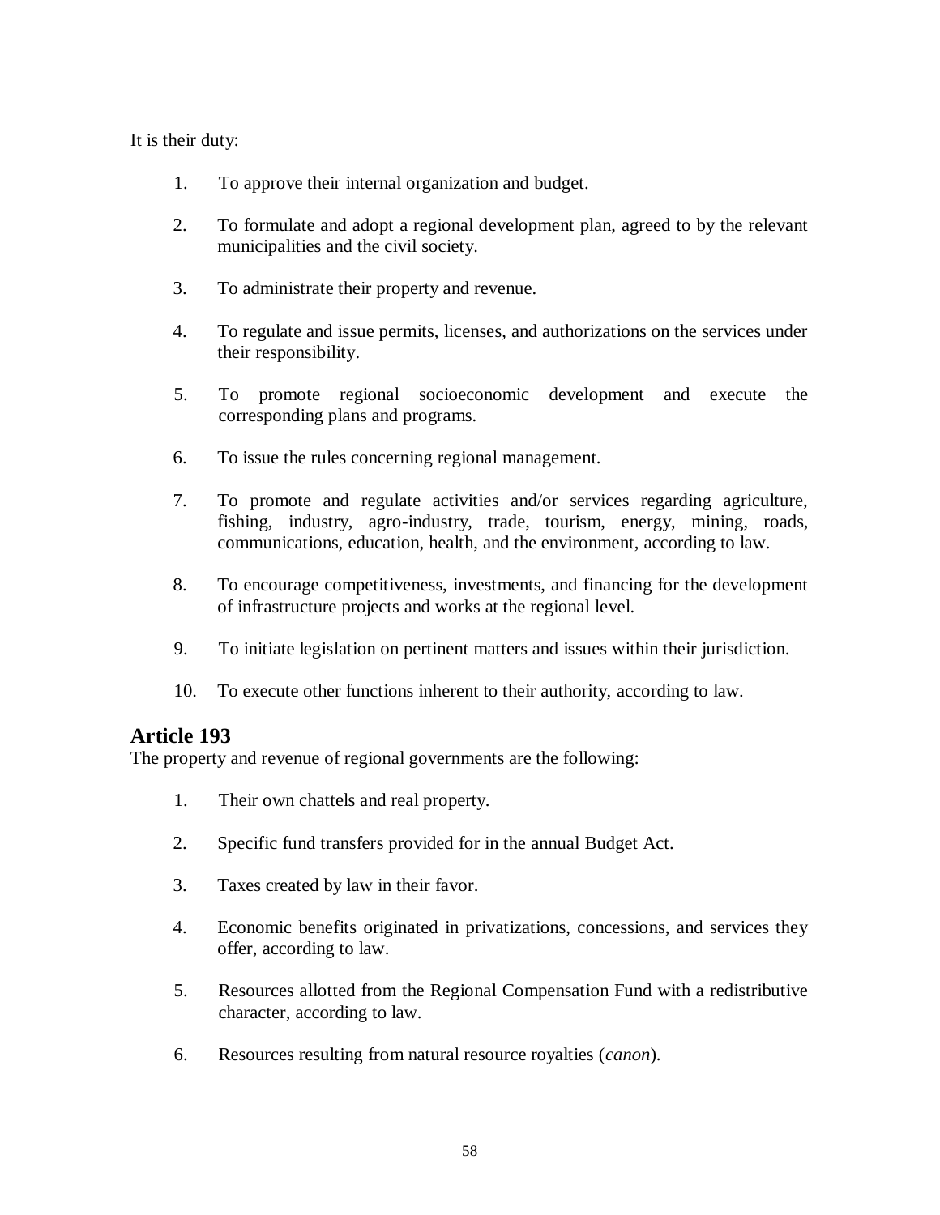It is their duty:

1. To approve their internal organization and budget.

2. To formulate and adopt a regional development plan, agreed to by the relevant municipalities and the civil society.

3. To administrate their property and revenue.

4. To regulate and issue permits, licenses, and authorizations on the services under their responsibility.

5. To promote regional socioeconomic development and execute the corresponding plans and programs.

6. To issue the rules concerning regional management.

7. To promote and regulate activities and/or services regarding agriculture, fishing, industry, agro-industry, trade, tourism, energy, mining, roads, communications, education, health, and the environment, according to law.

8. To encourage competitiveness, investments, and financing for the development of infrastructure projects and works at the regional level.

9. To initiate legislation on pertinent matters and issues within their jurisdiction.

10. To execute other functions inherent to their authority, according to law.

## Article 193

The property and revenue of regional governments are the following:

1. Their own chattels and real property.

2. Specific fund transfers provided for in the annual Budget Act.

3. Taxes created by law in their favor.

4. Economic benefits originated in privatizations, concessions, and services they offer, according to law.

5. Resources allotted from the Regional Compensation Fund with a redistributive character, according to law.

6. Resources resulting from natural resource royalties (*canon*).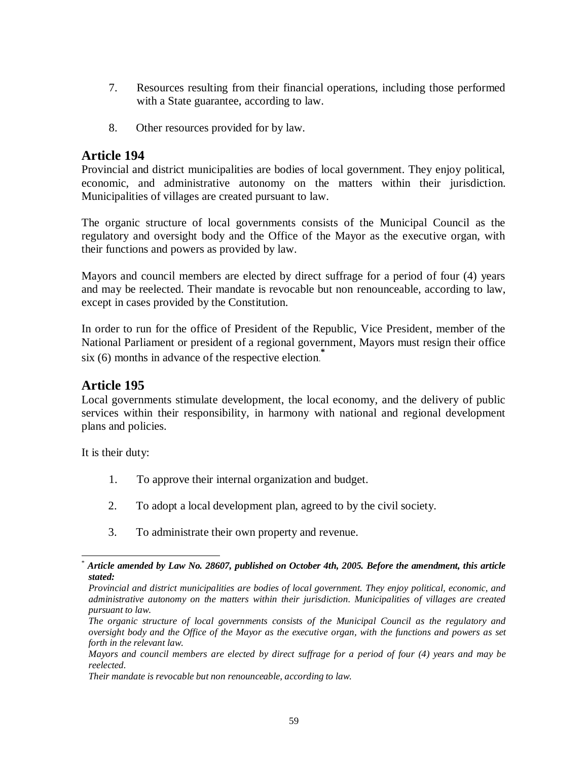7. Resources resulting from their financial operations, including those performed with a State guarantee, according to law.

8. Other resources provided for by law.

## Article 194

Provincial and district municipalities are bodies of local government. They enjoy political, economic, and administrative autonomy on the matters within their jurisdiction. Municipalities of villages are created pursuant to law.

The organic structure of local governments consists of the Municipal Council as the regulatory and oversight body and the Office of the Mayor as the executive organ, with their functions and powers as provided by law.

Mayors and council members are elected by direct suffrage for a period of four (4) years and may be reelected. Their mandate is revocable but non renounceable, according to law, except in cases provided by the Constitution.

In order to run for the office of President of the Republic, Vice President, member of the National Parliament or president of a regional government, Mayors must resign their office six (6) months in advance of the respective election.[*]

## Article 195

Local governments stimulate development, the local economy, and the delivery of public services within their responsibility, in harmony with national and regional development plans and policies.

It is their duty:

1. To approve their internal organization and budget.

2. To adopt a local development plan, agreed to by the civil society.

3. To administrate their own property and revenue.

---

[*] ***Article amended by Law No. 28607, published on October 4th, 2005. Before the amendment, this article stated:***

*Provincial and district municipalities are bodies of local government. They enjoy political, economic, and administrative autonomy on the matters within their jurisdiction. Municipalities of villages are created pursuant to law.*

*The organic structure of local governments consists of the Municipal Council as the regulatory and oversight body and the Office of the Mayor as the executive organ, with the functions and powers as set forth in the relevant law.*

*Mayors and council members are elected by direct suffrage for a period of four (4) years and may be reelected.*

*Their mandate is revocable but non renounceable, according to law.*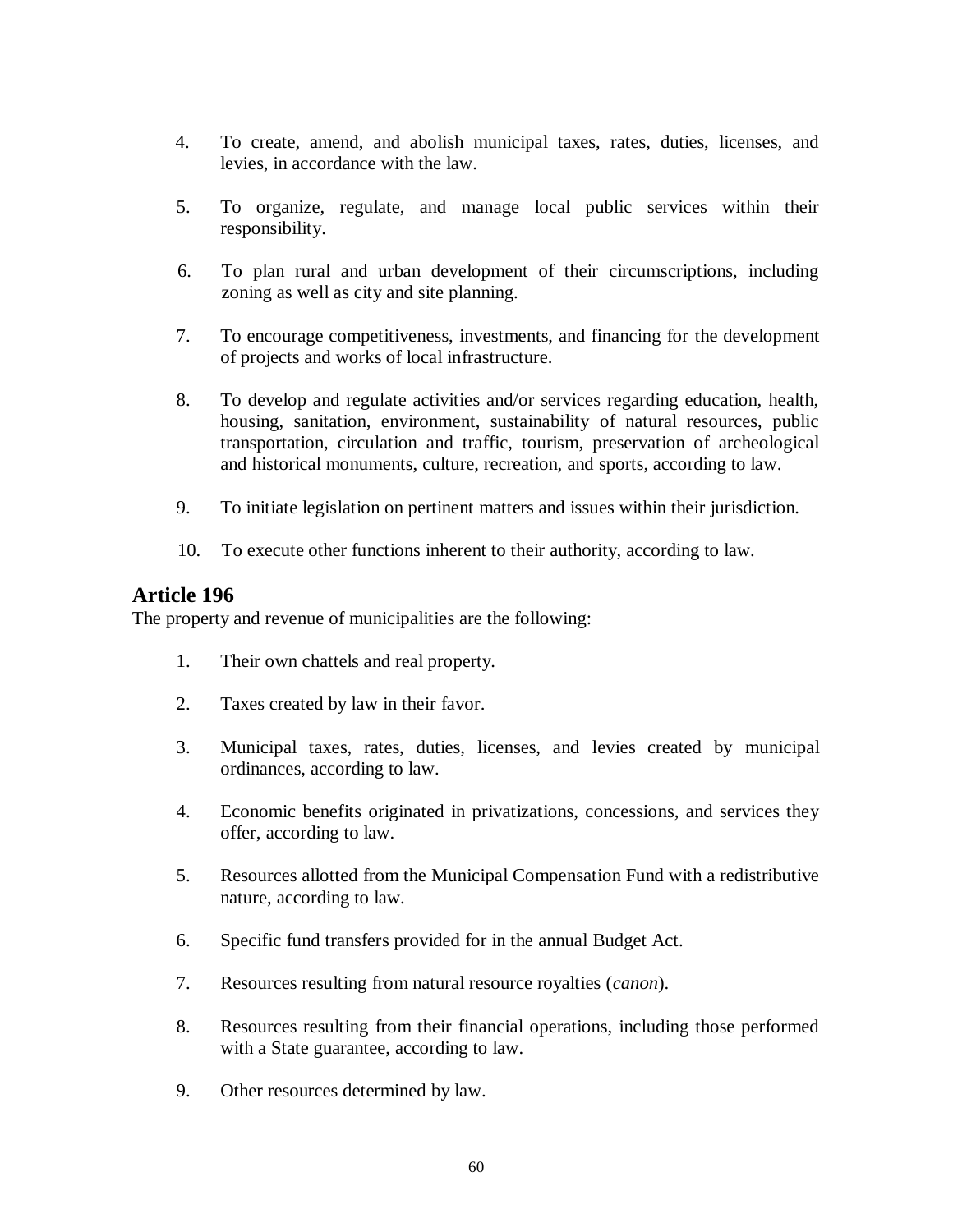4. To create, amend, and abolish municipal taxes, rates, duties, licenses, and levies, in accordance with the law.

5. To organize, regulate, and manage local public services within their responsibility.

6. To plan rural and urban development of their circumscriptions, including zoning as well as city and site planning.

7. To encourage competitiveness, investments, and financing for the development of projects and works of local infrastructure.

8. To develop and regulate activities and/or services regarding education, health, housing, sanitation, environment, sustainability of natural resources, public transportation, circulation and traffic, tourism, preservation of archeological and historical monuments, culture, recreation, and sports, according to law.

9. To initiate legislation on pertinent matters and issues within their jurisdiction.

10. To execute other functions inherent to their authority, according to law.

## Article 196

The property and revenue of municipalities are the following:

1. Their own chattels and real property.

2. Taxes created by law in their favor.

3. Municipal taxes, rates, duties, licenses, and levies created by municipal ordinances, according to law.

4. Economic benefits originated in privatizations, concessions, and services they offer, according to law.

5. Resources allotted from the Municipal Compensation Fund with a redistributive nature, according to law.

6. Specific fund transfers provided for in the annual Budget Act.

7. Resources resulting from natural resource royalties (*canon*).

8. Resources resulting from their financial operations, including those performed with a State guarantee, according to law.

9. Other resources determined by law.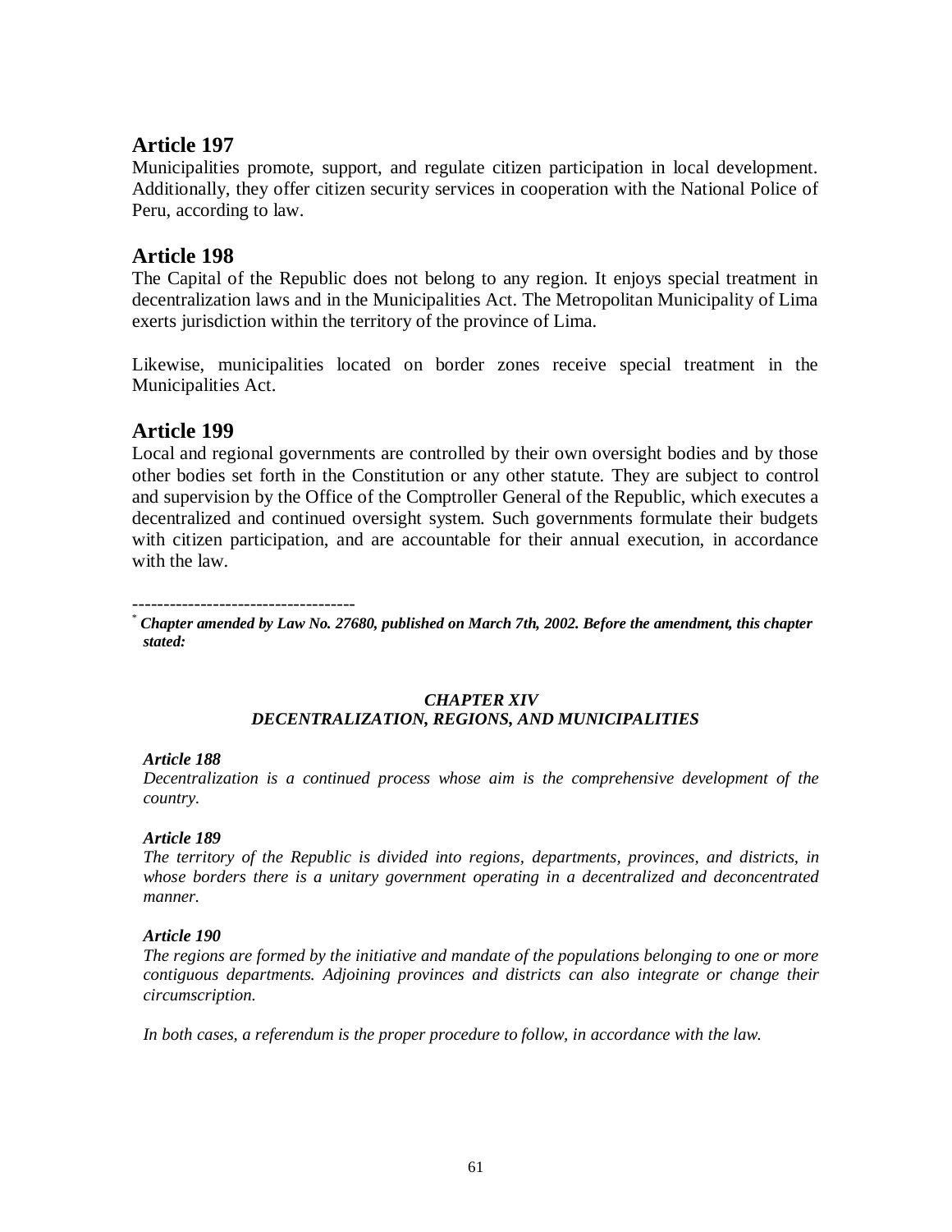## Article 197

Municipalities promote, support, and regulate citizen participation in local development. Additionally, they offer citizen security services in cooperation with the National Police of Peru, according to law.

## Article 198

The Capital of the Republic does not belong to any region. It enjoys special treatment in decentralization laws and in the Municipalities Act. The Metropolitan Municipality of Lima exerts jurisdiction within the territory of the province of Lima.

Likewise, municipalities located on border zones receive special treatment in the Municipalities Act.

## Article 199

Local and regional governments are controlled by their own oversight bodies and by those other bodies set forth in the Constitution or any other statute. They are subject to control and supervision by the Office of the Comptroller General of the Republic, which executes a decentralized and continued oversight system. Such governments formulate their budgets with citizen participation, and are accountable for their annual execution, in accordance with the law.

------------------------------------

[*] ***Chapter amended by Law No. 27680, published on March 7th, 2002. Before the amendment, this chapter stated:***

> ***CHAPTER XIV***
> ***DECENTRALIZATION, REGIONS, AND MUNICIPALITIES***
>
> ***Article 188***
> *Decentralization is a continued process whose aim is the comprehensive development of the country.*
>
> ***Article 189***
> *The territory of the Republic is divided into regions, departments, provinces, and districts, in whose borders there is a unitary government operating in a decentralized and deconcentrated manner.*
>
> ***Article 190***
> *The regions are formed by the initiative and mandate of the populations belonging to one or more contiguous departments. Adjoining provinces and districts can also integrate or change their circumscription.*
>
> *In both cases, a referendum is the proper procedure to follow, in accordance with the law.*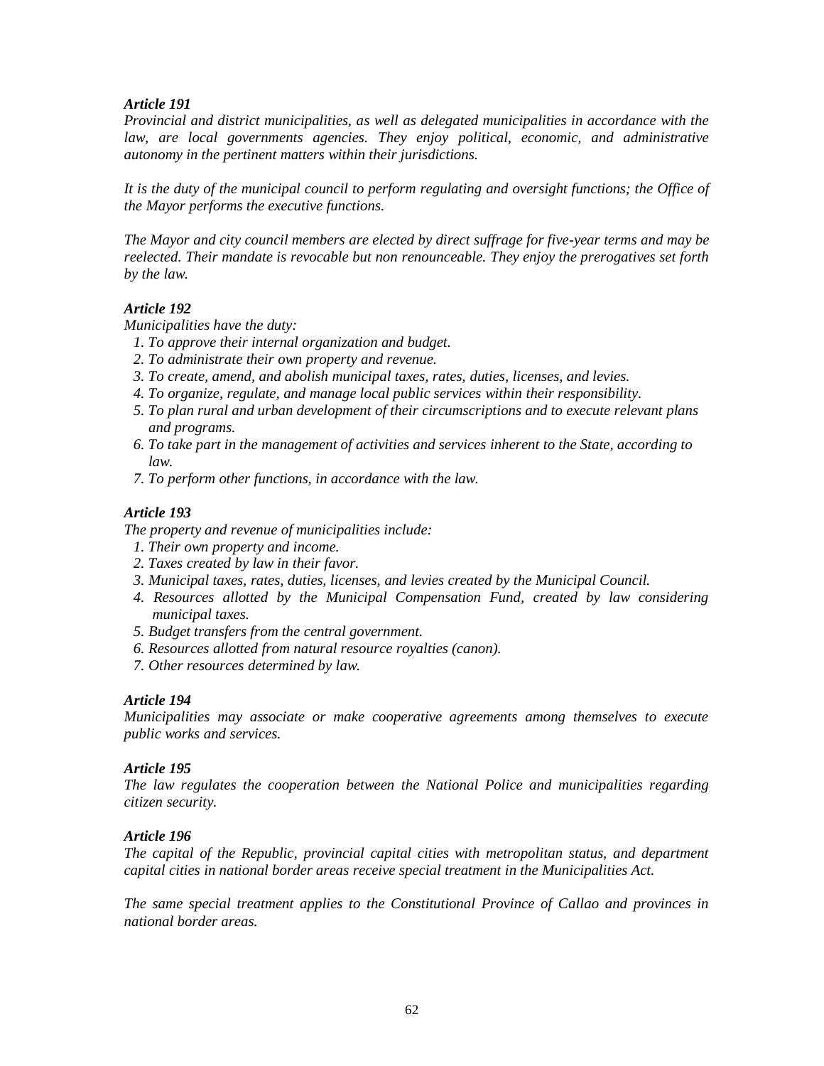***Article 191***

*Provincial and district municipalities, as well as delegated municipalities in accordance with the law, are local governments agencies. They enjoy political, economic, and administrative autonomy in the pertinent matters within their jurisdictions.*

*It is the duty of the municipal council to perform regulating and oversight functions; the Office of the Mayor performs the executive functions.*

*The Mayor and city council members are elected by direct suffrage for five-year terms and may be reelected. Their mandate is revocable but non renounceable. They enjoy the prerogatives set forth by the law.*

***Article 192***

*Municipalities have the duty:*

1. *To approve their internal organization and budget.*
2. *To administrate their own property and revenue.*
3. *To create, amend, and abolish municipal taxes, rates, duties, licenses, and levies.*
4. *To organize, regulate, and manage local public services within their responsibility.*
5. *To plan rural and urban development of their circumscriptions and to execute relevant plans and programs.*
6. *To take part in the management of activities and services inherent to the State, according to law.*
7. *To perform other functions, in accordance with the law.*

***Article 193***

*The property and revenue of municipalities include:*

1. *Their own property and income.*
2. *Taxes created by law in their favor.*
3. *Municipal taxes, rates, duties, licenses, and levies created by the Municipal Council.*
4. *Resources allotted by the Municipal Compensation Fund, created by law considering municipal taxes.*
5. *Budget transfers from the central government.*
6. *Resources allotted from natural resource royalties (canon).*
7. *Other resources determined by law.*

***Article 194***

*Municipalities may associate or make cooperative agreements among themselves to execute public works and services.*

***Article 195***

*The law regulates the cooperation between the National Police and municipalities regarding citizen security.*

***Article 196***

*The capital of the Republic, provincial capital cities with metropolitan status, and department capital cities in national border areas receive special treatment in the Municipalities Act.*

*The same special treatment applies to the Constitutional Province of Callao and provinces in national border areas.*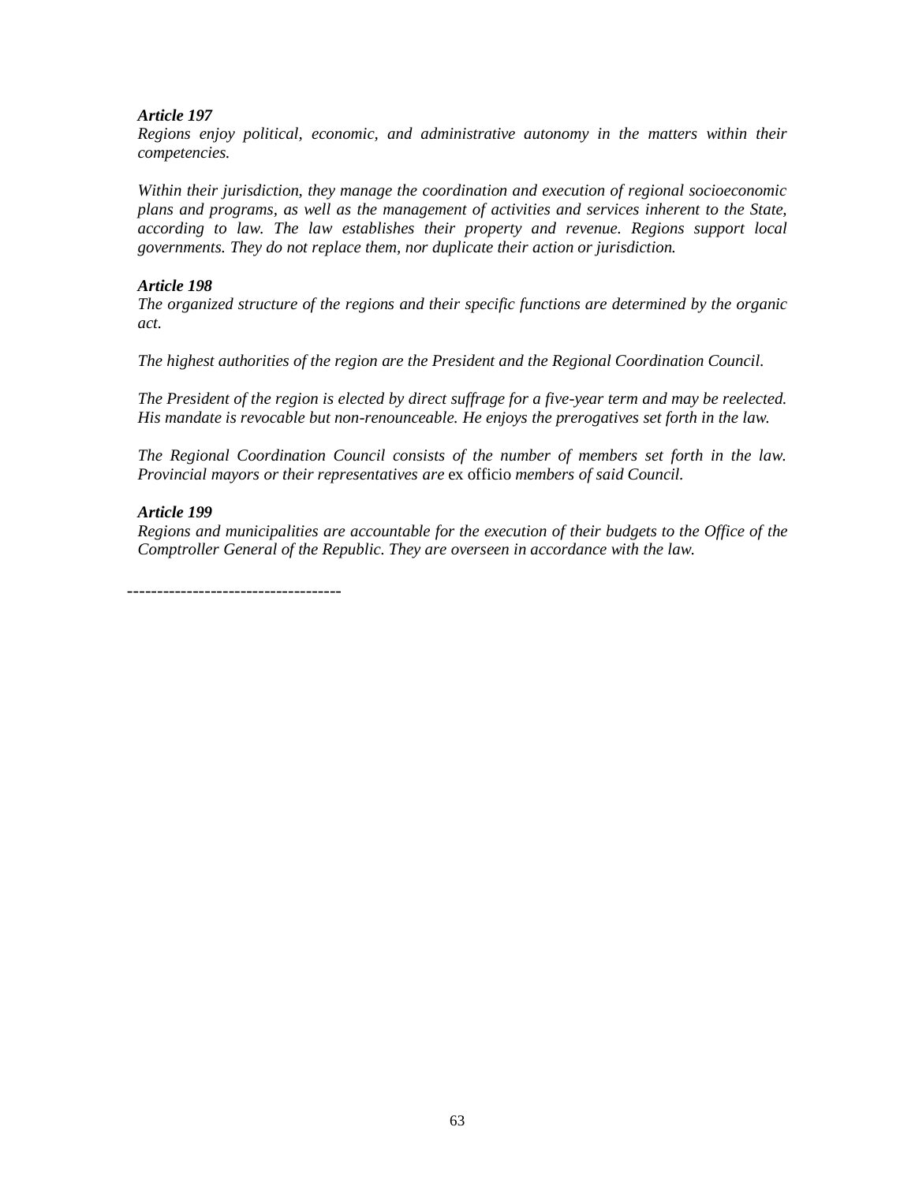***Article 197***

*Regions enjoy political, economic, and administrative autonomy in the matters within their competencies.*

*Within their jurisdiction, they manage the coordination and execution of regional socioeconomic plans and programs, as well as the management of activities and services inherent to the State, according to law. The law establishes their property and revenue. Regions support local governments. They do not replace them, nor duplicate their action or jurisdiction.*

***Article 198***

*The organized structure of the regions and their specific functions are determined by the organic act.*

*The highest authorities of the region are the President and the Regional Coordination Council.*

*The President of the region is elected by direct suffrage for a five-year term and may be reelected. His mandate is revocable but non-renounceable. He enjoys the prerogatives set forth in the law.*

*The Regional Coordination Council consists of the number of members set forth in the law. Provincial mayors or their representatives are* ex officio *members of said Council.*

***Article 199***

*Regions and municipalities are accountable for the execution of their budgets to the Office of the Comptroller General of the Republic. They are overseen in accordance with the law.*

------------------------------------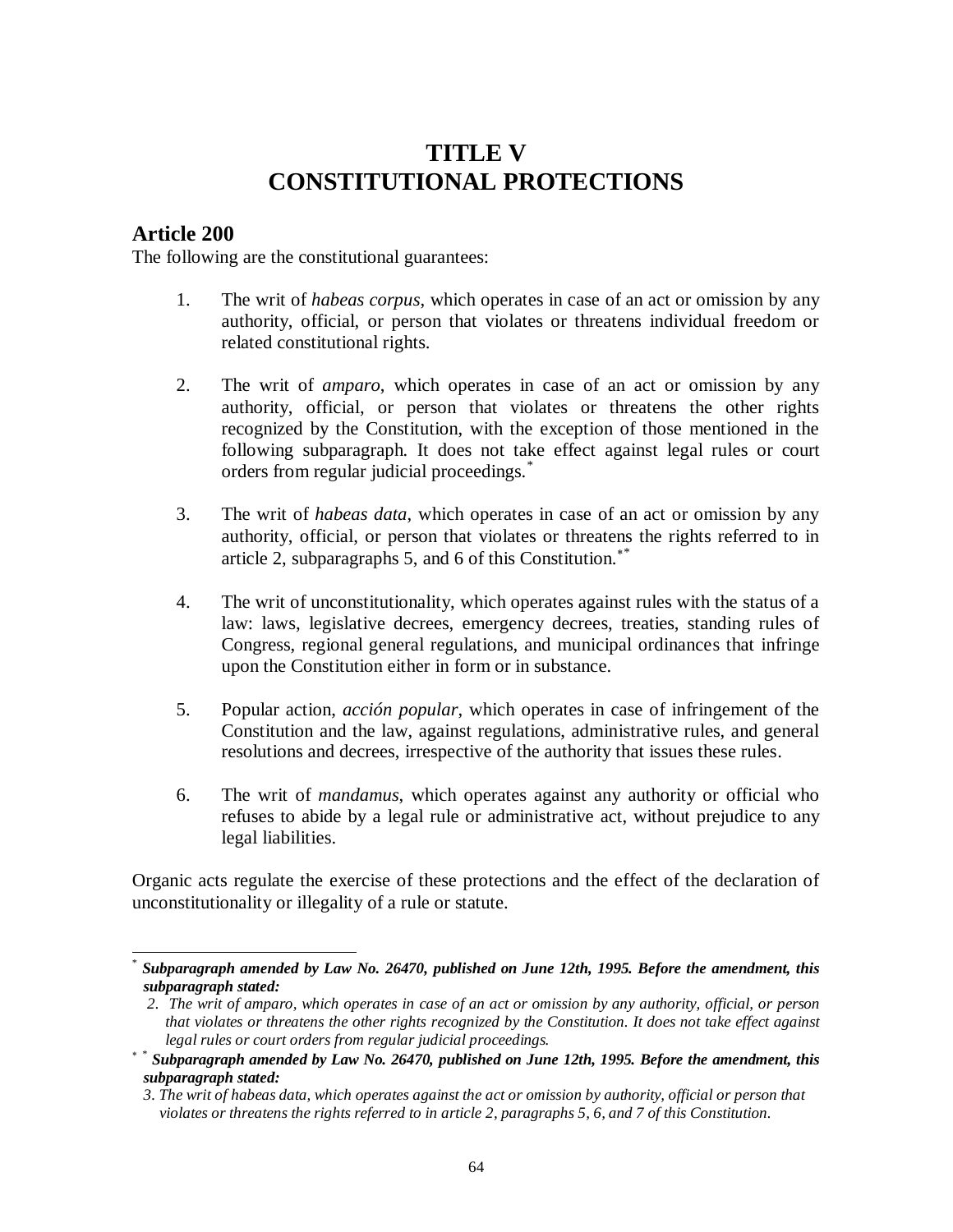# TITLE V
# CONSTITUTIONAL PROTECTIONS

## Article 200

The following are the constitutional guarantees:

1. The writ of *habeas corpus*, which operates in case of an act or omission by any authority, official, or person that violates or threatens individual freedom or related constitutional rights.

2. The writ of *amparo*, which operates in case of an act or omission by any authority, official, or person that violates or threatens the other rights recognized by the Constitution, with the exception of those mentioned in the following subparagraph. It does not take effect against legal rules or court orders from regular judicial proceedings.[*]

3. The writ of *habeas data*, which operates in case of an act or omission by any authority, official, or person that violates or threatens the rights referred to in article 2, subparagraphs 5, and 6 of this Constitution.[**]

4. The writ of unconstitutionality, which operates against rules with the status of a law: laws, legislative decrees, emergency decrees, treaties, standing rules of Congress, regional general regulations, and municipal ordinances that infringe upon the Constitution either in form or in substance.

5. Popular action, *acción popular*, which operates in case of infringement of the Constitution and the law, against regulations, administrative rules, and general resolutions and decrees, irrespective of the authority that issues these rules.

6. The writ of *mandamus*, which operates against any authority or official who refuses to abide by a legal rule or administrative act, without prejudice to any legal liabilities.

Organic acts regulate the exercise of these protections and the effect of the declaration of unconstitutionality or illegality of a rule or statute.

---

[*] ***Subparagraph amended by Law No. 26470, published on June 12th, 1995. Before the amendment, this subparagraph stated:***

*2. The writ of amparo, which operates in case of an act or omission by any authority, official, or person that violates or threatens the other rights recognized by the Constitution. It does not take effect against legal rules or court orders from regular judicial proceedings.*

[**] ***Subparagraph amended by Law No. 26470, published on June 12th, 1995. Before the amendment, this subparagraph stated:***

*3. The writ of habeas data, which operates against the act or omission by authority, official or person that violates or threatens the rights referred to in article 2, paragraphs 5, 6, and 7 of this Constitution.*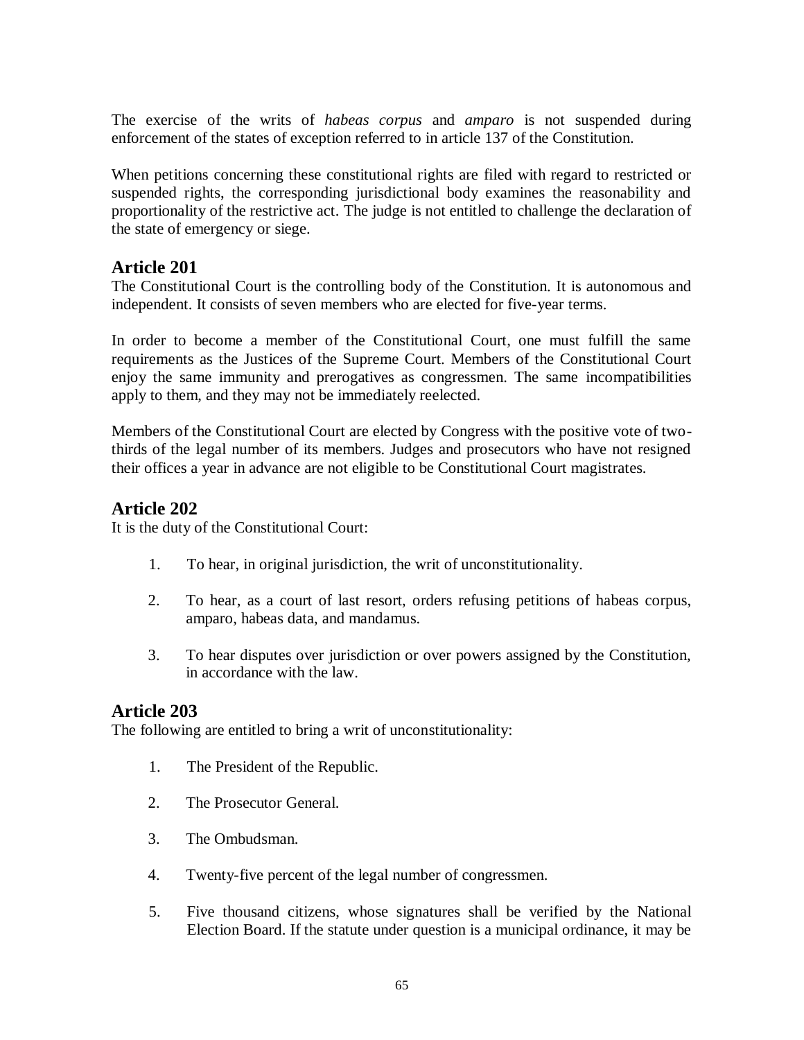The exercise of the writs of *habeas corpus* and *amparo* is not suspended during enforcement of the states of exception referred to in article 137 of the Constitution.

When petitions concerning these constitutional rights are filed with regard to restricted or suspended rights, the corresponding jurisdictional body examines the reasonability and proportionality of the restrictive act. The judge is not entitled to challenge the declaration of the state of emergency or siege.

## Article 201

The Constitutional Court is the controlling body of the Constitution. It is autonomous and independent. It consists of seven members who are elected for five-year terms.

In order to become a member of the Constitutional Court, one must fulfill the same requirements as the Justices of the Supreme Court. Members of the Constitutional Court enjoy the same immunity and prerogatives as congressmen. The same incompatibilities apply to them, and they may not be immediately reelected.

Members of the Constitutional Court are elected by Congress with the positive vote of two-thirds of the legal number of its members. Judges and prosecutors who have not resigned their offices a year in advance are not eligible to be Constitutional Court magistrates.

## Article 202

It is the duty of the Constitutional Court:

1. To hear, in original jurisdiction, the writ of unconstitutionality.

2. To hear, as a court of last resort, orders refusing petitions of habeas corpus, amparo, habeas data, and mandamus.

3. To hear disputes over jurisdiction or over powers assigned by the Constitution, in accordance with the law.

## Article 203

The following are entitled to bring a writ of unconstitutionality:

1. The President of the Republic.

2. The Prosecutor General.

3. The Ombudsman.

4. Twenty-five percent of the legal number of congressmen.

5. Five thousand citizens, whose signatures shall be verified by the National Election Board. If the statute under question is a municipal ordinance, it may be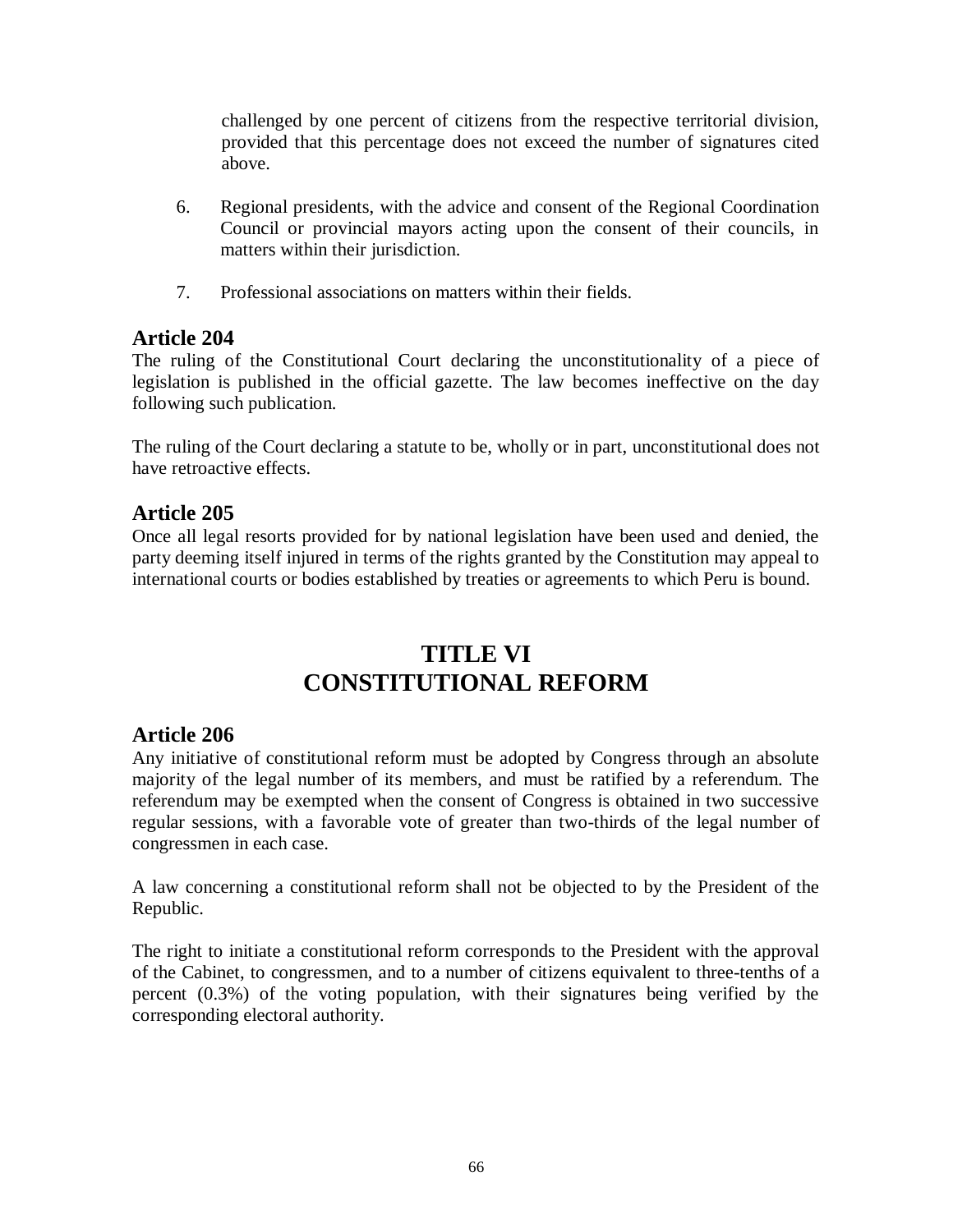challenged by one percent of citizens from the respective territorial division, provided that this percentage does not exceed the number of signatures cited above.

6. Regional presidents, with the advice and consent of the Regional Coordination Council or provincial mayors acting upon the consent of their councils, in matters within their jurisdiction.

7. Professional associations on matters within their fields.

### Article 204

The ruling of the Constitutional Court declaring the unconstitutionality of a piece of legislation is published in the official gazette. The law becomes ineffective on the day following such publication.

The ruling of the Court declaring a statute to be, wholly or in part, unconstitutional does not have retroactive effects.

### Article 205

Once all legal resorts provided for by national legislation have been used and denied, the party deeming itself injured in terms of the rights granted by the Constitution may appeal to international courts or bodies established by treaties or agreements to which Peru is bound.

## TITLE VI
## CONSTITUTIONAL REFORM

### Article 206

Any initiative of constitutional reform must be adopted by Congress through an absolute majority of the legal number of its members, and must be ratified by a referendum. The referendum may be exempted when the consent of Congress is obtained in two successive regular sessions, with a favorable vote of greater than two-thirds of the legal number of congressmen in each case.

A law concerning a constitutional reform shall not be objected to by the President of the Republic.

The right to initiate a constitutional reform corresponds to the President with the approval of the Cabinet, to congressmen, and to a number of citizens equivalent to three-tenths of a percent (0.3%) of the voting population, with their signatures being verified by the corresponding electoral authority.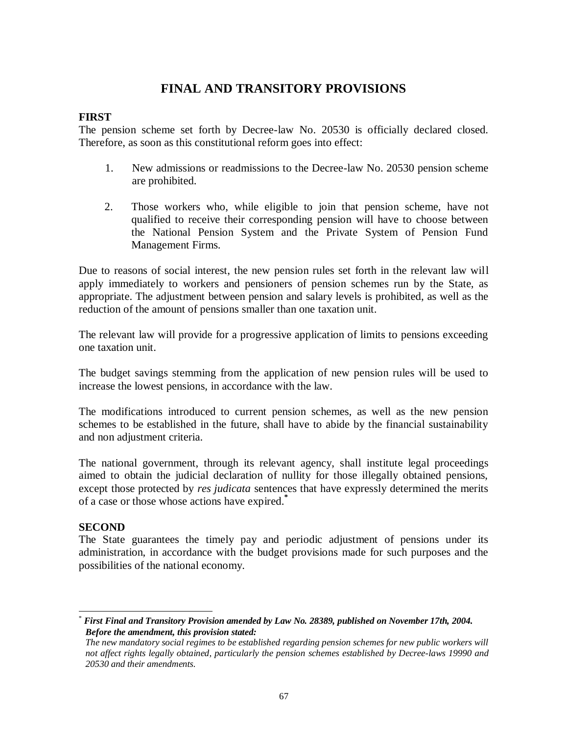# FINAL AND TRANSITORY PROVISIONS

**FIRST**

The pension scheme set forth by Decree-law No. 20530 is officially declared closed. Therefore, as soon as this constitutional reform goes into effect:

1. New admissions or readmissions to the Decree-law No. 20530 pension scheme are prohibited.

2. Those workers who, while eligible to join that pension scheme, have not qualified to receive their corresponding pension will have to choose between the National Pension System and the Private System of Pension Fund Management Firms.

Due to reasons of social interest, the new pension rules set forth in the relevant law will apply immediately to workers and pensioners of pension schemes run by the State, as appropriate. The adjustment between pension and salary levels is prohibited, as well as the reduction of the amount of pensions smaller than one taxation unit.

The relevant law will provide for a progressive application of limits to pensions exceeding one taxation unit.

The budget savings stemming from the application of new pension rules will be used to increase the lowest pensions, in accordance with the law.

The modifications introduced to current pension schemes, as well as the new pension schemes to be established in the future, shall have to abide by the financial sustainability and non adjustment criteria.

The national government, through its relevant agency, shall institute legal proceedings aimed to obtain the judicial declaration of nullity for those illegally obtained pensions, except those protected by *res judicata* sentences that have expressly determined the merits of a case or those whose actions have expired.[*]

**SECOND**

The State guarantees the timely pay and periodic adjustment of pensions under its administration, in accordance with the budget provisions made for such purposes and the possibilities of the national economy.

---

[*] ***First Final and Transitory Provision amended by Law No. 28389, published on November 17th, 2004. Before the amendment, this provision stated:***
*The new mandatory social regimes to be established regarding pension schemes for new public workers will not affect rights legally obtained, particularly the pension schemes established by Decree-laws 19990 and 20530 and their amendments.*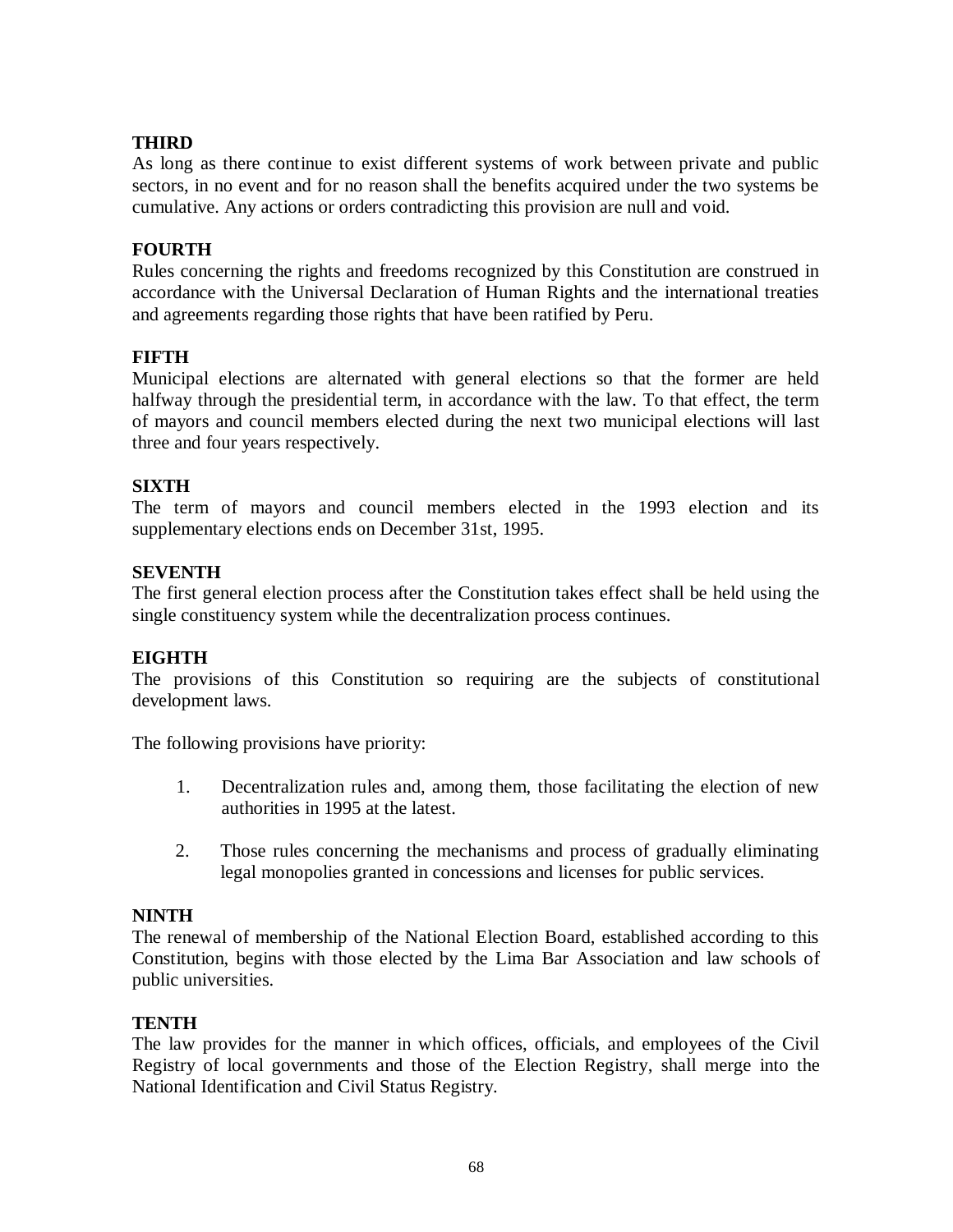**THIRD**

As long as there continue to exist different systems of work between private and public sectors, in no event and for no reason shall the benefits acquired under the two systems be cumulative. Any actions or orders contradicting this provision are null and void.

**FOURTH**

Rules concerning the rights and freedoms recognized by this Constitution are construed in accordance with the Universal Declaration of Human Rights and the international treaties and agreements regarding those rights that have been ratified by Peru.

**FIFTH**

Municipal elections are alternated with general elections so that the former are held halfway through the presidential term, in accordance with the law. To that effect, the term of mayors and council members elected during the next two municipal elections will last three and four years respectively.

**SIXTH**

The term of mayors and council members elected in the 1993 election and its supplementary elections ends on December 31st, 1995.

**SEVENTH**

The first general election process after the Constitution takes effect shall be held using the single constituency system while the decentralization process continues.

**EIGHTH**

The provisions of this Constitution so requiring are the subjects of constitutional development laws.

The following provisions have priority:

1. Decentralization rules and, among them, those facilitating the election of new authorities in 1995 at the latest.

2. Those rules concerning the mechanisms and process of gradually eliminating legal monopolies granted in concessions and licenses for public services.

**NINTH**

The renewal of membership of the National Election Board, established according to this Constitution, begins with those elected by the Lima Bar Association and law schools of public universities.

**TENTH**

The law provides for the manner in which offices, officials, and employees of the Civil Registry of local governments and those of the Election Registry, shall merge into the National Identification and Civil Status Registry.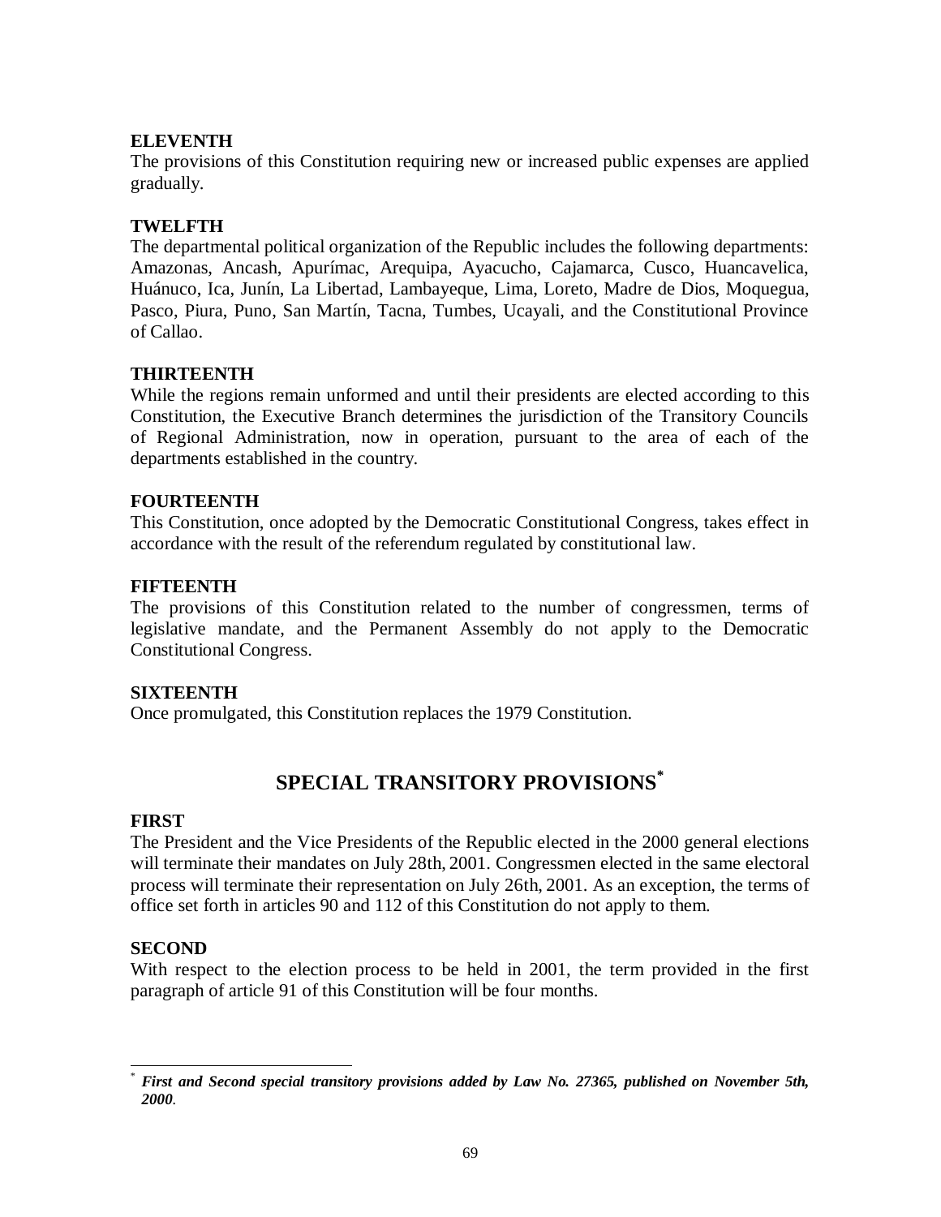**ELEVENTH**
The provisions of this Constitution requiring new or increased public expenses are applied gradually.

**TWELFTH**
The departmental political organization of the Republic includes the following departments: Amazonas, Ancash, Apurímac, Arequipa, Ayacucho, Cajamarca, Cusco, Huancavelica, Huánuco, Ica, Junín, La Libertad, Lambayeque, Lima, Loreto, Madre de Dios, Moquegua, Pasco, Piura, Puno, San Martín, Tacna, Tumbes, Ucayali, and the Constitutional Province of Callao.

**THIRTEENTH**
While the regions remain unformed and until their presidents are elected according to this Constitution, the Executive Branch determines the jurisdiction of the Transitory Councils of Regional Administration, now in operation, pursuant to the area of each of the departments established in the country.

**FOURTEENTH**
This Constitution, once adopted by the Democratic Constitutional Congress, takes effect in accordance with the result of the referendum regulated by constitutional law.

**FIFTEENTH**
The provisions of this Constitution related to the number of congressmen, terms of legislative mandate, and the Permanent Assembly do not apply to the Democratic Constitutional Congress.

**SIXTEENTH**
Once promulgated, this Constitution replaces the 1979 Constitution.

## SPECIAL TRANSITORY PROVISIONS[*]

**FIRST**
The President and the Vice Presidents of the Republic elected in the 2000 general elections will terminate their mandates on July 28th, 2001. Congressmen elected in the same electoral process will terminate their representation on July 26th, 2001. As an exception, the terms of office set forth in articles 90 and 112 of this Constitution do not apply to them.

**SECOND**
With respect to the election process to be held in 2001, the term provided in the first paragraph of article 91 of this Constitution will be four months.

---

[*] ***First and Second special transitory provisions added by Law No. 27365, published on November 5th, 2000***.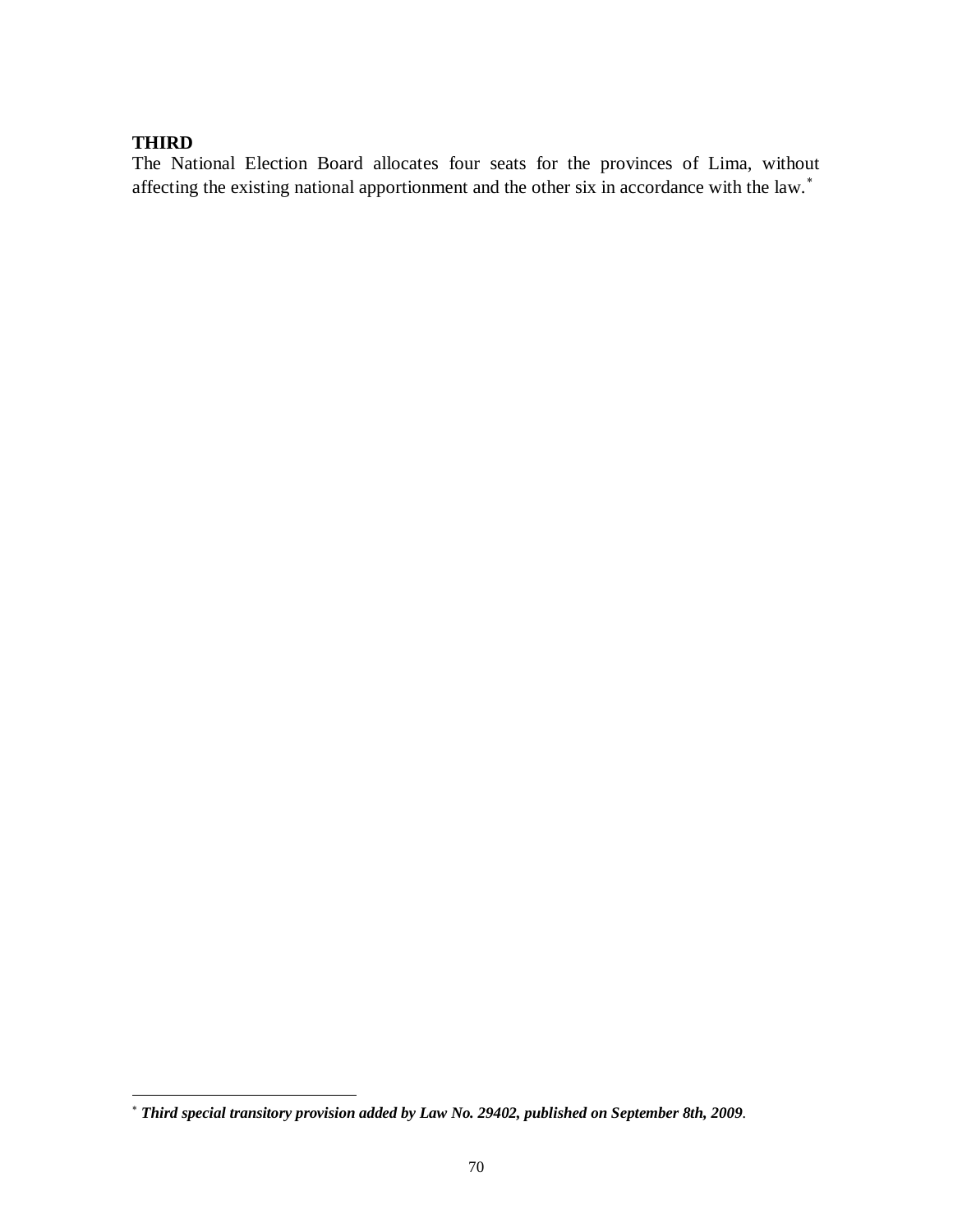**THIRD**

The National Election Board allocates four seats for the provinces of Lima, without affecting the existing national apportionment and the other six in accordance with the law.[*]

[*] ***Third special transitory provision added by Law No. 29402, published on September 8th, 2009***.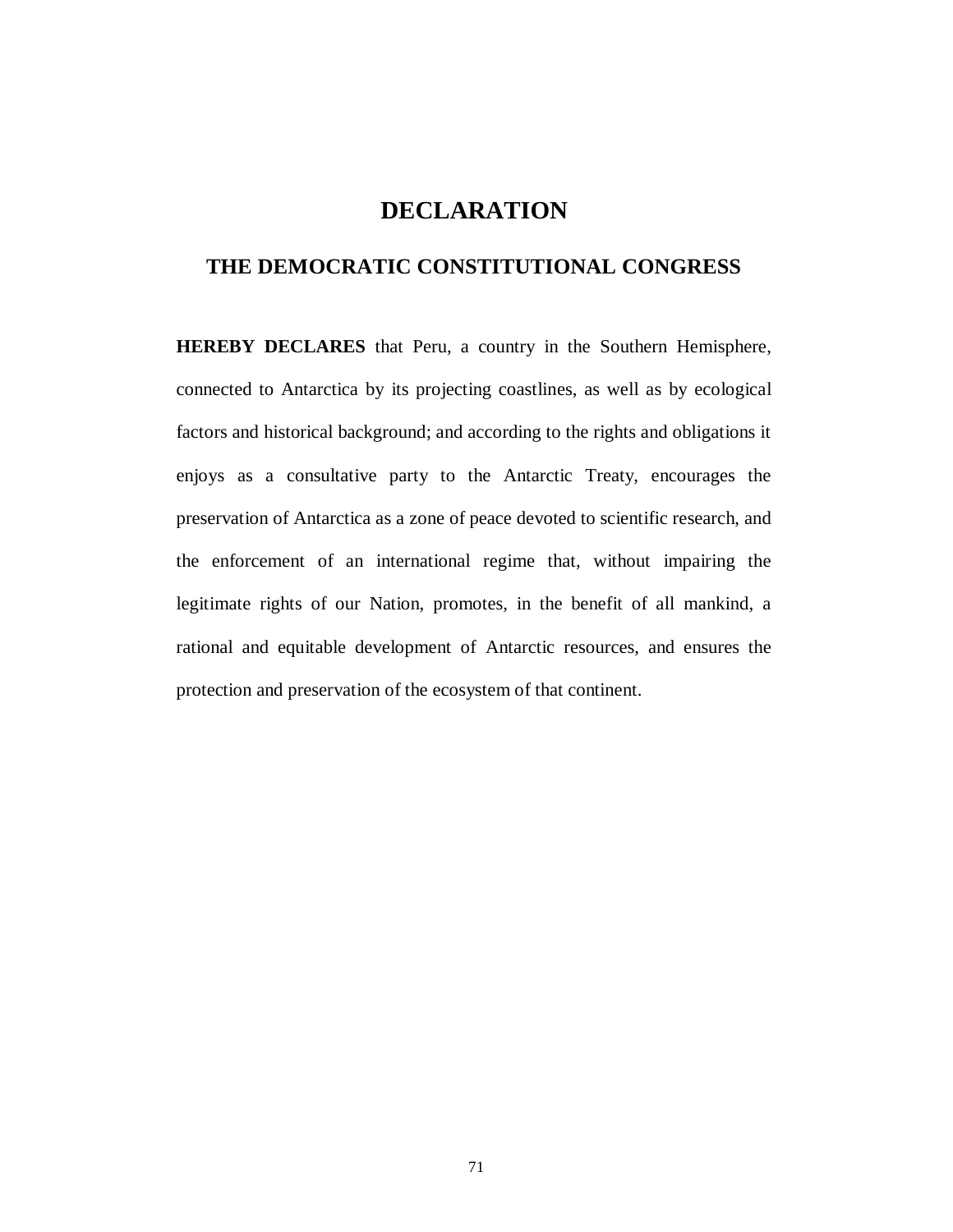# DECLARATION

## THE DEMOCRATIC CONSTITUTIONAL CONGRESS

**HEREBY DECLARES** that Peru, a country in the Southern Hemisphere, connected to Antarctica by its projecting coastlines, as well as by ecological factors and historical background; and according to the rights and obligations it enjoys as a consultative party to the Antarctic Treaty, encourages the preservation of Antarctica as a zone of peace devoted to scientific research, and the enforcement of an international regime that, without impairing the legitimate rights of our Nation, promotes, in the benefit of all mankind, a rational and equitable development of Antarctic resources, and ensures the protection and preservation of the ecosystem of that continent.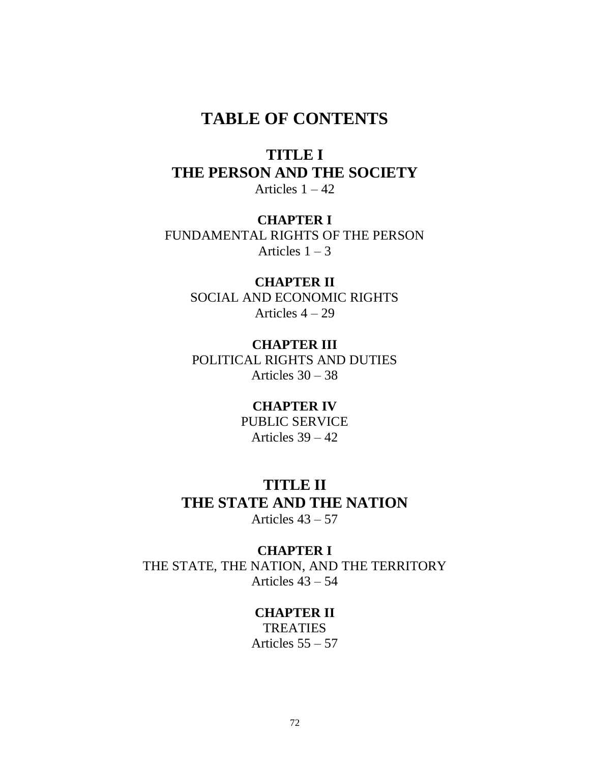# TABLE OF CONTENTS

## TITLE I
## THE PERSON AND THE SOCIETY

Articles 1 – 42

### CHAPTER I

FUNDAMENTAL RIGHTS OF THE PERSON

Articles 1 – 3

### CHAPTER II

SOCIAL AND ECONOMIC RIGHTS

Articles 4 – 29

### CHAPTER III

POLITICAL RIGHTS AND DUTIES

Articles 30 – 38

### CHAPTER IV

PUBLIC SERVICE

Articles 39 – 42

## TITLE II
## THE STATE AND THE NATION

Articles 43 – 57

### CHAPTER I

THE STATE, THE NATION, AND THE TERRITORY

Articles 43 – 54

### CHAPTER II

TREATIES

Articles 55 – 57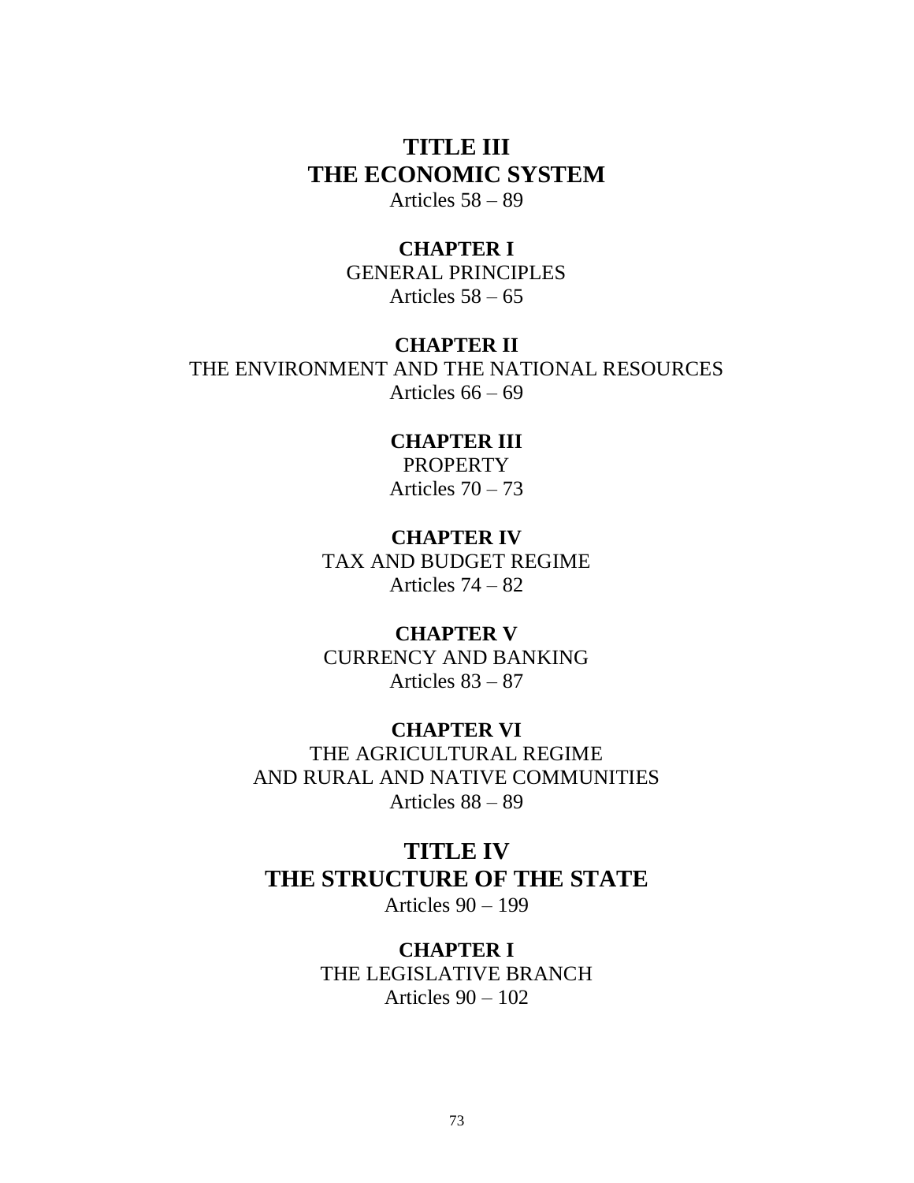# TITLE III
# THE ECONOMIC SYSTEM

Articles 58 – 89

## CHAPTER I

GENERAL PRINCIPLES

Articles 58 – 65

## CHAPTER II

THE ENVIRONMENT AND THE NATIONAL RESOURCES

Articles 66 – 69

## CHAPTER III

PROPERTY

Articles 70 – 73

## CHAPTER IV

TAX AND BUDGET REGIME

Articles 74 – 82

## CHAPTER V

CURRENCY AND BANKING

Articles 83 – 87

## CHAPTER VI

THE AGRICULTURAL REGIME
AND RURAL AND NATIVE COMMUNITIES

Articles 88 – 89

# TITLE IV
# THE STRUCTURE OF THE STATE

Articles 90 – 199

## CHAPTER I

THE LEGISLATIVE BRANCH

Articles 90 – 102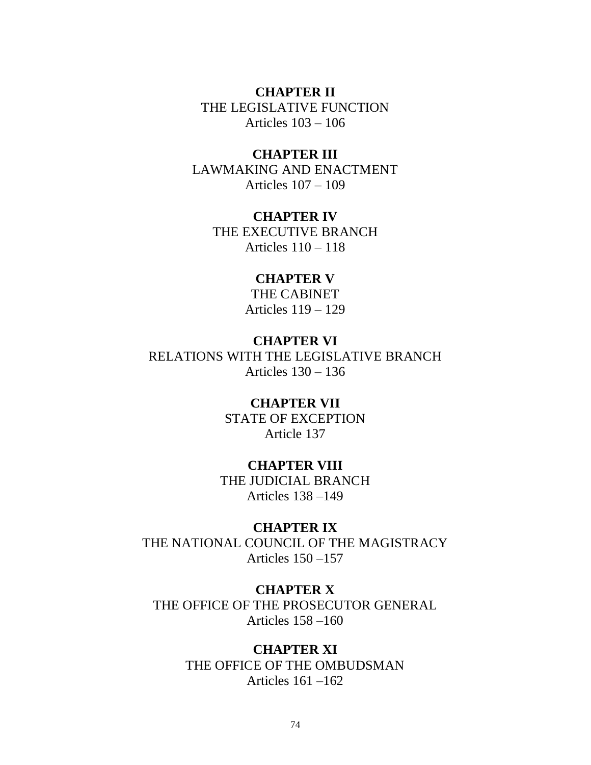**CHAPTER II**
THE LEGISLATIVE FUNCTION
Articles 103 – 106

**CHAPTER III**
LAWMAKING AND ENACTMENT
Articles 107 – 109

**CHAPTER IV**
THE EXECUTIVE BRANCH
Articles 110 – 118

**CHAPTER V**
THE CABINET
Articles 119 – 129

**CHAPTER VI**
RELATIONS WITH THE LEGISLATIVE BRANCH
Articles 130 – 136

**CHAPTER VII**
STATE OF EXCEPTION
Article 137

**CHAPTER VIII**
THE JUDICIAL BRANCH
Articles 138 –149

**CHAPTER IX**
THE NATIONAL COUNCIL OF THE MAGISTRACY
Articles 150 –157

**CHAPTER X**
THE OFFICE OF THE PROSECUTOR GENERAL
Articles 158 –160

**CHAPTER XI**
THE OFFICE OF THE OMBUDSMAN
Articles 161 –162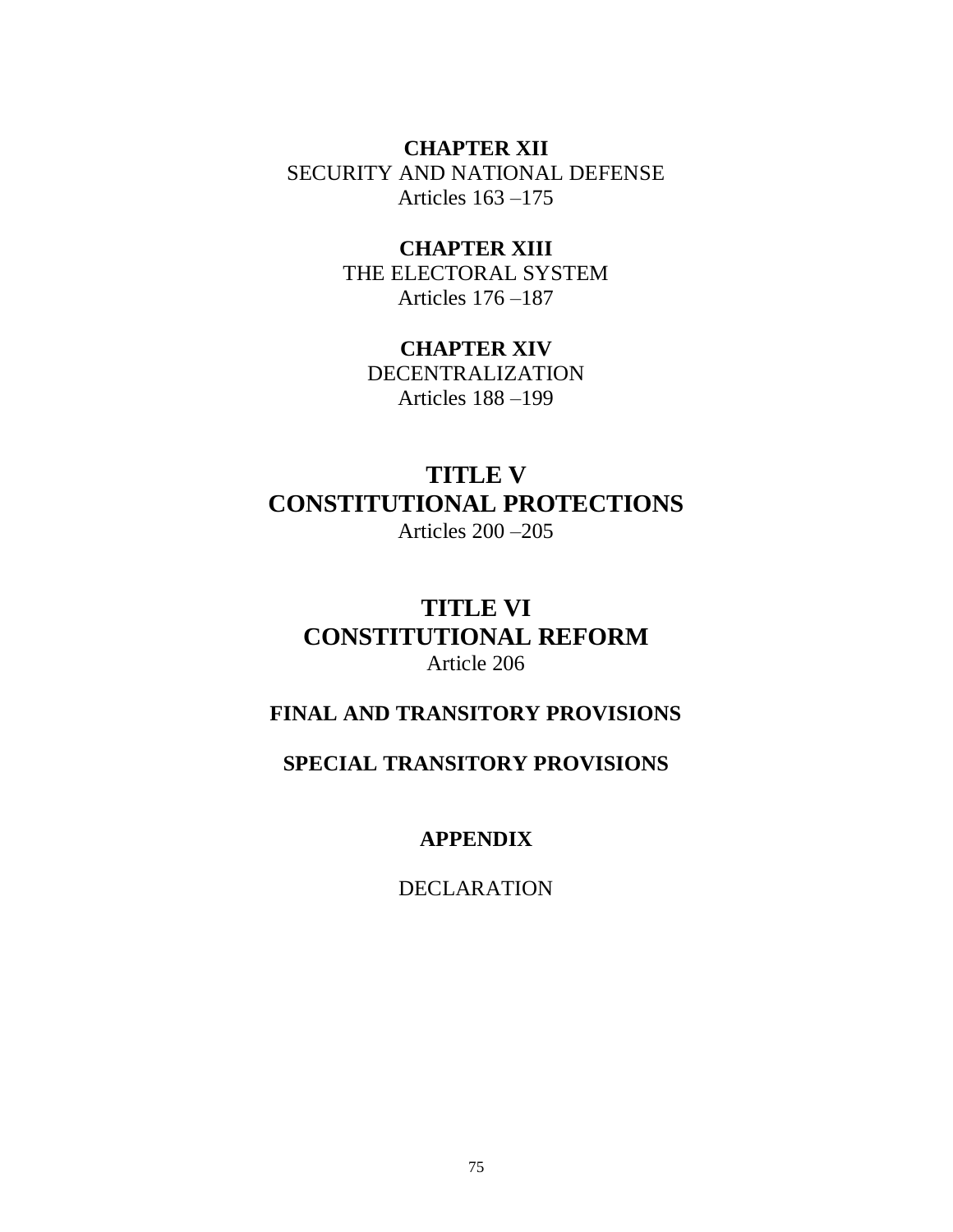### CHAPTER XII
SECURITY AND NATIONAL DEFENSE
Articles 163 –175

### CHAPTER XIII
THE ELECTORAL SYSTEM
Articles 176 –187

### CHAPTER XIV
DECENTRALIZATION
Articles 188 –199

## TITLE V
## CONSTITUTIONAL PROTECTIONS
Articles 200 –205

## TITLE VI
## CONSTITUTIONAL REFORM
Article 206

### FINAL AND TRANSITORY PROVISIONS

### SPECIAL TRANSITORY PROVISIONS

### APPENDIX

DECLARATION